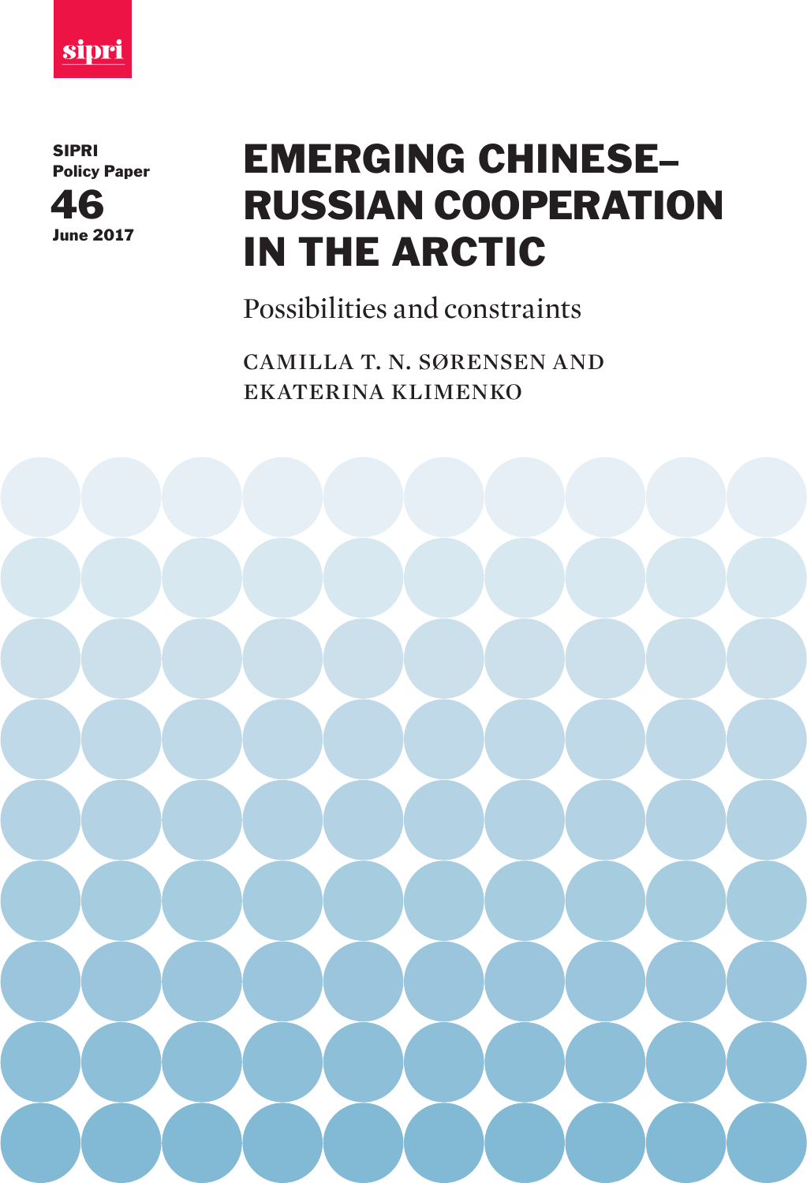sipri

SIPRI Policy Paper

46

June 2017

# EMERGING CHINESE–RUSSIAN COOPERATION IN THE ARCTIC

## Possibilities and constraints

CAMILLA T. N. SØRENSEN AND EKATERINA KLIMENKO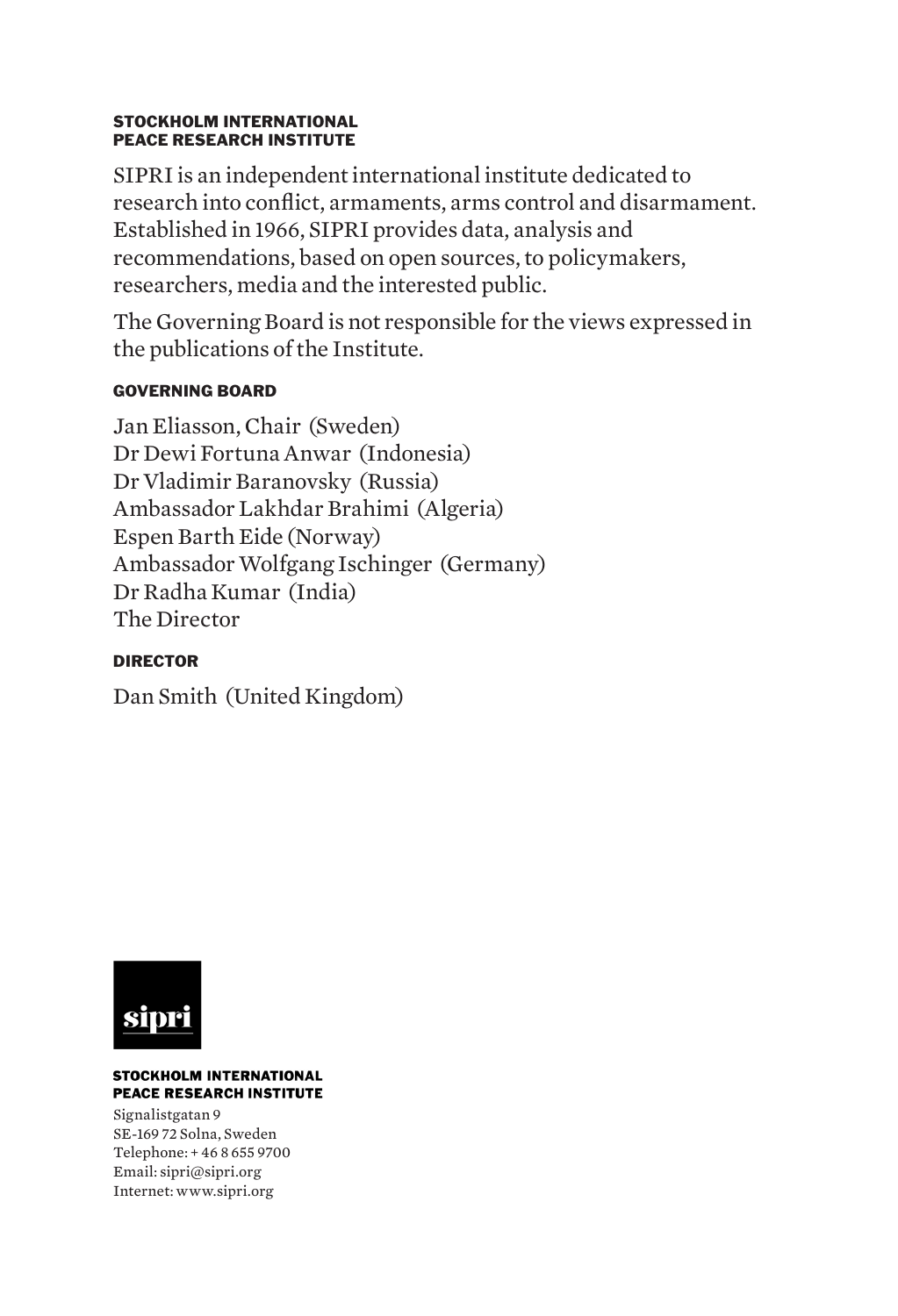**STOCKHOLM INTERNATIONAL PEACE RESEARCH INSTITUTE**

SIPRI is an independent international institute dedicated to research into conflict, armaments, arms control and disarmament. Established in 1966, SIPRI provides data, analysis and recommendations, based on open sources, to policymakers, researchers, media and the interested public.

The Governing Board is not responsible for the views expressed in the publications of the Institute.

**GOVERNING BOARD**

Jan Eliasson, Chair (Sweden)
Dr Dewi Fortuna Anwar (Indonesia)
Dr Vladimir Baranovsky (Russia)
Ambassador Lakhdar Brahimi (Algeria)
Espen Barth Eide (Norway)
Ambassador Wolfgang Ischinger (Germany)
Dr Radha Kumar (India)
The Director

**DIRECTOR**

Dan Smith (United Kingdom)

sipri

**STOCKHOLM INTERNATIONAL PEACE RESEARCH INSTITUTE**

Signalistgatan 9
SE-169 72 Solna, Sweden
Telephone: + 46 8 655 9700
Email: sipri@sipri.org
Internet: www.sipri.org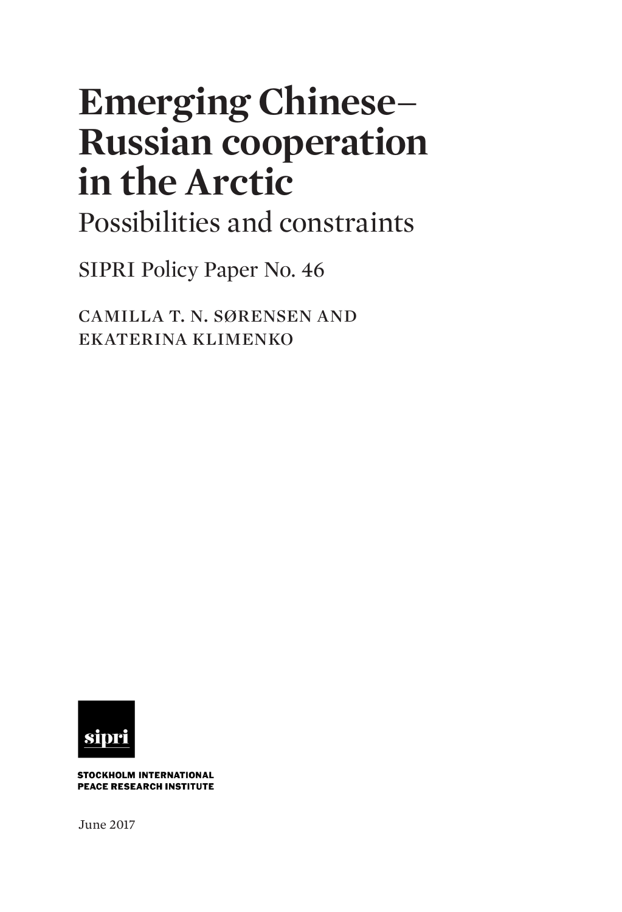# Emerging Chinese–Russian cooperation in the Arctic

## Possibilities and constraints

SIPRI Policy Paper No. 46

CAMILLA T. N. SØRENSEN AND EKATERINA KLIMENKO

sipri

STOCKHOLM INTERNATIONAL PEACE RESEARCH INSTITUTE

June 2017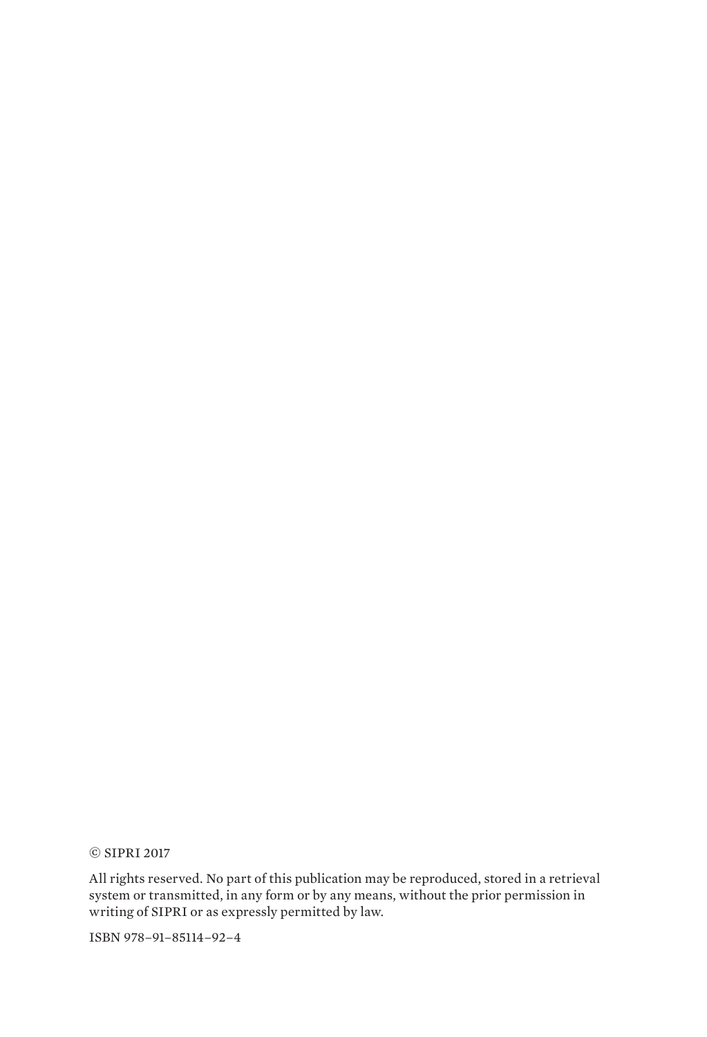© SIPRI 2017

All rights reserved. No part of this publication may be reproduced, stored in a retrieval system or transmitted, in any form or by any means, without the prior permission in writing of SIPRI or as expressly permitted by law.

ISBN 978–91–85114–92–4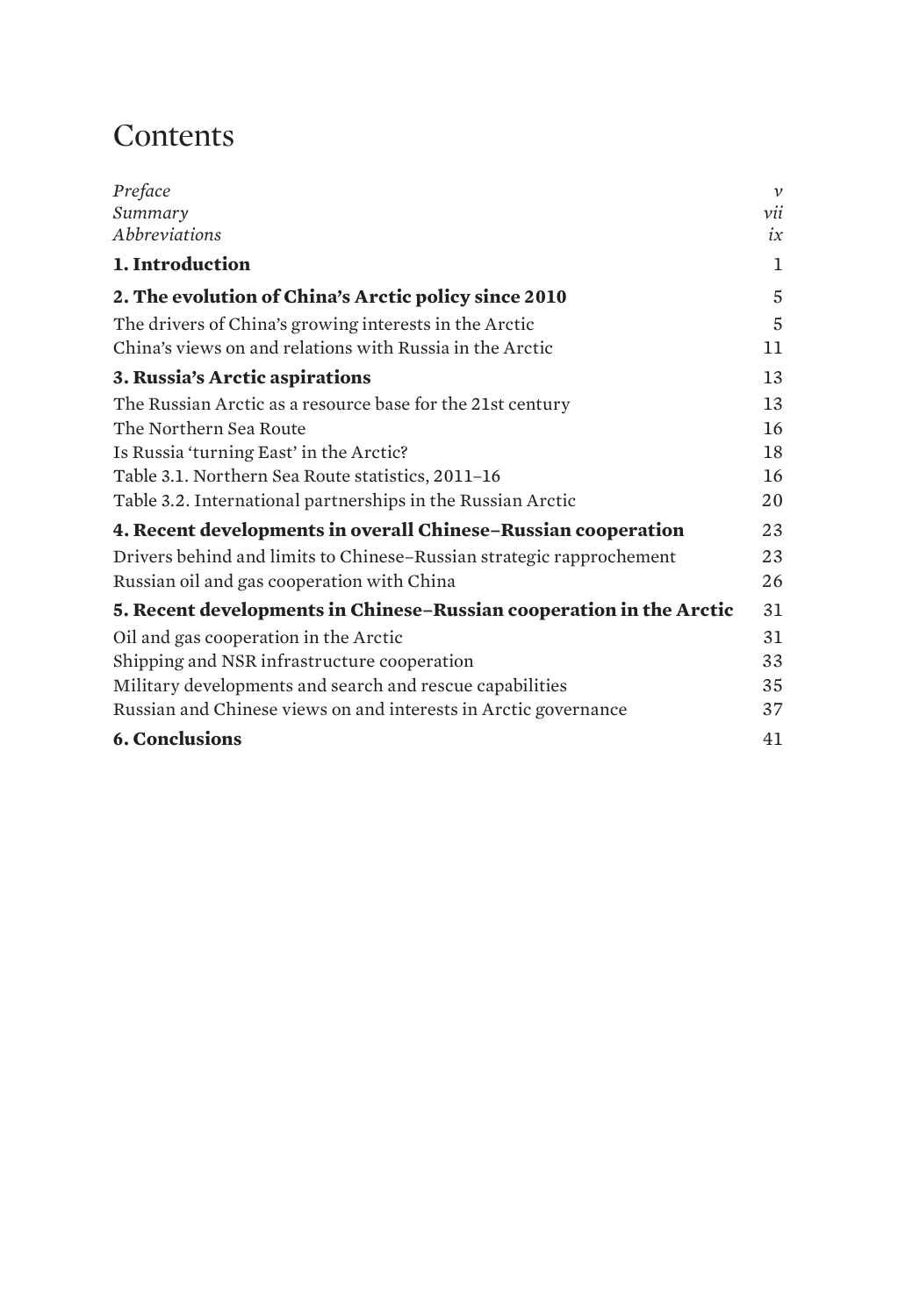# Contents

| | |
|---|---|
| *Preface* | *v* |
| *Summary* | *vii* |
| *Abbreviations* | *ix* |
| **1. Introduction** | 1 |
| **2. The evolution of China's Arctic policy since 2010** | 5 |
| The drivers of China's growing interests in the Arctic | 5 |
| China's views on and relations with Russia in the Arctic | 11 |
| **3. Russia's Arctic aspirations** | 13 |
| The Russian Arctic as a resource base for the 21st century | 13 |
| The Northern Sea Route | 16 |
| Is Russia 'turning East' in the Arctic? | 18 |
| Table 3.1. Northern Sea Route statistics, 2011–16 | 16 |
| Table 3.2. International partnerships in the Russian Arctic | 20 |
| **4. Recent developments in overall Chinese–Russian cooperation** | 23 |
| Drivers behind and limits to Chinese–Russian strategic rapprochement | 23 |
| Russian oil and gas cooperation with China | 26 |
| **5. Recent developments in Chinese–Russian cooperation in the Arctic** | 31 |
| Oil and gas cooperation in the Arctic | 31 |
| Shipping and NSR infrastructure cooperation | 33 |
| Military developments and search and rescue capabilities | 35 |
| Russian and Chinese views on and interests in Arctic governance | 37 |
| **6. Conclusions** | 41 |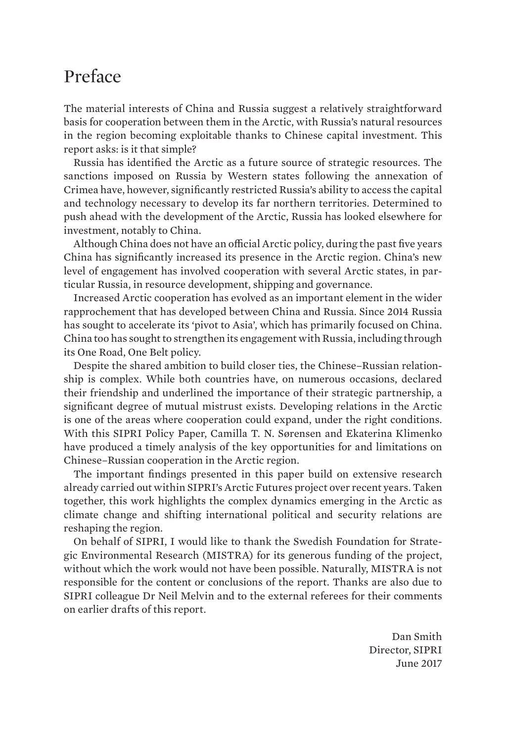# Preface

The material interests of China and Russia suggest a relatively straightforward basis for cooperation between them in the Arctic, with Russia's natural resources in the region becoming exploitable thanks to Chinese capital investment. This report asks: is it that simple?

Russia has identified the Arctic as a future source of strategic resources. The sanctions imposed on Russia by Western states following the annexation of Crimea have, however, significantly restricted Russia's ability to access the capital and technology necessary to develop its far northern territories. Determined to push ahead with the development of the Arctic, Russia has looked elsewhere for investment, notably to China.

Although China does not have an official Arctic policy, during the past five years China has significantly increased its presence in the Arctic region. China's new level of engagement has involved cooperation with several Arctic states, in particular Russia, in resource development, shipping and governance.

Increased Arctic cooperation has evolved as an important element in the wider rapprochement that has developed between China and Russia. Since 2014 Russia has sought to accelerate its 'pivot to Asia', which has primarily focused on China. China too has sought to strengthen its engagement with Russia, including through its One Road, One Belt policy.

Despite the shared ambition to build closer ties, the Chinese–Russian relationship is complex. While both countries have, on numerous occasions, declared their friendship and underlined the importance of their strategic partnership, a significant degree of mutual mistrust exists. Developing relations in the Arctic is one of the areas where cooperation could expand, under the right conditions. With this SIPRI Policy Paper, Camilla T. N. Sørensen and Ekaterina Klimenko have produced a timely analysis of the key opportunities for and limitations on Chinese–Russian cooperation in the Arctic region.

The important findings presented in this paper build on extensive research already carried out within SIPRI's Arctic Futures project over recent years. Taken together, this work highlights the complex dynamics emerging in the Arctic as climate change and shifting international political and security relations are reshaping the region.

On behalf of SIPRI, I would like to thank the Swedish Foundation for Strategic Environmental Research (MISTRA) for its generous funding of the project, without which the work would not have been possible. Naturally, MISTRA is not responsible for the content or conclusions of the report. Thanks are also due to SIPRI colleague Dr Neil Melvin and to the external referees for their comments on earlier drafts of this report.

Dan Smith
Director, SIPRI
June 2017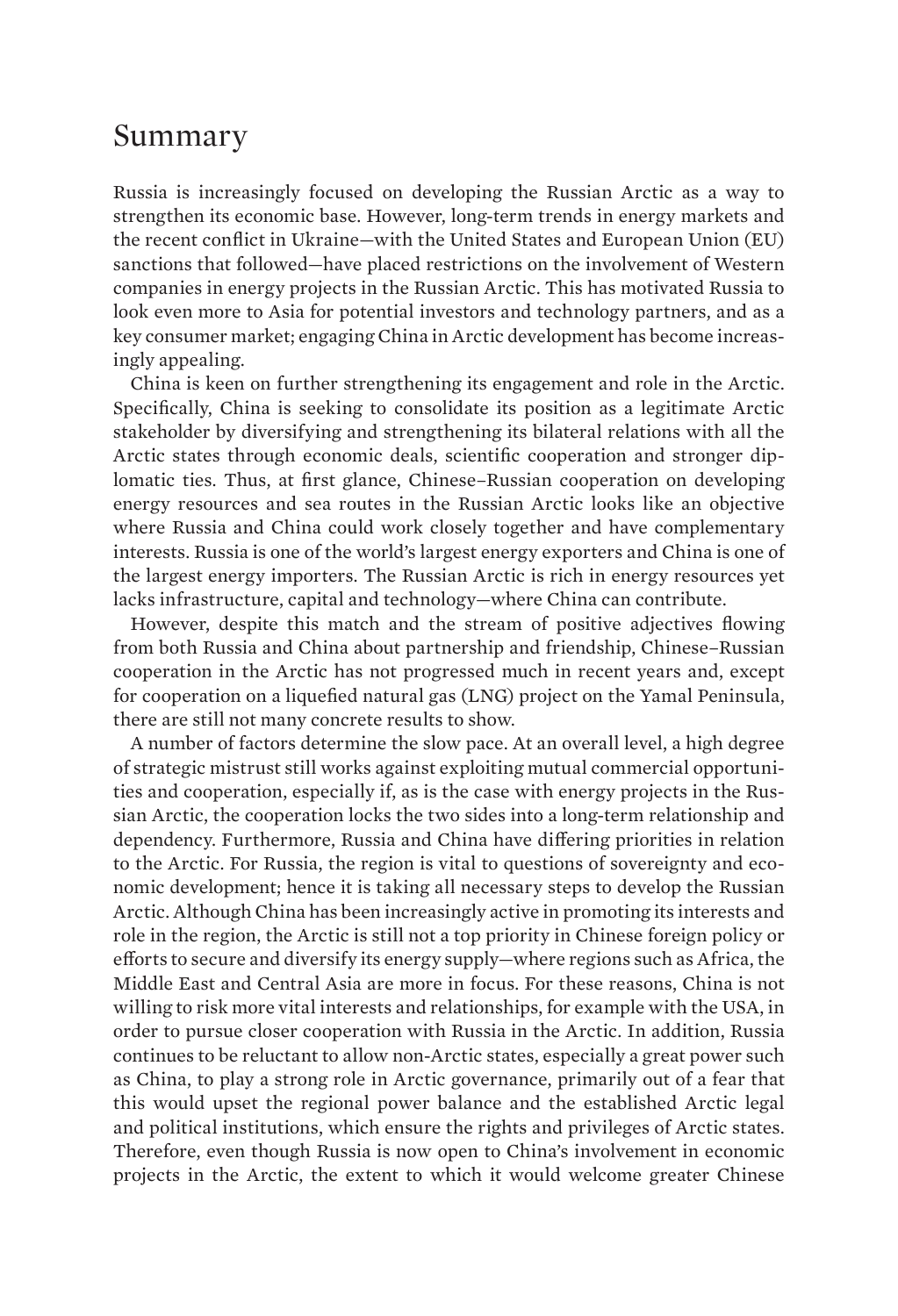# Summary

Russia is increasingly focused on developing the Russian Arctic as a way to strengthen its economic base. However, long-term trends in energy markets and the recent conflict in Ukraine—with the United States and European Union (EU) sanctions that followed—have placed restrictions on the involvement of Western companies in energy projects in the Russian Arctic. This has motivated Russia to look even more to Asia for potential investors and technology partners, and as a key consumer market; engaging China in Arctic development has become increasingly appealing.

China is keen on further strengthening its engagement and role in the Arctic. Specifically, China is seeking to consolidate its position as a legitimate Arctic stakeholder by diversifying and strengthening its bilateral relations with all the Arctic states through economic deals, scientific cooperation and stronger diplomatic ties. Thus, at first glance, Chinese–Russian cooperation on developing energy resources and sea routes in the Russian Arctic looks like an objective where Russia and China could work closely together and have complementary interests. Russia is one of the world's largest energy exporters and China is one of the largest energy importers. The Russian Arctic is rich in energy resources yet lacks infrastructure, capital and technology—where China can contribute.

However, despite this match and the stream of positive adjectives flowing from both Russia and China about partnership and friendship, Chinese–Russian cooperation in the Arctic has not progressed much in recent years and, except for cooperation on a liquefied natural gas (LNG) project on the Yamal Peninsula, there are still not many concrete results to show.

A number of factors determine the slow pace. At an overall level, a high degree of strategic mistrust still works against exploiting mutual commercial opportunities and cooperation, especially if, as is the case with energy projects in the Russian Arctic, the cooperation locks the two sides into a long-term relationship and dependency. Furthermore, Russia and China have differing priorities in relation to the Arctic. For Russia, the region is vital to questions of sovereignty and economic development; hence it is taking all necessary steps to develop the Russian Arctic. Although China has been increasingly active in promoting its interests and role in the region, the Arctic is still not a top priority in Chinese foreign policy or efforts to secure and diversify its energy supply—where regions such as Africa, the Middle East and Central Asia are more in focus. For these reasons, China is not willing to risk more vital interests and relationships, for example with the USA, in order to pursue closer cooperation with Russia in the Arctic. In addition, Russia continues to be reluctant to allow non-Arctic states, especially a great power such as China, to play a strong role in Arctic governance, primarily out of a fear that this would upset the regional power balance and the established Arctic legal and political institutions, which ensure the rights and privileges of Arctic states. Therefore, even though Russia is now open to China's involvement in economic projects in the Arctic, the extent to which it would welcome greater Chinese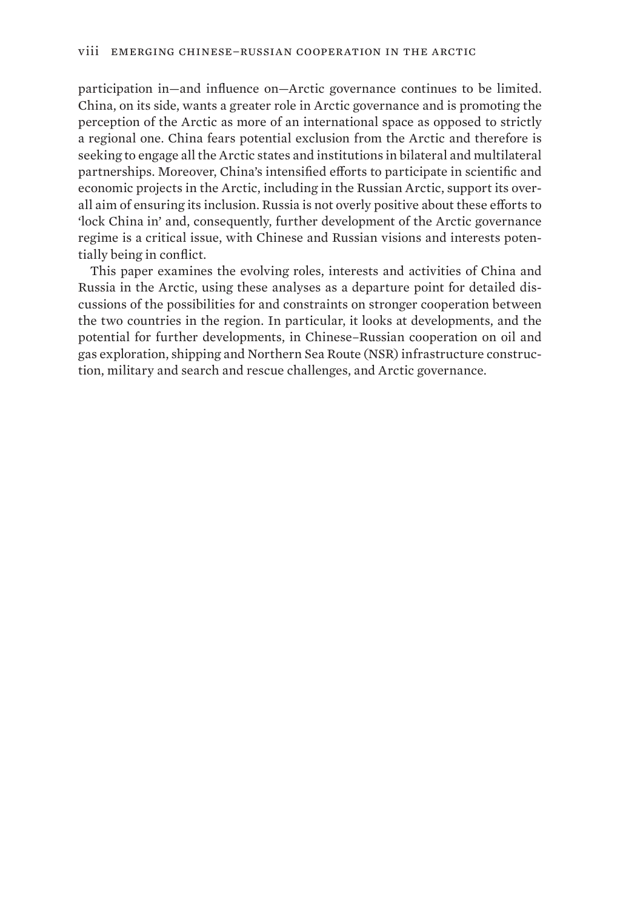participation in—and influence on—Arctic governance continues to be limited. China, on its side, wants a greater role in Arctic governance and is promoting the perception of the Arctic as more of an international space as opposed to strictly a regional one. China fears potential exclusion from the Arctic and therefore is seeking to engage all the Arctic states and institutions in bilateral and multilateral partnerships. Moreover, China's intensified efforts to participate in scientific and economic projects in the Arctic, including in the Russian Arctic, support its overall aim of ensuring its inclusion. Russia is not overly positive about these efforts to 'lock China in' and, consequently, further development of the Arctic governance regime is a critical issue, with Chinese and Russian visions and interests potentially being in conflict.

This paper examines the evolving roles, interests and activities of China and Russia in the Arctic, using these analyses as a departure point for detailed discussions of the possibilities for and constraints on stronger cooperation between the two countries in the region. In particular, it looks at developments, and the potential for further developments, in Chinese–Russian cooperation on oil and gas exploration, shipping and Northern Sea Route (NSR) infrastructure construction, military and search and rescue challenges, and Arctic governance.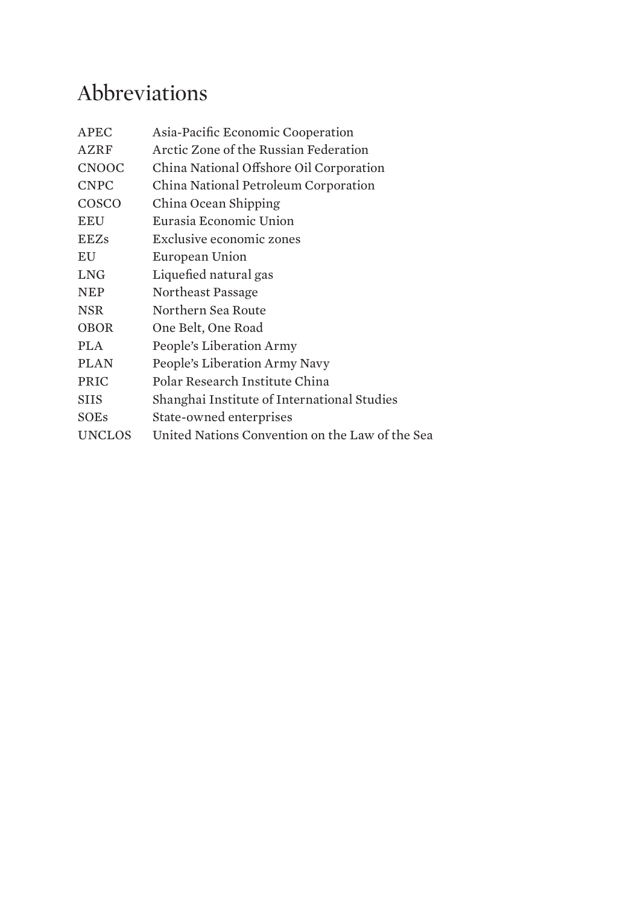# Abbreviations

| | |
|---|---|
| APEC | Asia-Pacific Economic Cooperation |
| AZRF | Arctic Zone of the Russian Federation |
| CNOOC | China National Offshore Oil Corporation |
| CNPC | China National Petroleum Corporation |
| COSCO | China Ocean Shipping |
| EEU | Eurasia Economic Union |
| EEZs | Exclusive economic zones |
| EU | European Union |
| LNG | Liquefied natural gas |
| NEP | Northeast Passage |
| NSR | Northern Sea Route |
| OBOR | One Belt, One Road |
| PLA | People's Liberation Army |
| PLAN | People's Liberation Army Navy |
| PRIC | Polar Research Institute China |
| SIIS | Shanghai Institute of International Studies |
| SOEs | State-owned enterprises |
| UNCLOS | United Nations Convention on the Law of the Sea |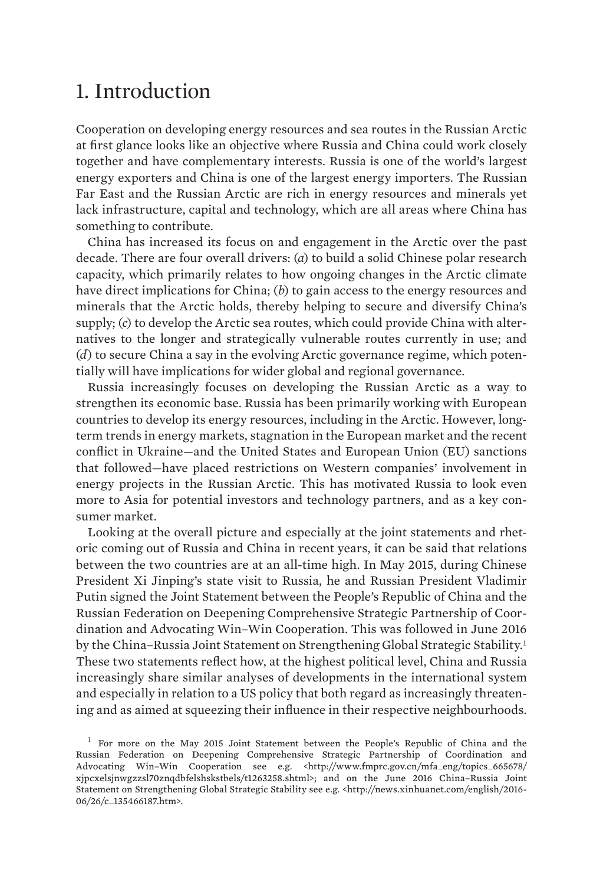# 1. Introduction

Cooperation on developing energy resources and sea routes in the Russian Arctic at first glance looks like an objective where Russia and China could work closely together and have complementary interests. Russia is one of the world's largest energy exporters and China is one of the largest energy importers. The Russian Far East and the Russian Arctic are rich in energy resources and minerals yet lack infrastructure, capital and technology, which are all areas where China has something to contribute.

China has increased its focus on and engagement in the Arctic over the past decade. There are four overall drivers: (*a*) to build a solid Chinese polar research capacity, which primarily relates to how ongoing changes in the Arctic climate have direct implications for China; (*b*) to gain access to the energy resources and minerals that the Arctic holds, thereby helping to secure and diversify China's supply; (*c*) to develop the Arctic sea routes, which could provide China with alternatives to the longer and strategically vulnerable routes currently in use; and (*d*) to secure China a say in the evolving Arctic governance regime, which potentially will have implications for wider global and regional governance.

Russia increasingly focuses on developing the Russian Arctic as a way to strengthen its economic base. Russia has been primarily working with European countries to develop its energy resources, including in the Arctic. However, long-term trends in energy markets, stagnation in the European market and the recent conflict in Ukraine—and the United States and European Union (EU) sanctions that followed—have placed restrictions on Western companies' involvement in energy projects in the Russian Arctic. This has motivated Russia to look even more to Asia for potential investors and technology partners, and as a key consumer market.

Looking at the overall picture and especially at the joint statements and rhetoric coming out of Russia and China in recent years, it can be said that relations between the two countries are at an all-time high. In May 2015, during Chinese President Xi Jinping's state visit to Russia, he and Russian President Vladimir Putin signed the Joint Statement between the People's Republic of China and the Russian Federation on Deepening Comprehensive Strategic Partnership of Coordination and Advocating Win–Win Cooperation. This was followed in June 2016 by the China–Russia Joint Statement on Strengthening Global Strategic Stability.[1] These two statements reflect how, at the highest political level, China and Russia increasingly share similar analyses of developments in the international system and especially in relation to a US policy that both regard as increasingly threatening and as aimed at squeezing their influence in their respective neighbourhoods.

[1] For more on the May 2015 Joint Statement between the People's Republic of China and the Russian Federation on Deepening Comprehensive Strategic Partnership of Coordination and Advocating Win–Win Cooperation see e.g. <http://www.fmprc.gov.cn/mfa_eng/topics_665678/xjpcxelsjnwgzzsl70znqdbfelshskstbels/t1263258.shtml>; and on the June 2016 China–Russia Joint Statement on Strengthening Global Strategic Stability see e.g. <http://news.xinhuanet.com/english/2016-06/26/c_135466187.htm>.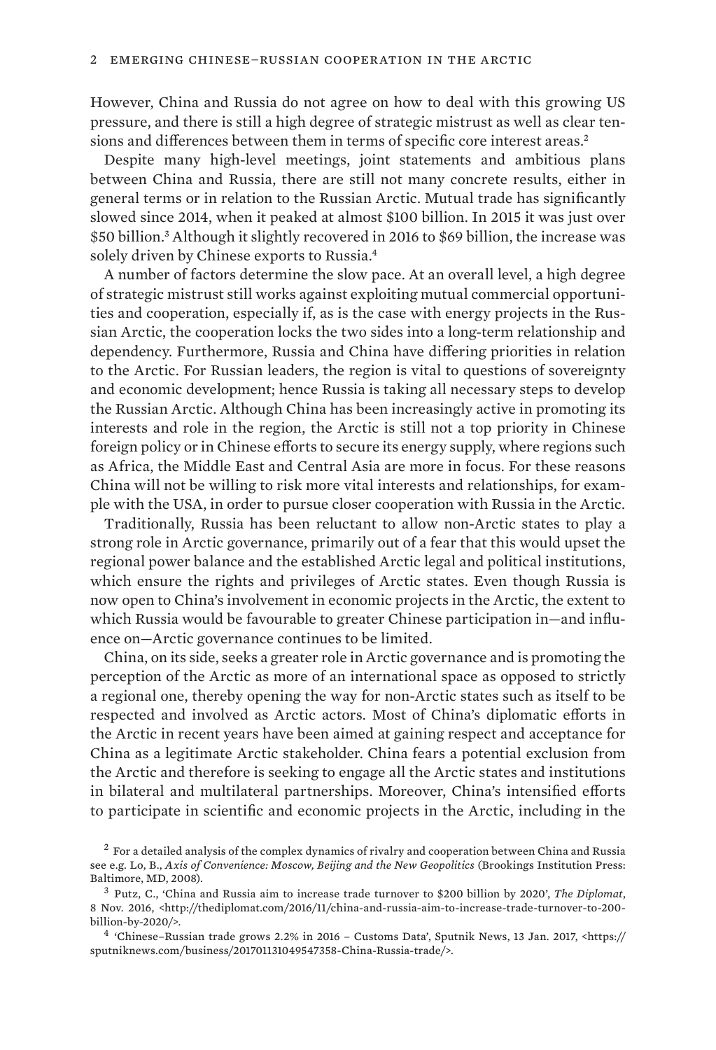However, China and Russia do not agree on how to deal with this growing US pressure, and there is still a high degree of strategic mistrust as well as clear tensions and differences between them in terms of specific core interest areas.[2]

Despite many high-level meetings, joint statements and ambitious plans between China and Russia, there are still not many concrete results, either in general terms or in relation to the Russian Arctic. Mutual trade has significantly slowed since 2014, when it peaked at almost $100 billion. In 2015 it was just over $50 billion.[3] Although it slightly recovered in 2016 to $69 billion, the increase was solely driven by Chinese exports to Russia.[4]

A number of factors determine the slow pace. At an overall level, a high degree of strategic mistrust still works against exploiting mutual commercial opportunities and cooperation, especially if, as is the case with energy projects in the Russian Arctic, the cooperation locks the two sides into a long-term relationship and dependency. Furthermore, Russia and China have differing priorities in relation to the Arctic. For Russian leaders, the region is vital to questions of sovereignty and economic development; hence Russia is taking all necessary steps to develop the Russian Arctic. Although China has been increasingly active in promoting its interests and role in the region, the Arctic is still not a top priority in Chinese foreign policy or in Chinese efforts to secure its energy supply, where regions such as Africa, the Middle East and Central Asia are more in focus. For these reasons China will not be willing to risk more vital interests and relationships, for example with the USA, in order to pursue closer cooperation with Russia in the Arctic.

Traditionally, Russia has been reluctant to allow non-Arctic states to play a strong role in Arctic governance, primarily out of a fear that this would upset the regional power balance and the established Arctic legal and political institutions, which ensure the rights and privileges of Arctic states. Even though Russia is now open to China's involvement in economic projects in the Arctic, the extent to which Russia would be favourable to greater Chinese participation in—and influence on—Arctic governance continues to be limited.

China, on its side, seeks a greater role in Arctic governance and is promoting the perception of the Arctic as more of an international space as opposed to strictly a regional one, thereby opening the way for non-Arctic states such as itself to be respected and involved as Arctic actors. Most of China's diplomatic efforts in the Arctic in recent years have been aimed at gaining respect and acceptance for China as a legitimate Arctic stakeholder. China fears a potential exclusion from the Arctic and therefore is seeking to engage all the Arctic states and institutions in bilateral and multilateral partnerships. Moreover, China's intensified efforts to participate in scientific and economic projects in the Arctic, including in the

[2] For a detailed analysis of the complex dynamics of rivalry and cooperation between China and Russia see e.g. Lo, B., *Axis of Convenience: Moscow, Beijing and the New Geopolitics* (Brookings Institution Press: Baltimore, MD, 2008).

[3] Putz, C., 'China and Russia aim to increase trade turnover to $200 billion by 2020', *The Diplomat*, 8 Nov. 2016, <http://thediplomat.com/2016/11/china-and-russia-aim-to-increase-trade-turnover-to-200-billion-by-2020/>.

[4] 'Chinese–Russian trade grows 2.2% in 2016 – Customs Data', Sputnik News, 13 Jan. 2017, <https://sputniknews.com/business/201701131049547358-China-Russia-trade/>.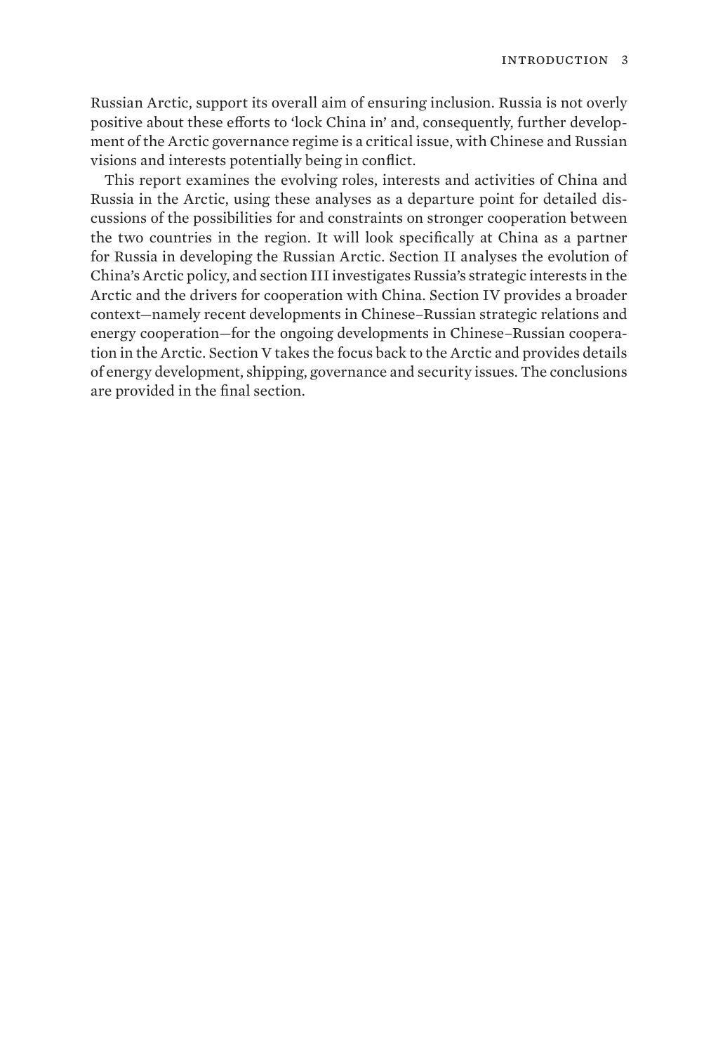Russian Arctic, support its overall aim of ensuring inclusion. Russia is not overly positive about these efforts to 'lock China in' and, consequently, further development of the Arctic governance regime is a critical issue, with Chinese and Russian visions and interests potentially being in conflict.

This report examines the evolving roles, interests and activities of China and Russia in the Arctic, using these analyses as a departure point for detailed discussions of the possibilities for and constraints on stronger cooperation between the two countries in the region. It will look specifically at China as a partner for Russia in developing the Russian Arctic. Section II analyses the evolution of China's Arctic policy, and section III investigates Russia's strategic interests in the Arctic and the drivers for cooperation with China. Section IV provides a broader context—namely recent developments in Chinese–Russian strategic relations and energy cooperation—for the ongoing developments in Chinese–Russian cooperation in the Arctic. Section V takes the focus back to the Arctic and provides details of energy development, shipping, governance and security issues. The conclusions are provided in the final section.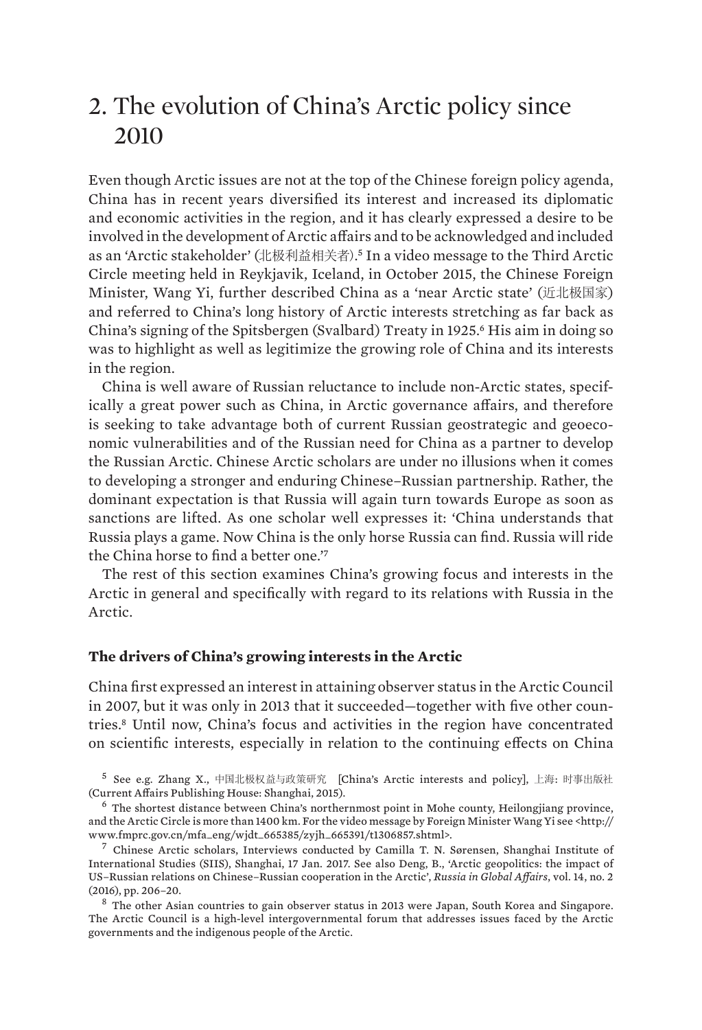# 2. The evolution of China's Arctic policy since 2010

Even though Arctic issues are not at the top of the Chinese foreign policy agenda, China has in recent years diversified its interest and increased its diplomatic and economic activities in the region, and it has clearly expressed a desire to be involved in the development of Arctic affairs and to be acknowledged and included as an 'Arctic stakeholder' (北极利益相关者).[5] In a video message to the Third Arctic Circle meeting held in Reykjavik, Iceland, in October 2015, the Chinese Foreign Minister, Wang Yi, further described China as a 'near Arctic state' (近北极国家) and referred to China's long history of Arctic interests stretching as far back as China's signing of the Spitsbergen (Svalbard) Treaty in 1925.[6] His aim in doing so was to highlight as well as legitimize the growing role of China and its interests in the region.

China is well aware of Russian reluctance to include non-Arctic states, specifically a great power such as China, in Arctic governance affairs, and therefore is seeking to take advantage both of current Russian geostrategic and geoeconomic vulnerabilities and of the Russian need for China as a partner to develop the Russian Arctic. Chinese Arctic scholars are under no illusions when it comes to developing a stronger and enduring Chinese–Russian partnership. Rather, the dominant expectation is that Russia will again turn towards Europe as soon as sanctions are lifted. As one scholar well expresses it: 'China understands that Russia plays a game. Now China is the only horse Russia can find. Russia will ride the China horse to find a better one.'[7]

The rest of this section examines China's growing focus and interests in the Arctic in general and specifically with regard to its relations with Russia in the Arctic.

### The drivers of China's growing interests in the Arctic

China first expressed an interest in attaining observer status in the Arctic Council in 2007, but it was only in 2013 that it succeeded—together with five other countries.[8] Until now, China's focus and activities in the region have concentrated on scientific interests, especially in relation to the continuing effects on China

---

[5] See e.g. Zhang X., 中国北极权益与政策研究 [China's Arctic interests and policy], 上海: 时事出版社 (Current Affairs Publishing House: Shanghai, 2015).

[6] The shortest distance between China's northernmost point in Mohe county, Heilongjiang province, and the Arctic Circle is more than 1400 km. For the video message by Foreign Minister Wang Yi see <http://www.fmprc.gov.cn/mfa_eng/wjdt_665385/zyjh_665391/t1306857.shtml>.

[7] Chinese Arctic scholars, Interviews conducted by Camilla T. N. Sørensen, Shanghai Institute of International Studies (SIIS), Shanghai, 17 Jan. 2017. See also Deng, B., 'Arctic geopolitics: the impact of US–Russian relations on Chinese–Russian cooperation in the Arctic', *Russia in Global Affairs*, vol. 14, no. 2 (2016), pp. 206–20.

[8] The other Asian countries to gain observer status in 2013 were Japan, South Korea and Singapore. The Arctic Council is a high-level intergovernmental forum that addresses issues faced by the Arctic governments and the indigenous people of the Arctic.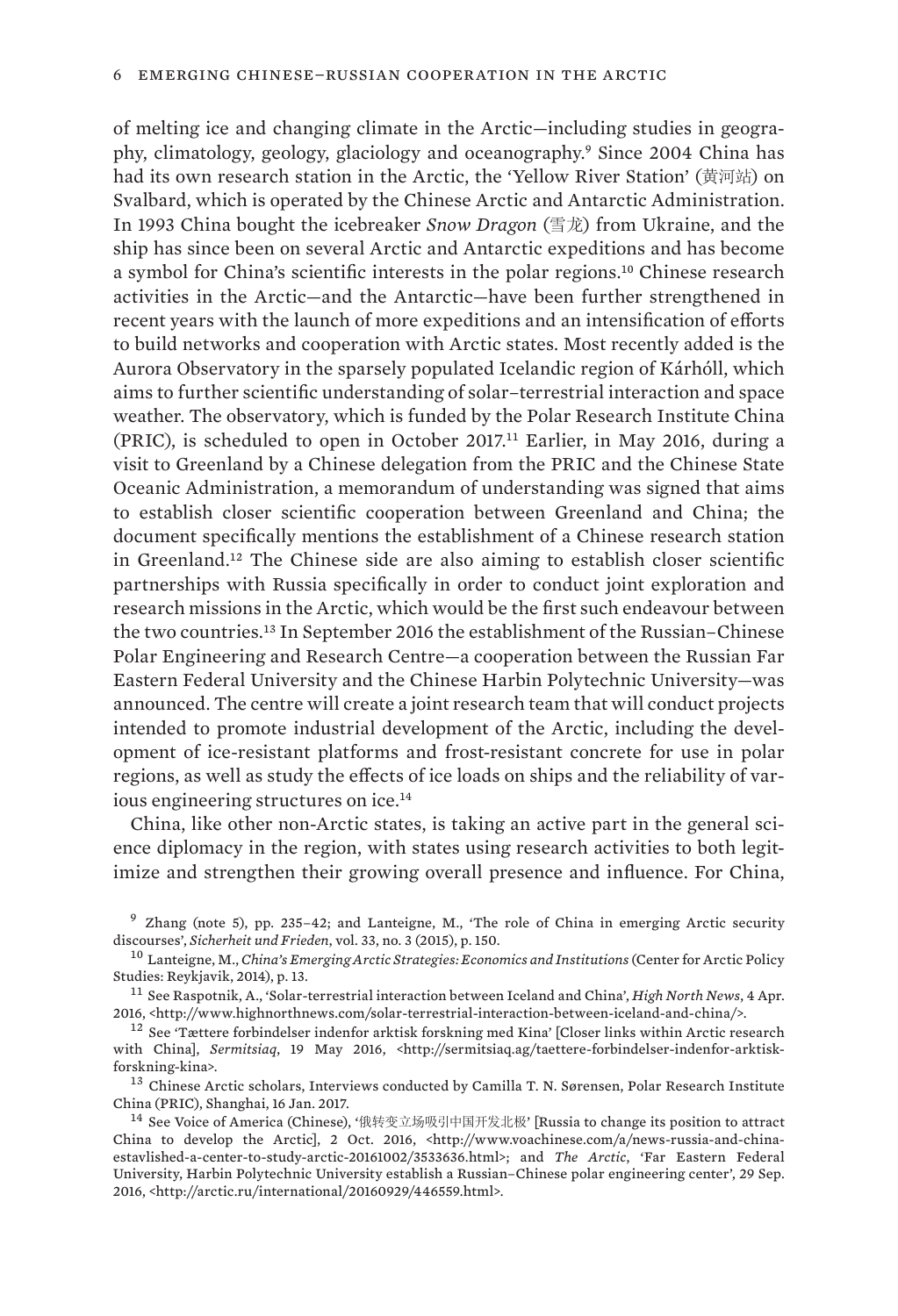of melting ice and changing climate in the Arctic—including studies in geography, climatology, geology, glaciology and oceanography.[9] Since 2004 China has had its own research station in the Arctic, the 'Yellow River Station' (黄河站) on Svalbard, which is operated by the Chinese Arctic and Antarctic Administration. In 1993 China bought the icebreaker *Snow Dragon* (雪龙) from Ukraine, and the ship has since been on several Arctic and Antarctic expeditions and has become a symbol for China's scientific interests in the polar regions.[10] Chinese research activities in the Arctic—and the Antarctic—have been further strengthened in recent years with the launch of more expeditions and an intensification of efforts to build networks and cooperation with Arctic states. Most recently added is the Aurora Observatory in the sparsely populated Icelandic region of Kárhóll, which aims to further scientific understanding of solar–terrestrial interaction and space weather. The observatory, which is funded by the Polar Research Institute China (PRIC), is scheduled to open in October 2017.[11] Earlier, in May 2016, during a visit to Greenland by a Chinese delegation from the PRIC and the Chinese State Oceanic Administration, a memorandum of understanding was signed that aims to establish closer scientific cooperation between Greenland and China; the document specifically mentions the establishment of a Chinese research station in Greenland.[12] The Chinese side are also aiming to establish closer scientific partnerships with Russia specifically in order to conduct joint exploration and research missions in the Arctic, which would be the first such endeavour between the two countries.[13] In September 2016 the establishment of the Russian–Chinese Polar Engineering and Research Centre—a cooperation between the Russian Far Eastern Federal University and the Chinese Harbin Polytechnic University—was announced. The centre will create a joint research team that will conduct projects intended to promote industrial development of the Arctic, including the development of ice-resistant platforms and frost-resistant concrete for use in polar regions, as well as study the effects of ice loads on ships and the reliability of various engineering structures on ice.[14]

China, like other non-Arctic states, is taking an active part in the general science diplomacy in the region, with states using research activities to both legitimize and strengthen their growing overall presence and influence. For China,

[9] Zhang (note 5), pp. 235–42; and Lanteigne, M., 'The role of China in emerging Arctic security discourses', *Sicherheit und Frieden*, vol. 33, no. 3 (2015), p. 150.

[10] Lanteigne, M., *China's Emerging Arctic Strategies: Economics and Institutions* (Center for Arctic Policy Studies: Reykjavik, 2014), p. 13.

[11] See Raspotnik, A., 'Solar-terrestrial interaction between Iceland and China', *High North News*, 4 Apr. 2016, <http://www.highnorthnews.com/solar-terrestrial-interaction-between-iceland-and-china/>.

[12] See 'Tættere forbindelser indenfor arktisk forskning med Kina' [Closer links within Arctic research with China], *Sermitsiaq*, 19 May 2016, <http://sermitsiaq.ag/taettere-forbindelser-indenfor-arktisk-forskning-kina>.

[13] Chinese Arctic scholars, Interviews conducted by Camilla T. N. Sørensen, Polar Research Institute China (PRIC), Shanghai, 16 Jan. 2017.

[14] See Voice of America (Chinese), '俄转变立场吸引中国开发北极' [Russia to change its position to attract China to develop the Arctic], 2 Oct. 2016, <http://www.voachinese.com/a/news-russia-and-china-estavlished-a-center-to-study-arctic-20161002/3533636.html>; and *The Arctic*, 'Far Eastern Federal University, Harbin Polytechnic University establish a Russian–Chinese polar engineering center', 29 Sep. 2016, <http://arctic.ru/international/20160929/446559.html>.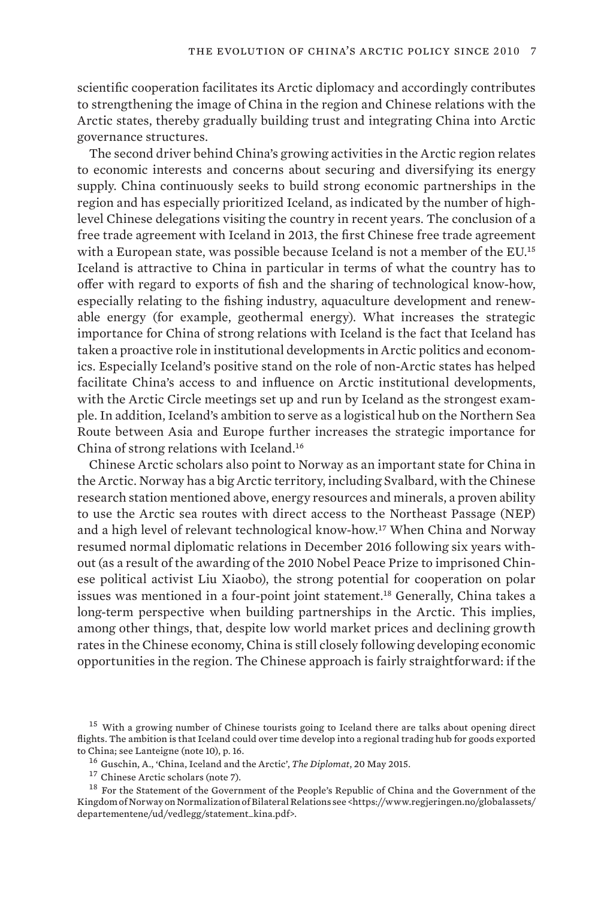scientific cooperation facilitates its Arctic diplomacy and accordingly contributes to strengthening the image of China in the region and Chinese relations with the Arctic states, thereby gradually building trust and integrating China into Arctic governance structures.

The second driver behind China's growing activities in the Arctic region relates to economic interests and concerns about securing and diversifying its energy supply. China continuously seeks to build strong economic partnerships in the region and has especially prioritized Iceland, as indicated by the number of high-level Chinese delegations visiting the country in recent years. The conclusion of a free trade agreement with Iceland in 2013, the first Chinese free trade agreement with a European state, was possible because Iceland is not a member of the EU.[15] Iceland is attractive to China in particular in terms of what the country has to offer with regard to exports of fish and the sharing of technological know-how, especially relating to the fishing industry, aquaculture development and renewable energy (for example, geothermal energy). What increases the strategic importance for China of strong relations with Iceland is the fact that Iceland has taken a proactive role in institutional developments in Arctic politics and economics. Especially Iceland's positive stand on the role of non-Arctic states has helped facilitate China's access to and influence on Arctic institutional developments, with the Arctic Circle meetings set up and run by Iceland as the strongest example. In addition, Iceland's ambition to serve as a logistical hub on the Northern Sea Route between Asia and Europe further increases the strategic importance for China of strong relations with Iceland.[16]

Chinese Arctic scholars also point to Norway as an important state for China in the Arctic. Norway has a big Arctic territory, including Svalbard, with the Chinese research station mentioned above, energy resources and minerals, a proven ability to use the Arctic sea routes with direct access to the Northeast Passage (NEP) and a high level of relevant technological know-how.[17] When China and Norway resumed normal diplomatic relations in December 2016 following six years without (as a result of the awarding of the 2010 Nobel Peace Prize to imprisoned Chinese political activist Liu Xiaobo), the strong potential for cooperation on polar issues was mentioned in a four-point joint statement.[18] Generally, China takes a long-term perspective when building partnerships in the Arctic. This implies, among other things, that, despite low world market prices and declining growth rates in the Chinese economy, China is still closely following developing economic opportunities in the region. The Chinese approach is fairly straightforward: if the

---

[15] With a growing number of Chinese tourists going to Iceland there are talks about opening direct flights. The ambition is that Iceland could over time develop into a regional trading hub for goods exported to China; see Lanteigne (note 10), p. 16.

[16] Guschin, A., 'China, Iceland and the Arctic', *The Diplomat*, 20 May 2015.

[17] Chinese Arctic scholars (note 7).

[18] For the Statement of the Government of the People's Republic of China and the Government of the Kingdom of Norway on Normalization of Bilateral Relations see <https://www.regjeringen.no/globalassets/departementene/ud/vedlegg/statement_kina.pdf>.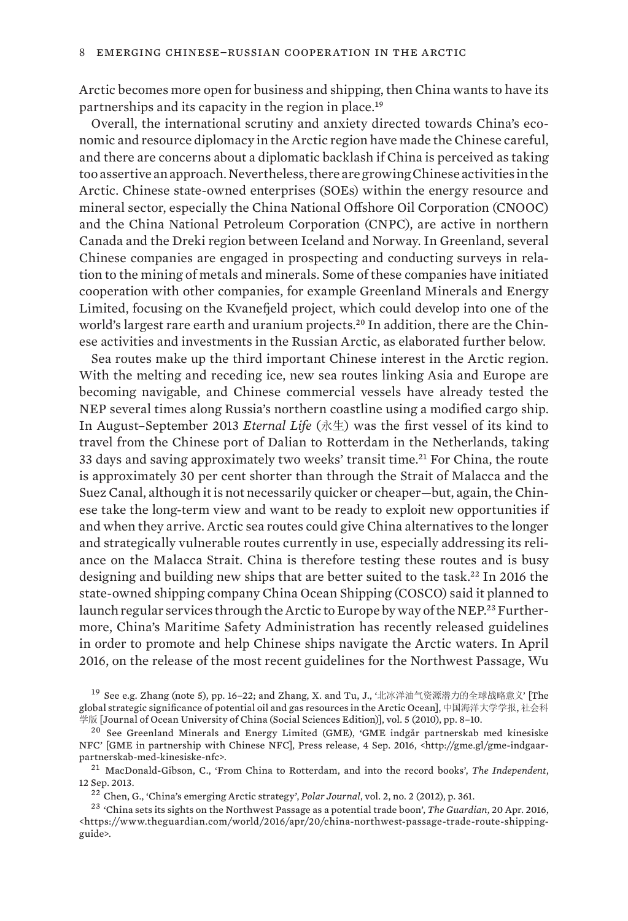Arctic becomes more open for business and shipping, then China wants to have its partnerships and its capacity in the region in place.[19]

Overall, the international scrutiny and anxiety directed towards China's economic and resource diplomacy in the Arctic region have made the Chinese careful, and there are concerns about a diplomatic backlash if China is perceived as taking too assertive an approach. Nevertheless, there are growing Chinese activities in the Arctic. Chinese state-owned enterprises (SOEs) within the energy resource and mineral sector, especially the China National Offshore Oil Corporation (CNOOC) and the China National Petroleum Corporation (CNPC), are active in northern Canada and the Dreki region between Iceland and Norway. In Greenland, several Chinese companies are engaged in prospecting and conducting surveys in relation to the mining of metals and minerals. Some of these companies have initiated cooperation with other companies, for example Greenland Minerals and Energy Limited, focusing on the Kvanefjeld project, which could develop into one of the world's largest rare earth and uranium projects.[20] In addition, there are the Chinese activities and investments in the Russian Arctic, as elaborated further below.

Sea routes make up the third important Chinese interest in the Arctic region. With the melting and receding ice, new sea routes linking Asia and Europe are becoming navigable, and Chinese commercial vessels have already tested the NEP several times along Russia's northern coastline using a modified cargo ship. In August–September 2013 *Eternal Life* (永生) was the first vessel of its kind to travel from the Chinese port of Dalian to Rotterdam in the Netherlands, taking 33 days and saving approximately two weeks' transit time.[21] For China, the route is approximately 30 per cent shorter than through the Strait of Malacca and the Suez Canal, although it is not necessarily quicker or cheaper—but, again, the Chinese take the long-term view and want to be ready to exploit new opportunities if and when they arrive. Arctic sea routes could give China alternatives to the longer and strategically vulnerable routes currently in use, especially addressing its reliance on the Malacca Strait. China is therefore testing these routes and is busy designing and building new ships that are better suited to the task.[22] In 2016 the state-owned shipping company China Ocean Shipping (COSCO) said it planned to launch regular services through the Arctic to Europe by way of the NEP.[23] Furthermore, China's Maritime Safety Administration has recently released guidelines in order to promote and help Chinese ships navigate the Arctic waters. In April 2016, on the release of the most recent guidelines for the Northwest Passage, Wu

[19] See e.g. Zhang (note 5), pp. 16–22; and Zhang, X. and Tu, J., '北冰洋油气资源潜力的全球战略意义' [The global strategic significance of potential oil and gas resources in the Arctic Ocean], 中国海洋大学学报, 社会科学版 [Journal of Ocean University of China (Social Sciences Edition)], vol. 5 (2010), pp. 8–10.

[20] See Greenland Minerals and Energy Limited (GME), 'GME indgår partnerskab med kinesiske NFC' [GME in partnership with Chinese NFC], Press release, 4 Sep. 2016, <http://gme.gl/gme-indgaar-partnerskab-med-kinesiske-nfc>.

[21] MacDonald-Gibson, C., 'From China to Rotterdam, and into the record books', *The Independent*, 12 Sep. 2013.

[22] Chen, G., 'China's emerging Arctic strategy', *Polar Journal*, vol. 2, no. 2 (2012), p. 361.

[23] 'China sets its sights on the Northwest Passage as a potential trade boon', *The Guardian*, 20 Apr. 2016, <https://www.theguardian.com/world/2016/apr/20/china-northwest-passage-trade-route-shipping-guide>.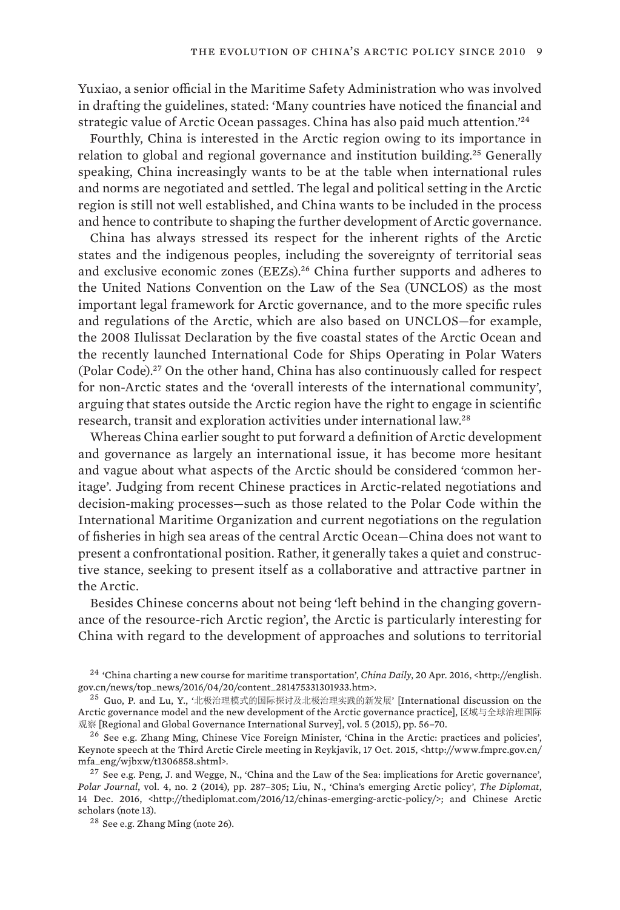Yuxiao, a senior official in the Maritime Safety Administration who was involved in drafting the guidelines, stated: 'Many countries have noticed the financial and strategic value of Arctic Ocean passages. China has also paid much attention.'[24]

Fourthly, China is interested in the Arctic region owing to its importance in relation to global and regional governance and institution building.[25] Generally speaking, China increasingly wants to be at the table when international rules and norms are negotiated and settled. The legal and political setting in the Arctic region is still not well established, and China wants to be included in the process and hence to contribute to shaping the further development of Arctic governance.

China has always stressed its respect for the inherent rights of the Arctic states and the indigenous peoples, including the sovereignty of territorial seas and exclusive economic zones (EEZs).[26] China further supports and adheres to the United Nations Convention on the Law of the Sea (UNCLOS) as the most important legal framework for Arctic governance, and to the more specific rules and regulations of the Arctic, which are also based on UNCLOS—for example, the 2008 Ilulissat Declaration by the five coastal states of the Arctic Ocean and the recently launched International Code for Ships Operating in Polar Waters (Polar Code).[27] On the other hand, China has also continuously called for respect for non-Arctic states and the 'overall interests of the international community', arguing that states outside the Arctic region have the right to engage in scientific research, transit and exploration activities under international law.[28]

Whereas China earlier sought to put forward a definition of Arctic development and governance as largely an international issue, it has become more hesitant and vague about what aspects of the Arctic should be considered 'common heritage'. Judging from recent Chinese practices in Arctic-related negotiations and decision-making processes—such as those related to the Polar Code within the International Maritime Organization and current negotiations on the regulation of fisheries in high sea areas of the central Arctic Ocean—China does not want to present a confrontational position. Rather, it generally takes a quiet and constructive stance, seeking to present itself as a collaborative and attractive partner in the Arctic.

Besides Chinese concerns about not being 'left behind in the changing governance of the resource-rich Arctic region', the Arctic is particularly interesting for China with regard to the development of approaches and solutions to territorial

---

[24] 'China charting a new course for maritime transportation', *China Daily*, 20 Apr. 2016, <http://english.gov.cn/news/top_news/2016/04/20/content_281475331301933.htm>.

[25] Guo, P. and Lu, Y., '北极治理模式的国际探讨及北极治理实践的新发展' [International discussion on the Arctic governance model and the new development of the Arctic governance practice], 区域与全球治理国际观察 [Regional and Global Governance International Survey], vol. 5 (2015), pp. 56–70.

[26] See e.g. Zhang Ming, Chinese Vice Foreign Minister, 'China in the Arctic: practices and policies', Keynote speech at the Third Arctic Circle meeting in Reykjavik, 17 Oct. 2015, <http://www.fmprc.gov.cn/mfa_eng/wjbxw/t1306858.shtml>.

[27] See e.g. Peng, J. and Wegge, N., 'China and the Law of the Sea: implications for Arctic governance', *Polar Journal*, vol. 4, no. 2 (2014), pp. 287–305; Liu, N., 'China's emerging Arctic policy', *The Diplomat*, 14 Dec. 2016, <http://thediplomat.com/2016/12/chinas-emerging-arctic-policy/>; and Chinese Arctic scholars (note 13).

[28] See e.g. Zhang Ming (note 26).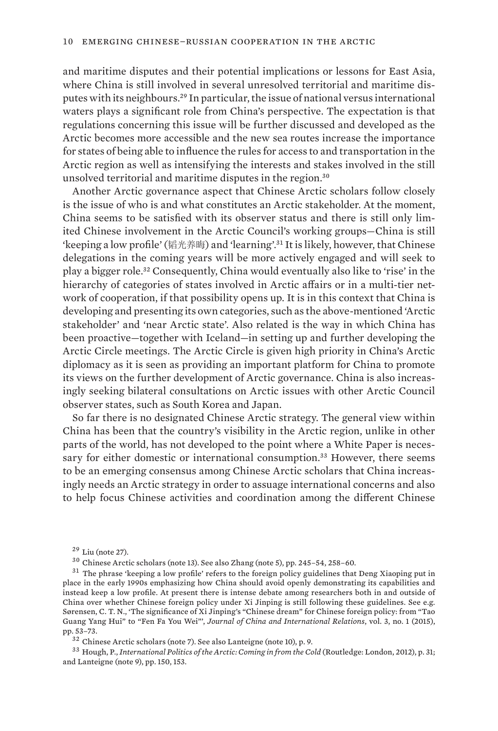and maritime disputes and their potential implications or lessons for East Asia, where China is still involved in several unresolved territorial and maritime disputes with its neighbours.[29] In particular, the issue of national versus international waters plays a significant role from China's perspective. The expectation is that regulations concerning this issue will be further discussed and developed as the Arctic becomes more accessible and the new sea routes increase the importance for states of being able to influence the rules for access to and transportation in the Arctic region as well as intensifying the interests and stakes involved in the still unsolved territorial and maritime disputes in the region.[30]

Another Arctic governance aspect that Chinese Arctic scholars follow closely is the issue of who is and what constitutes an Arctic stakeholder. At the moment, China seems to be satisfied with its observer status and there is still only limited Chinese involvement in the Arctic Council's working groups—China is still 'keeping a low profile' (韬光养晦) and 'learning'.[31] It is likely, however, that Chinese delegations in the coming years will be more actively engaged and will seek to play a bigger role.[32] Consequently, China would eventually also like to 'rise' in the hierarchy of categories of states involved in Arctic affairs or in a multi-tier network of cooperation, if that possibility opens up. It is in this context that China is developing and presenting its own categories, such as the above-mentioned 'Arctic stakeholder' and 'near Arctic state'. Also related is the way in which China has been proactive—together with Iceland—in setting up and further developing the Arctic Circle meetings. The Arctic Circle is given high priority in China's Arctic diplomacy as it is seen as providing an important platform for China to promote its views on the further development of Arctic governance. China is also increasingly seeking bilateral consultations on Arctic issues with other Arctic Council observer states, such as South Korea and Japan.

So far there is no designated Chinese Arctic strategy. The general view within China has been that the country's visibility in the Arctic region, unlike in other parts of the world, has not developed to the point where a White Paper is necessary for either domestic or international consumption.[33] However, there seems to be an emerging consensus among Chinese Arctic scholars that China increasingly needs an Arctic strategy in order to assuage international concerns and also to help focus Chinese activities and coordination among the different Chinese

[29] Liu (note 27).

[30] Chinese Arctic scholars (note 13). See also Zhang (note 5), pp. 245–54, 258–60.

[31] The phrase 'keeping a low profile' refers to the foreign policy guidelines that Deng Xiaoping put in place in the early 1990s emphasizing how China should avoid openly demonstrating its capabilities and instead keep a low profile. At present there is intense debate among researchers both in and outside of China over whether Chinese foreign policy under Xi Jinping is still following these guidelines. See e.g. Sørensen, C. T. N., 'The significance of Xi Jinping's "Chinese dream" for Chinese foreign policy: from "Tao Guang Yang Hui" to "Fen Fa You Wei"', *Journal of China and International Relations*, vol. 3, no. 1 (2015), pp. 53–73.

[32] Chinese Arctic scholars (note 7). See also Lanteigne (note 10), p. 9.

[33] Hough, P., *International Politics of the Arctic: Coming in from the Cold* (Routledge: London, 2012), p. 31; and Lanteigne (note 9), pp. 150, 153.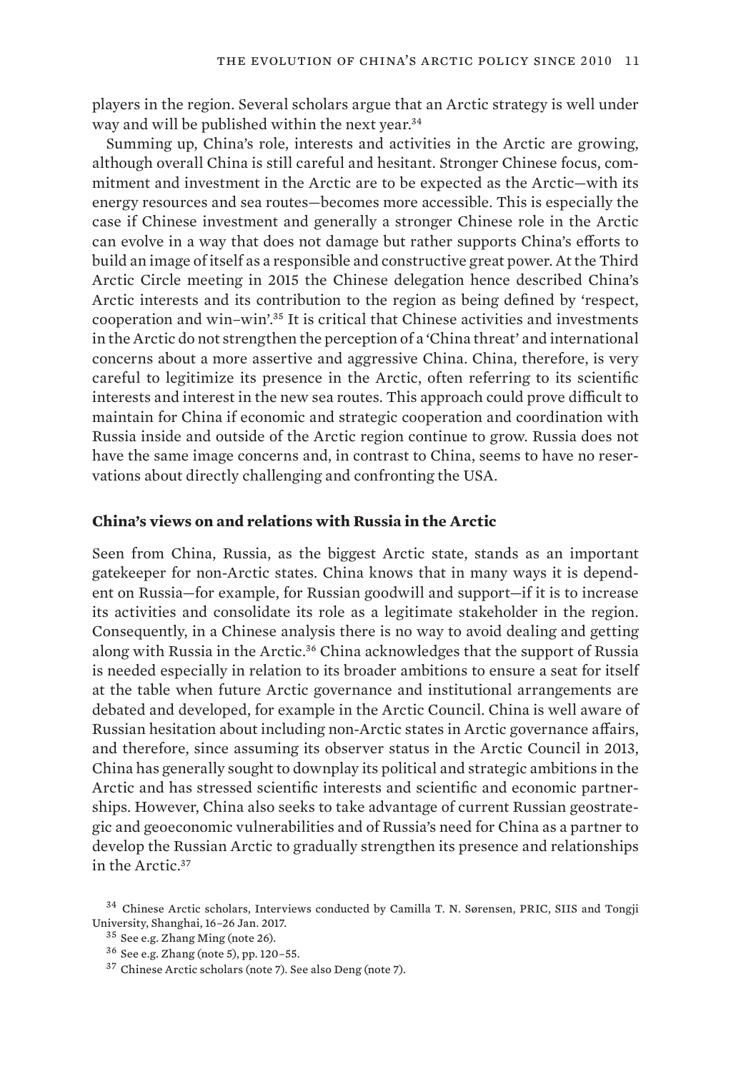players in the region. Several scholars argue that an Arctic strategy is well under way and will be published within the next year.[34]

Summing up, China's role, interests and activities in the Arctic are growing, although overall China is still careful and hesitant. Stronger Chinese focus, commitment and investment in the Arctic are to be expected as the Arctic—with its energy resources and sea routes—becomes more accessible. This is especially the case if Chinese investment and generally a stronger Chinese role in the Arctic can evolve in a way that does not damage but rather supports China's efforts to build an image of itself as a responsible and constructive great power. At the Third Arctic Circle meeting in 2015 the Chinese delegation hence described China's Arctic interests and its contribution to the region as being defined by 'respect, cooperation and win–win'.[35] It is critical that Chinese activities and investments in the Arctic do not strengthen the perception of a 'China threat' and international concerns about a more assertive and aggressive China. China, therefore, is very careful to legitimize its presence in the Arctic, often referring to its scientific interests and interest in the new sea routes. This approach could prove difficult to maintain for China if economic and strategic cooperation and coordination with Russia inside and outside of the Arctic region continue to grow. Russia does not have the same image concerns and, in contrast to China, seems to have no reservations about directly challenging and confronting the USA.

## China's views on and relations with Russia in the Arctic

Seen from China, Russia, as the biggest Arctic state, stands as an important gatekeeper for non-Arctic states. China knows that in many ways it is dependent on Russia—for example, for Russian goodwill and support—if it is to increase its activities and consolidate its role as a legitimate stakeholder in the region. Consequently, in a Chinese analysis there is no way to avoid dealing and getting along with Russia in the Arctic.[36] China acknowledges that the support of Russia is needed especially in relation to its broader ambitions to ensure a seat for itself at the table when future Arctic governance and institutional arrangements are debated and developed, for example in the Arctic Council. China is well aware of Russian hesitation about including non-Arctic states in Arctic governance affairs, and therefore, since assuming its observer status in the Arctic Council in 2013, China has generally sought to downplay its political and strategic ambitions in the Arctic and has stressed scientific interests and scientific and economic partnerships. However, China also seeks to take advantage of current Russian geostrategic and geoeconomic vulnerabilities and of Russia's need for China as a partner to develop the Russian Arctic to gradually strengthen its presence and relationships in the Arctic.[37]

[34] Chinese Arctic scholars, Interviews conducted by Camilla T. N. Sørensen, PRIC, SIIS and Tongji University, Shanghai, 16–26 Jan. 2017.

[35] See e.g. Zhang Ming (note 26).

[36] See e.g. Zhang (note 5), pp. 120–55.

[37] Chinese Arctic scholars (note 7). See also Deng (note 7).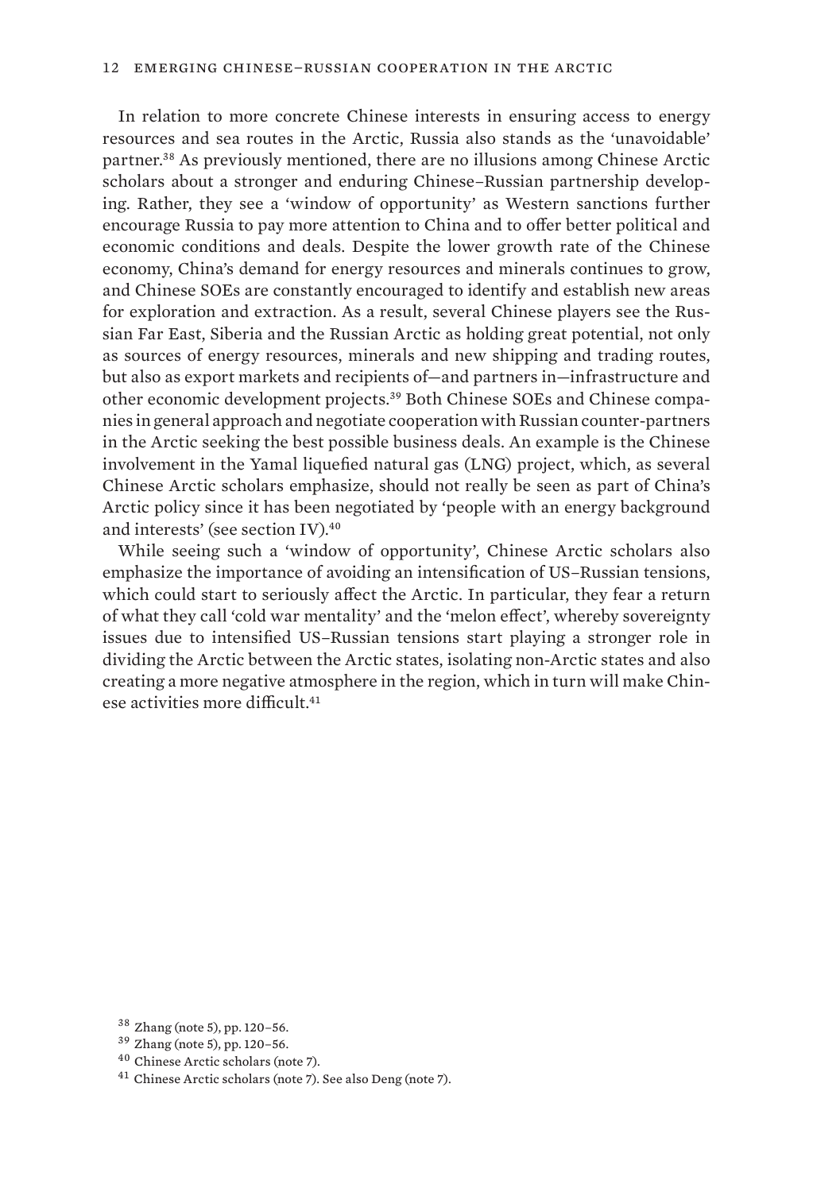In relation to more concrete Chinese interests in ensuring access to energy resources and sea routes in the Arctic, Russia also stands as the 'unavoidable' partner.[38] As previously mentioned, there are no illusions among Chinese Arctic scholars about a stronger and enduring Chinese–Russian partnership developing. Rather, they see a 'window of opportunity' as Western sanctions further encourage Russia to pay more attention to China and to offer better political and economic conditions and deals. Despite the lower growth rate of the Chinese economy, China's demand for energy resources and minerals continues to grow, and Chinese SOEs are constantly encouraged to identify and establish new areas for exploration and extraction. As a result, several Chinese players see the Russian Far East, Siberia and the Russian Arctic as holding great potential, not only as sources of energy resources, minerals and new shipping and trading routes, but also as export markets and recipients of—and partners in—infrastructure and other economic development projects.[39] Both Chinese SOEs and Chinese companies in general approach and negotiate cooperation with Russian counter-partners in the Arctic seeking the best possible business deals. An example is the Chinese involvement in the Yamal liquefied natural gas (LNG) project, which, as several Chinese Arctic scholars emphasize, should not really be seen as part of China's Arctic policy since it has been negotiated by 'people with an energy background and interests' (see section IV).[40]

While seeing such a 'window of opportunity', Chinese Arctic scholars also emphasize the importance of avoiding an intensification of US–Russian tensions, which could start to seriously affect the Arctic. In particular, they fear a return of what they call 'cold war mentality' and the 'melon effect', whereby sovereignty issues due to intensified US–Russian tensions start playing a stronger role in dividing the Arctic between the Arctic states, isolating non-Arctic states and also creating a more negative atmosphere in the region, which in turn will make Chinese activities more difficult.[41]

[38] Zhang (note 5), pp. 120–56.

[39] Zhang (note 5), pp. 120–56.

[40] Chinese Arctic scholars (note 7).

[41] Chinese Arctic scholars (note 7). See also Deng (note 7).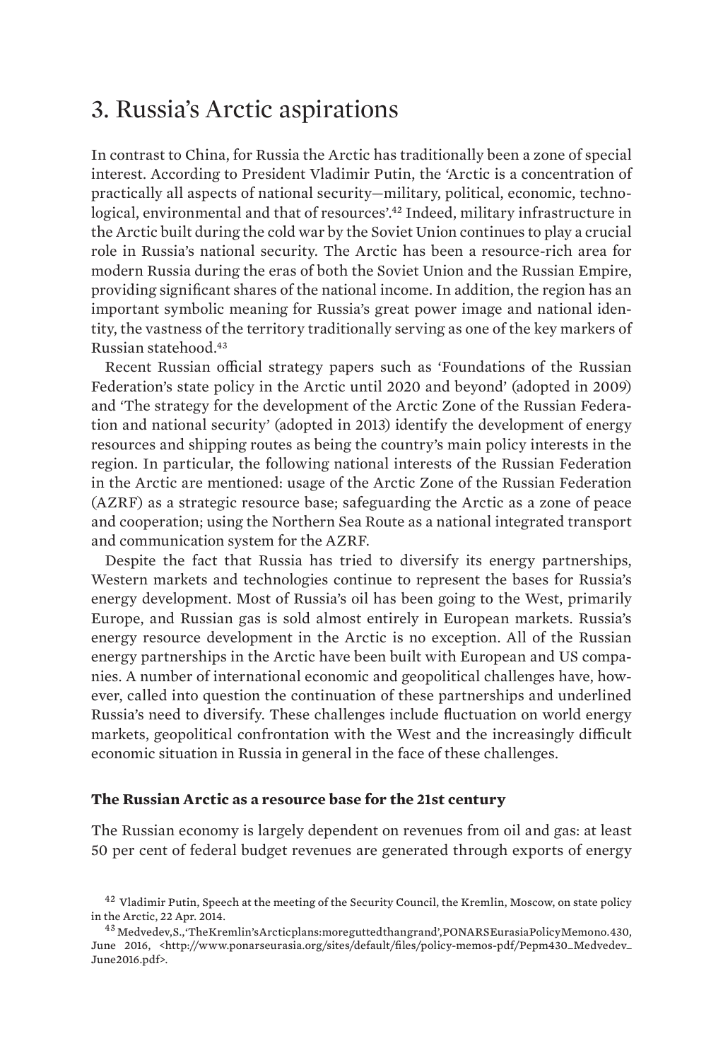# 3. Russia's Arctic aspirations

In contrast to China, for Russia the Arctic has traditionally been a zone of special interest. According to President Vladimir Putin, the 'Arctic is a concentration of practically all aspects of national security—military, political, economic, technological, environmental and that of resources'.[42] Indeed, military infrastructure in the Arctic built during the cold war by the Soviet Union continues to play a crucial role in Russia's national security. The Arctic has been a resource-rich area for modern Russia during the eras of both the Soviet Union and the Russian Empire, providing significant shares of the national income. In addition, the region has an important symbolic meaning for Russia's great power image and national identity, the vastness of the territory traditionally serving as one of the key markers of Russian statehood.[43]

Recent Russian official strategy papers such as 'Foundations of the Russian Federation's state policy in the Arctic until 2020 and beyond' (adopted in 2009) and 'The strategy for the development of the Arctic Zone of the Russian Federation and national security' (adopted in 2013) identify the development of energy resources and shipping routes as being the country's main policy interests in the region. In particular, the following national interests of the Russian Federation in the Arctic are mentioned: usage of the Arctic Zone of the Russian Federation (AZRF) as a strategic resource base; safeguarding the Arctic as a zone of peace and cooperation; using the Northern Sea Route as a national integrated transport and communication system for the AZRF.

Despite the fact that Russia has tried to diversify its energy partnerships, Western markets and technologies continue to represent the bases for Russia's energy development. Most of Russia's oil has been going to the West, primarily Europe, and Russian gas is sold almost entirely in European markets. Russia's energy resource development in the Arctic is no exception. All of the Russian energy partnerships in the Arctic have been built with European and US companies. A number of international economic and geopolitical challenges have, however, called into question the continuation of these partnerships and underlined Russia's need to diversify. These challenges include fluctuation on world energy markets, geopolitical confrontation with the West and the increasingly difficult economic situation in Russia in general in the face of these challenges.

### The Russian Arctic as a resource base for the 21st century

The Russian economy is largely dependent on revenues from oil and gas: at least 50 per cent of federal budget revenues are generated through exports of energy

[42] Vladimir Putin, Speech at the meeting of the Security Council, the Kremlin, Moscow, on state policy in the Arctic, 22 Apr. 2014.

[43] Medvedev, S., 'The Kremlin's Arctic plans: more gutted than grand', PONARS Eurasia Policy Memo no. 430, June 2016, <http://www.ponarseurasia.org/sites/default/files/policy-memos-pdf/Pepm430_Medvedev_June2016.pdf>.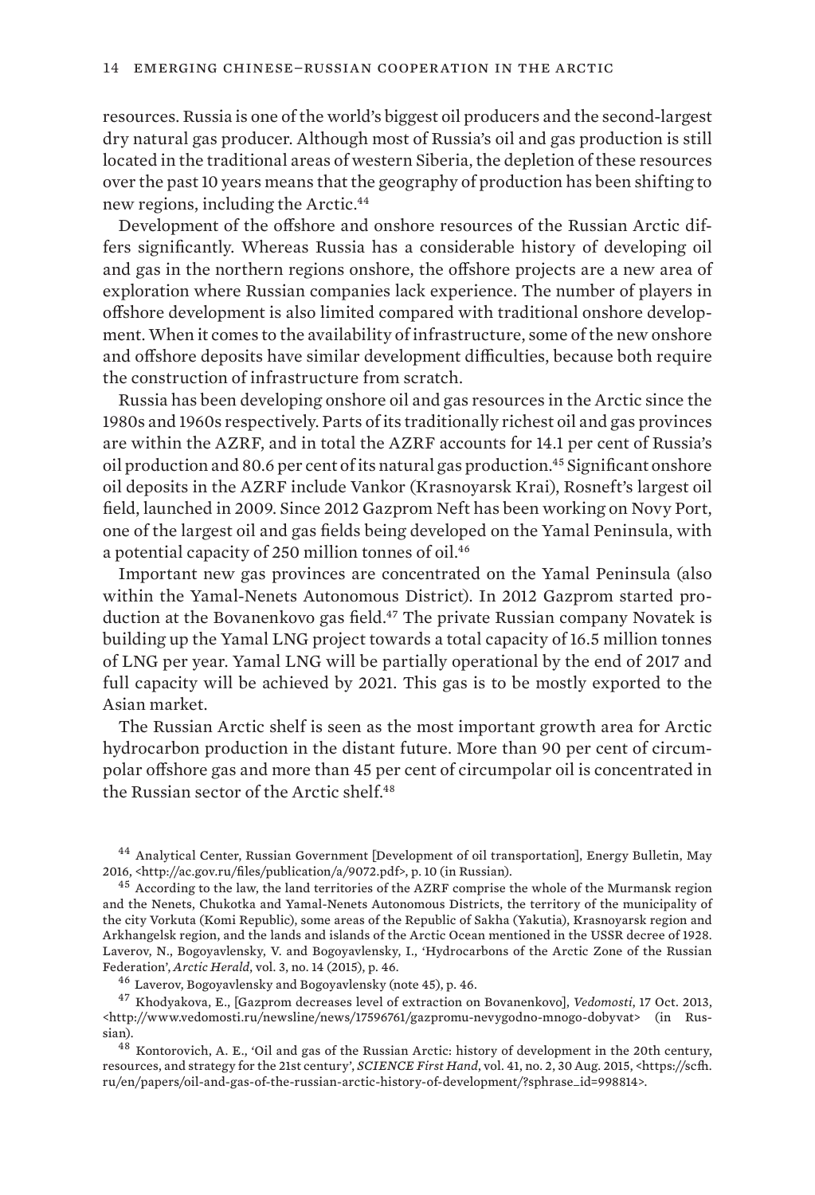resources. Russia is one of the world's biggest oil producers and the second-largest dry natural gas producer. Although most of Russia's oil and gas production is still located in the traditional areas of western Siberia, the depletion of these resources over the past 10 years means that the geography of production has been shifting to new regions, including the Arctic.[44]

Development of the offshore and onshore resources of the Russian Arctic differs significantly. Whereas Russia has a considerable history of developing oil and gas in the northern regions onshore, the offshore projects are a new area of exploration where Russian companies lack experience. The number of players in offshore development is also limited compared with traditional onshore development. When it comes to the availability of infrastructure, some of the new onshore and offshore deposits have similar development difficulties, because both require the construction of infrastructure from scratch.

Russia has been developing onshore oil and gas resources in the Arctic since the 1980s and 1960s respectively. Parts of its traditionally richest oil and gas provinces are within the AZRF, and in total the AZRF accounts for 14.1 per cent of Russia's oil production and 80.6 per cent of its natural gas production.[45] Significant onshore oil deposits in the AZRF include Vankor (Krasnoyarsk Krai), Rosneft's largest oil field, launched in 2009. Since 2012 Gazprom Neft has been working on Novy Port, one of the largest oil and gas fields being developed on the Yamal Peninsula, with a potential capacity of 250 million tonnes of oil.[46]

Important new gas provinces are concentrated on the Yamal Peninsula (also within the Yamal-Nenets Autonomous District). In 2012 Gazprom started production at the Bovanenkovo gas field.[47] The private Russian company Novatek is building up the Yamal LNG project towards a total capacity of 16.5 million tonnes of LNG per year. Yamal LNG will be partially operational by the end of 2017 and full capacity will be achieved by 2021. This gas is to be mostly exported to the Asian market.

The Russian Arctic shelf is seen as the most important growth area for Arctic hydrocarbon production in the distant future. More than 90 per cent of circumpolar offshore gas and more than 45 per cent of circumpolar oil is concentrated in the Russian sector of the Arctic shelf.[48]

[44] Analytical Center, Russian Government [Development of oil transportation], Energy Bulletin, May 2016, <http://ac.gov.ru/files/publication/a/9072.pdf>, p. 10 (in Russian).

[45] According to the law, the land territories of the AZRF comprise the whole of the Murmansk region and the Nenets, Chukotka and Yamal-Nenets Autonomous Districts, the territory of the municipality of the city Vorkuta (Komi Republic), some areas of the Republic of Sakha (Yakutia), Krasnoyarsk region and Arkhangelsk region, and the lands and islands of the Arctic Ocean mentioned in the USSR decree of 1928. Laverov, N., Bogoyavlensky, V. and Bogoyavlensky, I., 'Hydrocarbons of the Arctic Zone of the Russian Federation', *Arctic Herald*, vol. 3, no. 14 (2015), p. 46.

[46] Laverov, Bogoyavlensky and Bogoyavlensky (note 45), p. 46.

[47] Khodyakova, E., [Gazprom decreases level of extraction on Bovanenkovo], *Vedomosti*, 17 Oct. 2013, <http://www.vedomosti.ru/newsline/news/17596761/gazpromu-nevygodno-mnogo-dobyvat> (in Russian).

[48] Kontorovich, A. E., 'Oil and gas of the Russian Arctic: history of development in the 20th century, resources, and strategy for the 21st century', *SCIENCE First Hand*, vol. 41, no. 2, 30 Aug. 2015, <https://scfh.ru/en/papers/oil-and-gas-of-the-russian-arctic-history-of-development/?sphrase_id=998814>.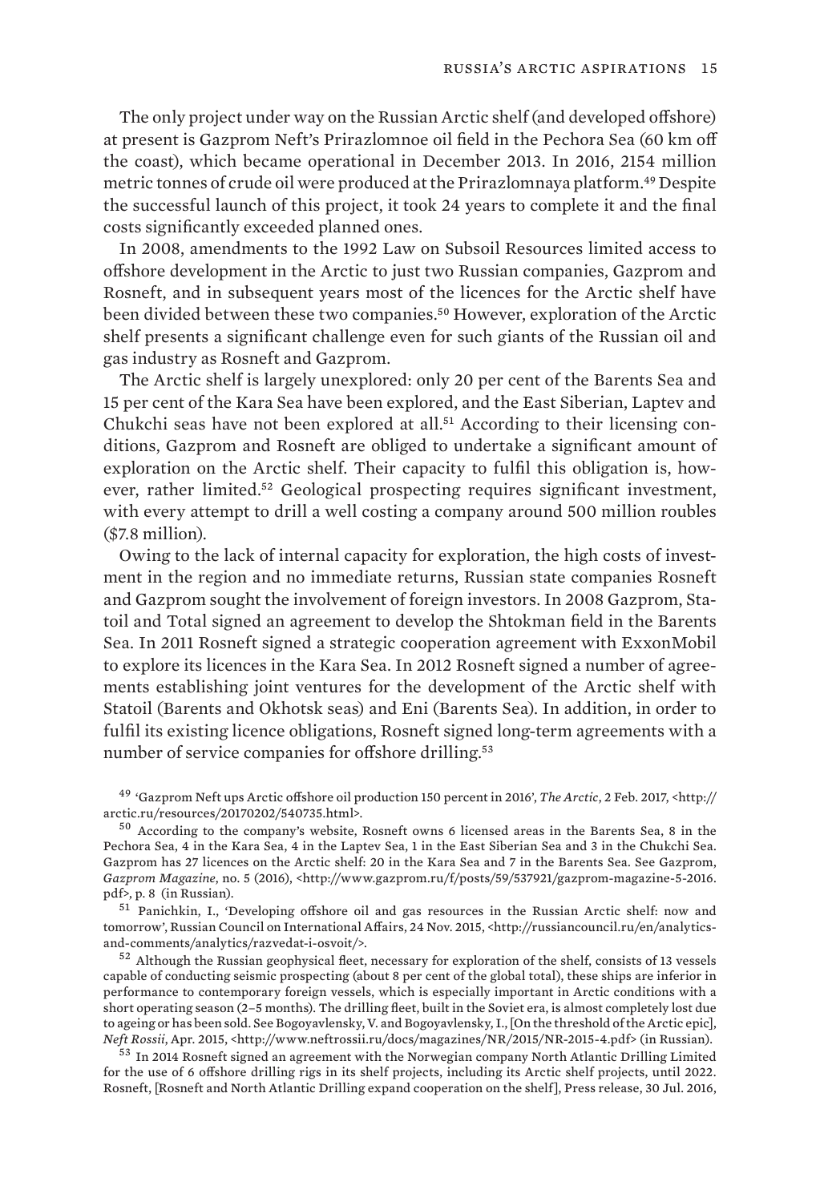The only project under way on the Russian Arctic shelf (and developed offshore) at present is Gazprom Neft's Prirazlomnoe oil field in the Pechora Sea (60 km off the coast), which became operational in December 2013. In 2016, 2154 million metric tonnes of crude oil were produced at the Prirazlomnaya platform.[49] Despite the successful launch of this project, it took 24 years to complete it and the final costs significantly exceeded planned ones.

In 2008, amendments to the 1992 Law on Subsoil Resources limited access to offshore development in the Arctic to just two Russian companies, Gazprom and Rosneft, and in subsequent years most of the licences for the Arctic shelf have been divided between these two companies.[50] However, exploration of the Arctic shelf presents a significant challenge even for such giants of the Russian oil and gas industry as Rosneft and Gazprom.

The Arctic shelf is largely unexplored: only 20 per cent of the Barents Sea and 15 per cent of the Kara Sea have been explored, and the East Siberian, Laptev and Chukchi seas have not been explored at all.[51] According to their licensing conditions, Gazprom and Rosneft are obliged to undertake a significant amount of exploration on the Arctic shelf. Their capacity to fulfil this obligation is, however, rather limited.[52] Geological prospecting requires significant investment, with every attempt to drill a well costing a company around 500 million roubles ($7.8 million).

Owing to the lack of internal capacity for exploration, the high costs of investment in the region and no immediate returns, Russian state companies Rosneft and Gazprom sought the involvement of foreign investors. In 2008 Gazprom, Statoil and Total signed an agreement to develop the Shtokman field in the Barents Sea. In 2011 Rosneft signed a strategic cooperation agreement with ExxonMobil to explore its licences in the Kara Sea. In 2012 Rosneft signed a number of agreements establishing joint ventures for the development of the Arctic shelf with Statoil (Barents and Okhotsk seas) and Eni (Barents Sea). In addition, in order to fulfil its existing licence obligations, Rosneft signed long-term agreements with a number of service companies for offshore drilling.[53]

[49] 'Gazprom Neft ups Arctic offshore oil production 150 percent in 2016', *The Arctic*, 2 Feb. 2017, <http://arctic.ru/resources/20170202/540735.html>.

[50] According to the company's website, Rosneft owns 6 licensed areas in the Barents Sea, 8 in the Pechora Sea, 4 in the Kara Sea, 4 in the Laptev Sea, 1 in the East Siberian Sea and 3 in the Chukchi Sea. Gazprom has 27 licences on the Arctic shelf: 20 in the Kara Sea and 7 in the Barents Sea. See Gazprom, *Gazprom Magazine*, no. 5 (2016), <http://www.gazprom.ru/f/posts/59/537921/gazprom-magazine-5-2016.pdf>, p. 8 (in Russian).

[51] Panichkin, I., 'Developing offshore oil and gas resources in the Russian Arctic shelf: now and tomorrow', Russian Council on International Affairs, 24 Nov. 2015, <http://russiancouncil.ru/en/analytics-and-comments/analytics/razvedat-i-osvoit/>.

[52] Although the Russian geophysical fleet, necessary for exploration of the shelf, consists of 13 vessels capable of conducting seismic prospecting (about 8 per cent of the global total), these ships are inferior in performance to contemporary foreign vessels, which is especially important in Arctic conditions with a short operating season (2–5 months). The drilling fleet, built in the Soviet era, is almost completely lost due to ageing or has been sold. See Bogoyavlensky, V. and Bogoyavlensky, I., [On the threshold of the Arctic epic], *Neft Rossii*, Apr. 2015, <http://www.neftrossii.ru/docs/magazines/NR/2015/NR-2015-4.pdf> (in Russian).

[53] In 2014 Rosneft signed an agreement with the Norwegian company North Atlantic Drilling Limited for the use of 6 offshore drilling rigs in its shelf projects, including its Arctic shelf projects, until 2022. Rosneft, [Rosneft and North Atlantic Drilling expand cooperation on the shelf], Press release, 30 Jul. 2016,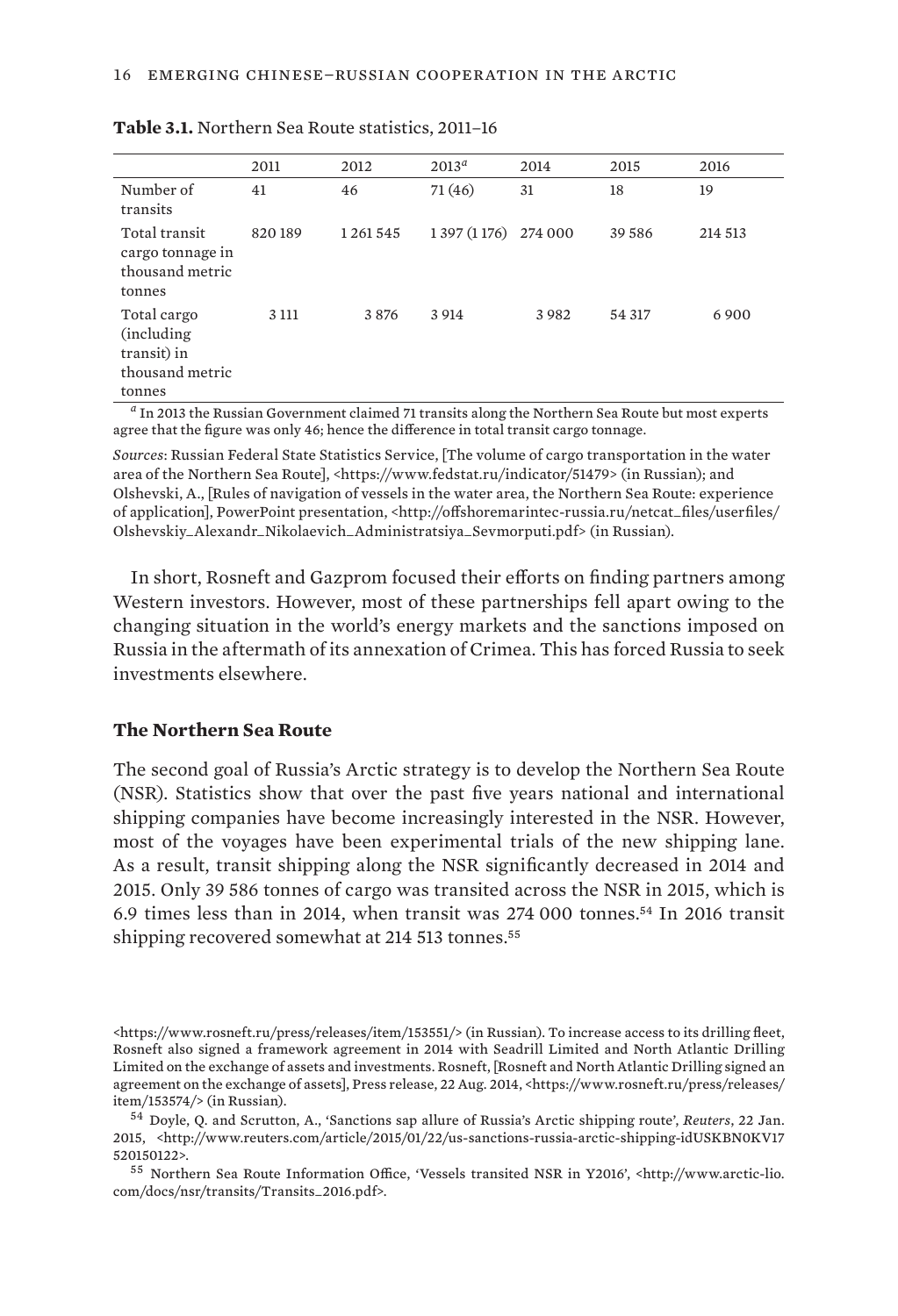**Table 3.1.** Northern Sea Route statistics, 2011–16

| | 2011 | 2012 | 2013[a] | 2014 | 2015 | 2016 |
|---|---|---|---|---|---|---|
| Number of transits | 41 | 46 | 71 (46) | 31 | 18 | 19 |
| Total transit cargo tonnage in thousand metric tonnes | 820 189 | 1 261 545 | 1 397 (1 176) | 274 000 | 39 586 | 214 513 |
| Total cargo (including transit) in thousand metric tonnes | 3 111 | 3 876 | 3 914 | 3 982 | 54 317 | 6 900 |

[a] In 2013 the Russian Government claimed 71 transits along the Northern Sea Route but most experts agree that the figure was only 46; hence the difference in total transit cargo tonnage.

*Sources*: Russian Federal State Statistics Service, [The volume of cargo transportation in the water area of the Northern Sea Route], <https://www.fedstat.ru/indicator/51479> (in Russian); and Olshevski, A., [Rules of navigation of vessels in the water area, the Northern Sea Route: experience of application], PowerPoint presentation, <http://offshoremarintec-russia.ru/netcat_files/userfiles/Olshevskiy_Alexandr_Nikolaevich_Administratsiya_Sevmorputi.pdf> (in Russian).

In short, Rosneft and Gazprom focused their efforts on finding partners among Western investors. However, most of these partnerships fell apart owing to the changing situation in the world's energy markets and the sanctions imposed on Russia in the aftermath of its annexation of Crimea. This has forced Russia to seek investments elsewhere.

### The Northern Sea Route

The second goal of Russia's Arctic strategy is to develop the Northern Sea Route (NSR). Statistics show that over the past five years national and international shipping companies have become increasingly interested in the NSR. However, most of the voyages have been experimental trials of the new shipping lane. As a result, transit shipping along the NSR significantly decreased in 2014 and 2015. Only 39 586 tonnes of cargo was transited across the NSR in 2015, which is 6.9 times less than in 2014, when transit was 274 000 tonnes.[54] In 2016 transit shipping recovered somewhat at 214 513 tonnes.[55]

<https://www.rosneft.ru/press/releases/item/153551/> (in Russian). To increase access to its drilling fleet, Rosneft also signed a framework agreement in 2014 with Seadrill Limited and North Atlantic Drilling Limited on the exchange of assets and investments. Rosneft, [Rosneft and North Atlantic Drilling signed an agreement on the exchange of assets], Press release, 22 Aug. 2014, <https://www.rosneft.ru/press/releases/item/153574/> (in Russian).

[54] Doyle, Q. and Scrutton, A., 'Sanctions sap allure of Russia's Arctic shipping route', *Reuters*, 22 Jan. 2015, <http://www.reuters.com/article/2015/01/22/us-sanctions-russia-arctic-shipping-idUSKBN0KV17520150122>.

[55] Northern Sea Route Information Office, 'Vessels transited NSR in Y2016', <http://www.arctic-lio.com/docs/nsr/transits/Transits_2016.pdf>.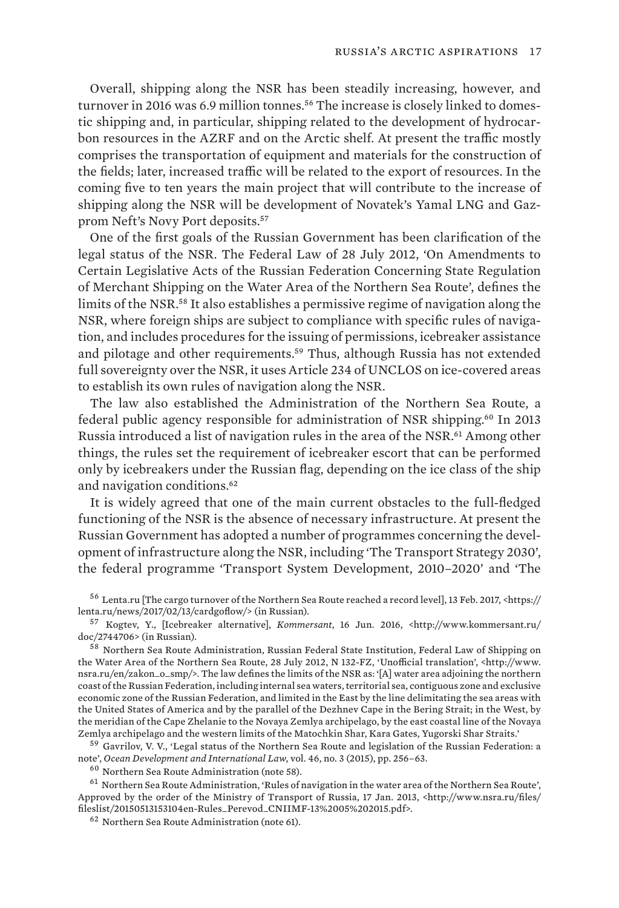Overall, shipping along the NSR has been steadily increasing, however, and turnover in 2016 was 6.9 million tonnes.[56] The increase is closely linked to domestic shipping and, in particular, shipping related to the development of hydrocarbon resources in the AZRF and on the Arctic shelf. At present the traffic mostly comprises the transportation of equipment and materials for the construction of the fields; later, increased traffic will be related to the export of resources. In the coming five to ten years the main project that will contribute to the increase of shipping along the NSR will be development of Novatek's Yamal LNG and Gazprom Neft's Novy Port deposits.[57]

One of the first goals of the Russian Government has been clarification of the legal status of the NSR. The Federal Law of 28 July 2012, 'On Amendments to Certain Legislative Acts of the Russian Federation Concerning State Regulation of Merchant Shipping on the Water Area of the Northern Sea Route', defines the limits of the NSR.[58] It also establishes a permissive regime of navigation along the NSR, where foreign ships are subject to compliance with specific rules of navigation, and includes procedures for the issuing of permissions, icebreaker assistance and pilotage and other requirements.[59] Thus, although Russia has not extended full sovereignty over the NSR, it uses Article 234 of UNCLOS on ice-covered areas to establish its own rules of navigation along the NSR.

The law also established the Administration of the Northern Sea Route, a federal public agency responsible for administration of NSR shipping.[60] In 2013 Russia introduced a list of navigation rules in the area of the NSR.[61] Among other things, the rules set the requirement of icebreaker escort that can be performed only by icebreakers under the Russian flag, depending on the ice class of the ship and navigation conditions.[62]

It is widely agreed that one of the main current obstacles to the full-fledged functioning of the NSR is the absence of necessary infrastructure. At present the Russian Government has adopted a number of programmes concerning the development of infrastructure along the NSR, including 'The Transport Strategy 2030', the federal programme 'Transport System Development, 2010–2020' and 'The

---

[56] Lenta.ru [The cargo turnover of the Northern Sea Route reached a record level], 13 Feb. 2017, <https://lenta.ru/news/2017/02/13/cardgoflow/> (in Russian).

[57] Kogtev, Y., [Icebreaker alternative], *Kommersant*, 16 Jun. 2016, <http://www.kommersant.ru/doc/2744706> (in Russian).

[58] Northern Sea Route Administration, Russian Federal State Institution, Federal Law of Shipping on the Water Area of the Northern Sea Route, 28 July 2012, N 132-FZ, 'Unofficial translation', <http://www.nsra.ru/en/zakon_o_smp/>. The law defines the limits of the NSR as: '[A] water area adjoining the northern coast of the Russian Federation, including internal sea waters, territorial sea, contiguous zone and exclusive economic zone of the Russian Federation, and limited in the East by the line delimitating the sea areas with the United States of America and by the parallel of the Dezhnev Cape in the Bering Strait; in the West, by the meridian of the Cape Zhelanie to the Novaya Zemlya archipelago, by the east coastal line of the Novaya Zemlya archipelago and the western limits of the Matochkin Shar, Kara Gates, Yugorski Shar Straits.'

[59] Gavrilov, V. V., 'Legal status of the Northern Sea Route and legislation of the Russian Federation: a note', *Ocean Development and International Law*, vol. 46, no. 3 (2015), pp. 256–63.

[60] Northern Sea Route Administration (note 58).

[61] Northern Sea Route Administration, 'Rules of navigation in the water area of the Northern Sea Route', Approved by the order of the Ministry of Transport of Russia, 17 Jan. 2013, <http://www.nsra.ru/files/fileslist/20150513153104en-Rules_Perevod_CNIIMF-13%2005%202015.pdf>.

[62] Northern Sea Route Administration (note 61).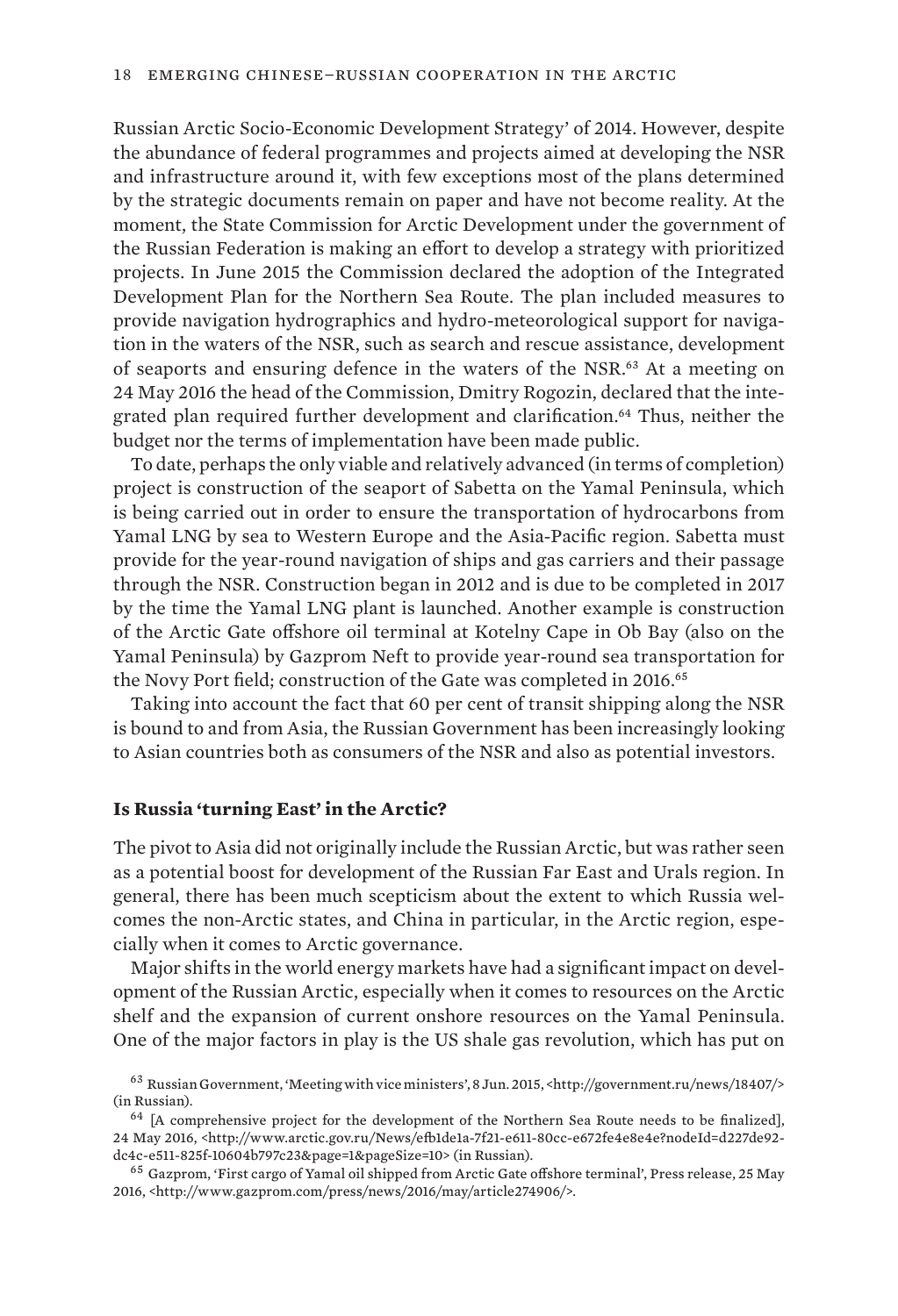Russian Arctic Socio-Economic Development Strategy' of 2014. However, despite the abundance of federal programmes and projects aimed at developing the NSR and infrastructure around it, with few exceptions most of the plans determined by the strategic documents remain on paper and have not become reality. At the moment, the State Commission for Arctic Development under the government of the Russian Federation is making an effort to develop a strategy with prioritized projects. In June 2015 the Commission declared the adoption of the Integrated Development Plan for the Northern Sea Route. The plan included measures to provide navigation hydrographics and hydro-meteorological support for navigation in the waters of the NSR, such as search and rescue assistance, development of seaports and ensuring defence in the waters of the NSR.[63] At a meeting on 24 May 2016 the head of the Commission, Dmitry Rogozin, declared that the integrated plan required further development and clarification.[64] Thus, neither the budget nor the terms of implementation have been made public.

To date, perhaps the only viable and relatively advanced (in terms of completion) project is construction of the seaport of Sabetta on the Yamal Peninsula, which is being carried out in order to ensure the transportation of hydrocarbons from Yamal LNG by sea to Western Europe and the Asia-Pacific region. Sabetta must provide for the year-round navigation of ships and gas carriers and their passage through the NSR. Construction began in 2012 and is due to be completed in 2017 by the time the Yamal LNG plant is launched. Another example is construction of the Arctic Gate offshore oil terminal at Kotelny Cape in Ob Bay (also on the Yamal Peninsula) by Gazprom Neft to provide year-round sea transportation for the Novy Port field; construction of the Gate was completed in 2016.[65]

Taking into account the fact that 60 per cent of transit shipping along the NSR is bound to and from Asia, the Russian Government has been increasingly looking to Asian countries both as consumers of the NSR and also as potential investors.

### Is Russia 'turning East' in the Arctic?

The pivot to Asia did not originally include the Russian Arctic, but was rather seen as a potential boost for development of the Russian Far East and Urals region. In general, there has been much scepticism about the extent to which Russia welcomes the non-Arctic states, and China in particular, in the Arctic region, especially when it comes to Arctic governance.

Major shifts in the world energy markets have had a significant impact on development of the Russian Arctic, especially when it comes to resources on the Arctic shelf and the expansion of current onshore resources on the Yamal Peninsula. One of the major factors in play is the US shale gas revolution, which has put on

[63] Russian Government, 'Meeting with vice ministers', 8 Jun. 2015, <http://government.ru/news/18407/> (in Russian).

[64] [A comprehensive project for the development of the Northern Sea Route needs to be finalized], 24 May 2016, <http://www.arctic.gov.ru/News/efb1de1a-7f21-e611-80cc-e672fe4e8e4e?nodeId=d227de92-dc4c-e511-825f-10604b797c23&page=1&pageSize=10> (in Russian).

[65] Gazprom, 'First cargo of Yamal oil shipped from Arctic Gate offshore terminal', Press release, 25 May 2016, <http://www.gazprom.com/press/news/2016/may/article274906/>.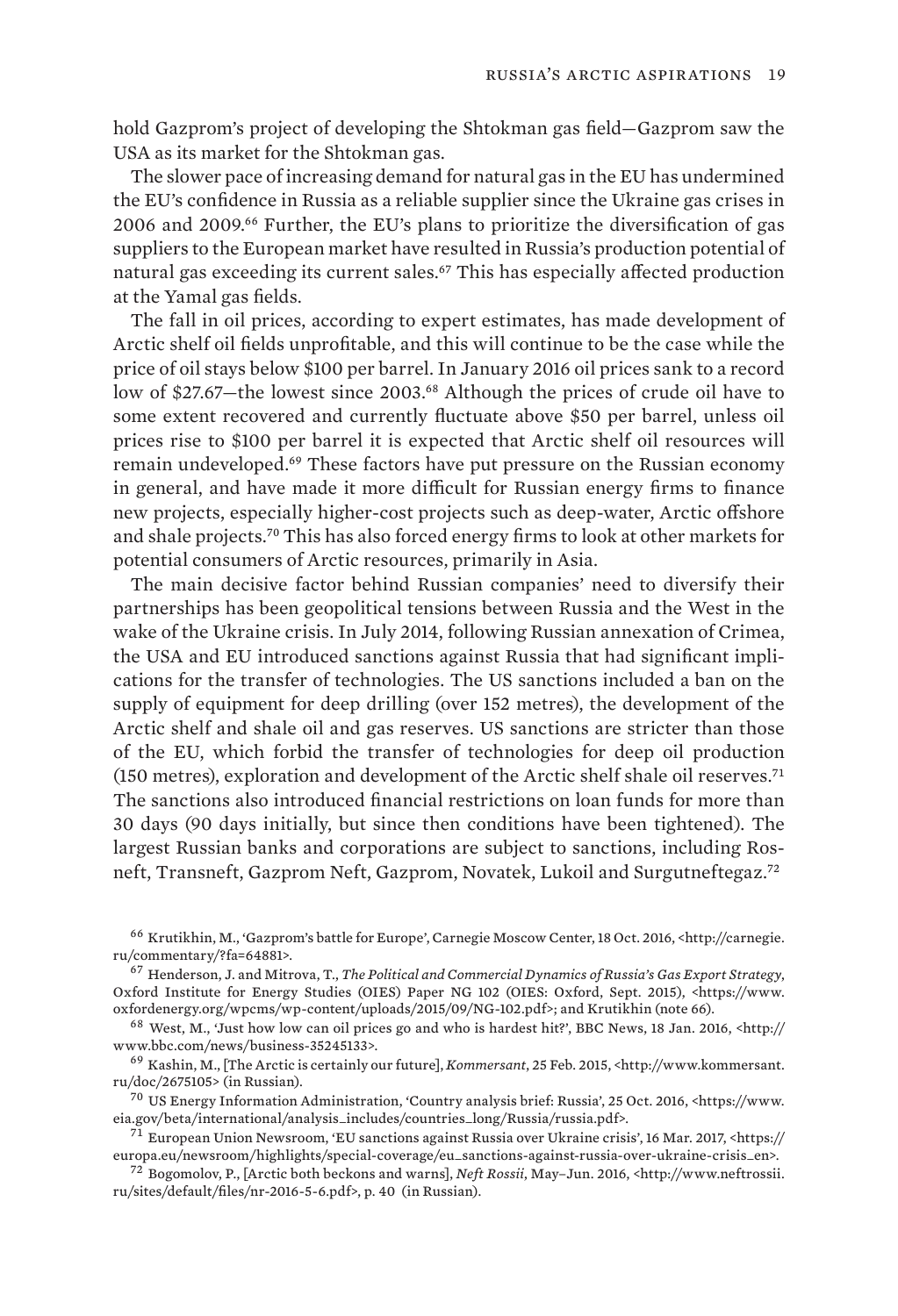hold Gazprom's project of developing the Shtokman gas field—Gazprom saw the USA as its market for the Shtokman gas.

The slower pace of increasing demand for natural gas in the EU has undermined the EU's confidence in Russia as a reliable supplier since the Ukraine gas crises in 2006 and 2009.[66] Further, the EU's plans to prioritize the diversification of gas suppliers to the European market have resulted in Russia's production potential of natural gas exceeding its current sales.[67] This has especially affected production at the Yamal gas fields.

The fall in oil prices, according to expert estimates, has made development of Arctic shelf oil fields unprofitable, and this will continue to be the case while the price of oil stays below $100 per barrel. In January 2016 oil prices sank to a record low of $27.67—the lowest since 2003.[68] Although the prices of crude oil have to some extent recovered and currently fluctuate above $50 per barrel, unless oil prices rise to $100 per barrel it is expected that Arctic shelf oil resources will remain undeveloped.[69] These factors have put pressure on the Russian economy in general, and have made it more difficult for Russian energy firms to finance new projects, especially higher-cost projects such as deep-water, Arctic offshore and shale projects.[70] This has also forced energy firms to look at other markets for potential consumers of Arctic resources, primarily in Asia.

The main decisive factor behind Russian companies' need to diversify their partnerships has been geopolitical tensions between Russia and the West in the wake of the Ukraine crisis. In July 2014, following Russian annexation of Crimea, the USA and EU introduced sanctions against Russia that had significant implications for the transfer of technologies. The US sanctions included a ban on the supply of equipment for deep drilling (over 152 metres), the development of the Arctic shelf and shale oil and gas reserves. US sanctions are stricter than those of the EU, which forbid the transfer of technologies for deep oil production (150 metres), exploration and development of the Arctic shelf shale oil reserves.[71] The sanctions also introduced financial restrictions on loan funds for more than 30 days (90 days initially, but since then conditions have been tightened). The largest Russian banks and corporations are subject to sanctions, including Rosneft, Transneft, Gazprom Neft, Gazprom, Novatek, Lukoil and Surgutneftegaz.[72]

---

[66] Krutikhin, M., 'Gazprom's battle for Europe', Carnegie Moscow Center, 18 Oct. 2016, <http://carnegie.ru/commentary/?fa=64881>.

[67] Henderson, J. and Mitrova, T., *The Political and Commercial Dynamics of Russia's Gas Export Strategy*, Oxford Institute for Energy Studies (OIES) Paper NG 102 (OIES: Oxford, Sept. 2015), <https://www.oxfordenergy.org/wpcms/wp-content/uploads/2015/09/NG-102.pdf>; and Krutikhin (note 66).

[68] West, M., 'Just how low can oil prices go and who is hardest hit?', BBC News, 18 Jan. 2016, <http://www.bbc.com/news/business-35245133>.

[69] Kashin, M., [The Arctic is certainly our future], *Kommersant*, 25 Feb. 2015, <http://www.kommersant.ru/doc/2675105> (in Russian).

[70] US Energy Information Administration, 'Country analysis brief: Russia', 25 Oct. 2016, <https://www.eia.gov/beta/international/analysis_includes/countries_long/Russia/russia.pdf>.

[71] European Union Newsroom, 'EU sanctions against Russia over Ukraine crisis', 16 Mar. 2017, <https://europa.eu/newsroom/highlights/special-coverage/eu_sanctions-against-russia-over-ukraine-crisis_en>.

[72] Bogomolov, P., [Arctic both beckons and warns], *Neft Rossii*, May–Jun. 2016, <http://www.neftrossii.ru/sites/default/files/nr-2016-5-6.pdf>, p. 40 (in Russian).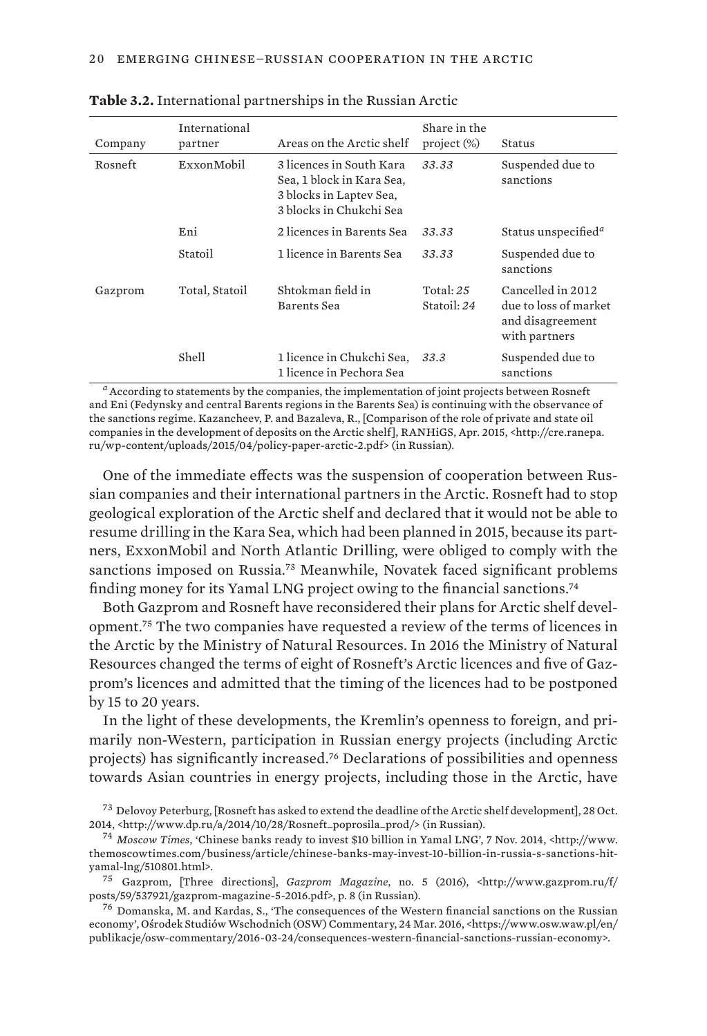**Table 3.2.** International partnerships in the Russian Arctic

| Company | International partner | Areas on the Arctic shelf | Share in the project (%) | Status |
|---|---|---|---|---|
| Rosneft | ExxonMobil | 3 licences in South Kara Sea, 1 block in Kara Sea, 3 blocks in Laptev Sea, 3 blocks in Chukchi Sea | *33.33* | Suspended due to sanctions |
| | Eni | 2 licences in Barents Sea | *33.33* | Status unspecified[a] |
| | Statoil | 1 licence in Barents Sea | *33.33* | Suspended due to sanctions |
| Gazprom | Total, Statoil | Shtokman field in Barents Sea | Total: *25* Statoil: *24* | Cancelled in 2012 due to loss of market and disagreement with partners |
| | Shell | 1 licence in Chukchi Sea, 1 licence in Pechora Sea | *33.3* | Suspended due to sanctions |

[a] According to statements by the companies, the implementation of joint projects between Rosneft and Eni (Fedynsky and central Barents regions in the Barents Sea) is continuing with the observance of the sanctions regime. Kazancheev, P. and Bazaleva, R., [Comparison of the role of private and state oil companies in the development of deposits on the Arctic shelf], RANHiGS, Apr. 2015, <http://cre.ranepa.ru/wp-content/uploads/2015/04/policy-paper-arctic-2.pdf> (in Russian).

One of the immediate effects was the suspension of cooperation between Russian companies and their international partners in the Arctic. Rosneft had to stop geological exploration of the Arctic shelf and declared that it would not be able to resume drilling in the Kara Sea, which had been planned in 2015, because its partners, ExxonMobil and North Atlantic Drilling, were obliged to comply with the sanctions imposed on Russia.[73] Meanwhile, Novatek faced significant problems finding money for its Yamal LNG project owing to the financial sanctions.[74]

Both Gazprom and Rosneft have reconsidered their plans for Arctic shelf development.[75] The two companies have requested a review of the terms of licences in the Arctic by the Ministry of Natural Resources. In 2016 the Ministry of Natural Resources changed the terms of eight of Rosneft's Arctic licences and five of Gazprom's licences and admitted that the timing of the licences had to be postponed by 15 to 20 years.

In the light of these developments, the Kremlin's openness to foreign, and primarily non-Western, participation in Russian energy projects (including Arctic projects) has significantly increased.[76] Declarations of possibilities and openness towards Asian countries in energy projects, including those in the Arctic, have

[73] Delovoy Peterburg, [Rosneft has asked to extend the deadline of the Arctic shelf development], 28 Oct. 2014, <http://www.dp.ru/a/2014/10/28/Rosneft_poprosila_prod/> (in Russian).

[74] *Moscow Times*, 'Chinese banks ready to invest $10 billion in Yamal LNG', 7 Nov. 2014, <http://www.themoscowtimes.com/business/article/chinese-banks-may-invest-10-billion-in-russia-s-sanctions-hit-yamal-lng/510801.html>.

[75] Gazprom, [Three directions], *Gazprom Magazine*, no. 5 (2016), <http://www.gazprom.ru/f/posts/59/537921/gazprom-magazine-5-2016.pdf>, p. 8 (in Russian).

[76] Domanska, M. and Kardas, S., 'The consequences of the Western financial sanctions on the Russian economy', Ośrodek Studiów Wschodnich (OSW) Commentary, 24 Mar. 2016, <https://www.osw.waw.pl/en/publikacje/osw-commentary/2016-03-24/consequences-western-financial-sanctions-russian-economy>.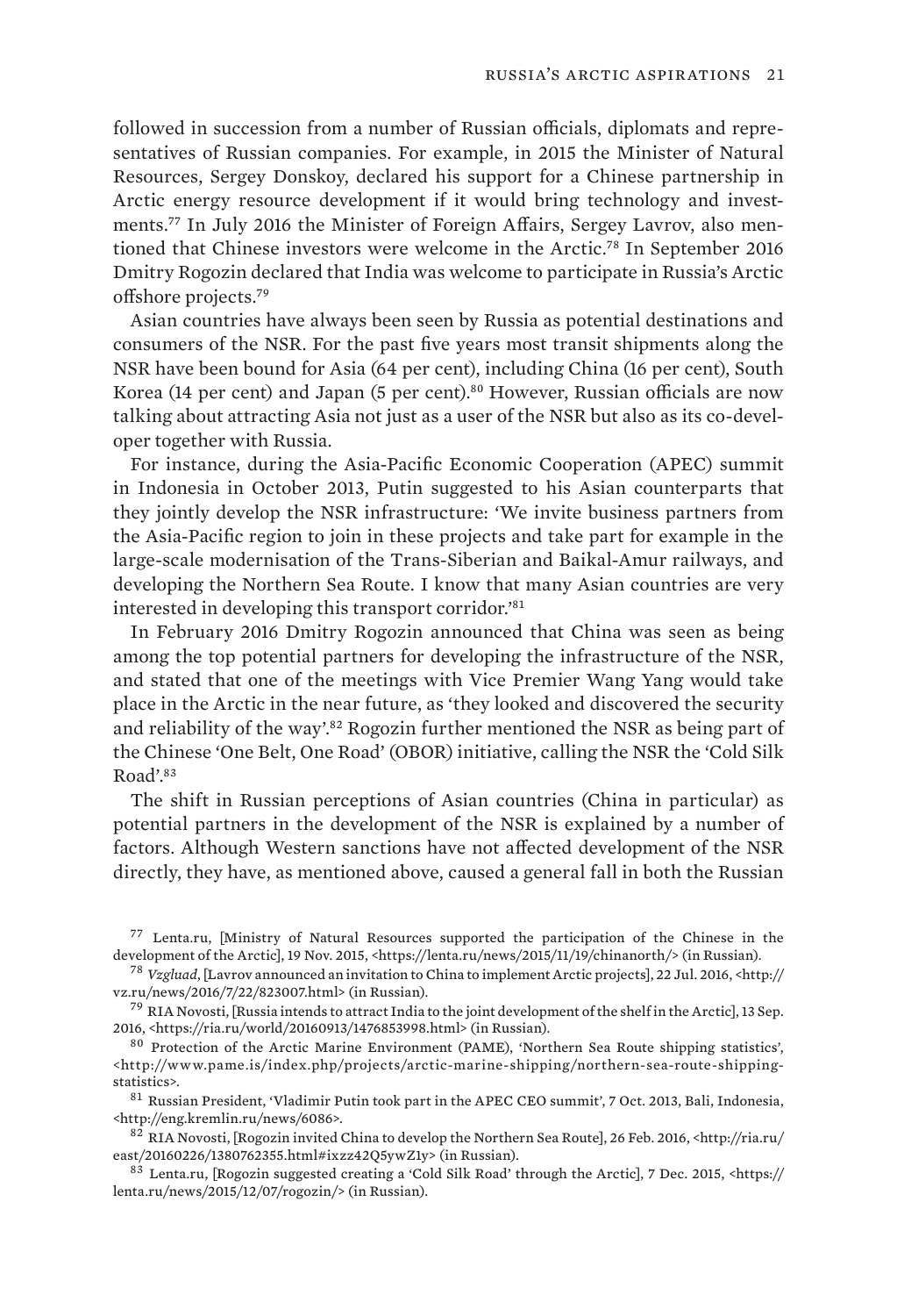followed in succession from a number of Russian officials, diplomats and representatives of Russian companies. For example, in 2015 the Minister of Natural Resources, Sergey Donskoy, declared his support for a Chinese partnership in Arctic energy resource development if it would bring technology and investments.[77] In July 2016 the Minister of Foreign Affairs, Sergey Lavrov, also mentioned that Chinese investors were welcome in the Arctic.[78] In September 2016 Dmitry Rogozin declared that India was welcome to participate in Russia's Arctic offshore projects.[79]

Asian countries have always been seen by Russia as potential destinations and consumers of the NSR. For the past five years most transit shipments along the NSR have been bound for Asia (64 per cent), including China (16 per cent), South Korea (14 per cent) and Japan (5 per cent).[80] However, Russian officials are now talking about attracting Asia not just as a user of the NSR but also as its co-developer together with Russia.

For instance, during the Asia-Pacific Economic Cooperation (APEC) summit in Indonesia in October 2013, Putin suggested to his Asian counterparts that they jointly develop the NSR infrastructure: 'We invite business partners from the Asia-Pacific region to join in these projects and take part for example in the large-scale modernisation of the Trans-Siberian and Baikal-Amur railways, and developing the Northern Sea Route. I know that many Asian countries are very interested in developing this transport corridor.'[81]

In February 2016 Dmitry Rogozin announced that China was seen as being among the top potential partners for developing the infrastructure of the NSR, and stated that one of the meetings with Vice Premier Wang Yang would take place in the Arctic in the near future, as 'they looked and discovered the security and reliability of the way'.[82] Rogozin further mentioned the NSR as being part of the Chinese 'One Belt, One Road' (OBOR) initiative, calling the NSR the 'Cold Silk Road'.[83]

The shift in Russian perceptions of Asian countries (China in particular) as potential partners in the development of the NSR is explained by a number of factors. Although Western sanctions have not affected development of the NSR directly, they have, as mentioned above, caused a general fall in both the Russian

---

[77] Lenta.ru, [Ministry of Natural Resources supported the participation of the Chinese in the development of the Arctic], 19 Nov. 2015, <https://lenta.ru/news/2015/11/19/chinanorth/> (in Russian).

[78] *Vzgluad*, [Lavrov announced an invitation to China to implement Arctic projects], 22 Jul. 2016, <http://vz.ru/news/2016/7/22/823007.html> (in Russian).

[79] RIA Novosti, [Russia intends to attract India to the joint development of the shelf in the Arctic], 13 Sep. 2016, <https://ria.ru/world/20160913/1476853998.html> (in Russian).

[80] Protection of the Arctic Marine Environment (PAME), 'Northern Sea Route shipping statistics', <http://www.pame.is/index.php/projects/arctic-marine-shipping/northern-sea-route-shipping-statistics>.

[81] Russian President, 'Vladimir Putin took part in the APEC CEO summit', 7 Oct. 2013, Bali, Indonesia, <http://eng.kremlin.ru/news/6086>.

[82] RIA Novosti, [Rogozin invited China to develop the Northern Sea Route], 26 Feb. 2016, <http://ria.ru/east/20160226/1380762355.html#ixzz42Q5ywZ1y> (in Russian).

[83] Lenta.ru, [Rogozin suggested creating a 'Cold Silk Road' through the Arctic], 7 Dec. 2015, <https://lenta.ru/news/2015/12/07/rogozin/> (in Russian).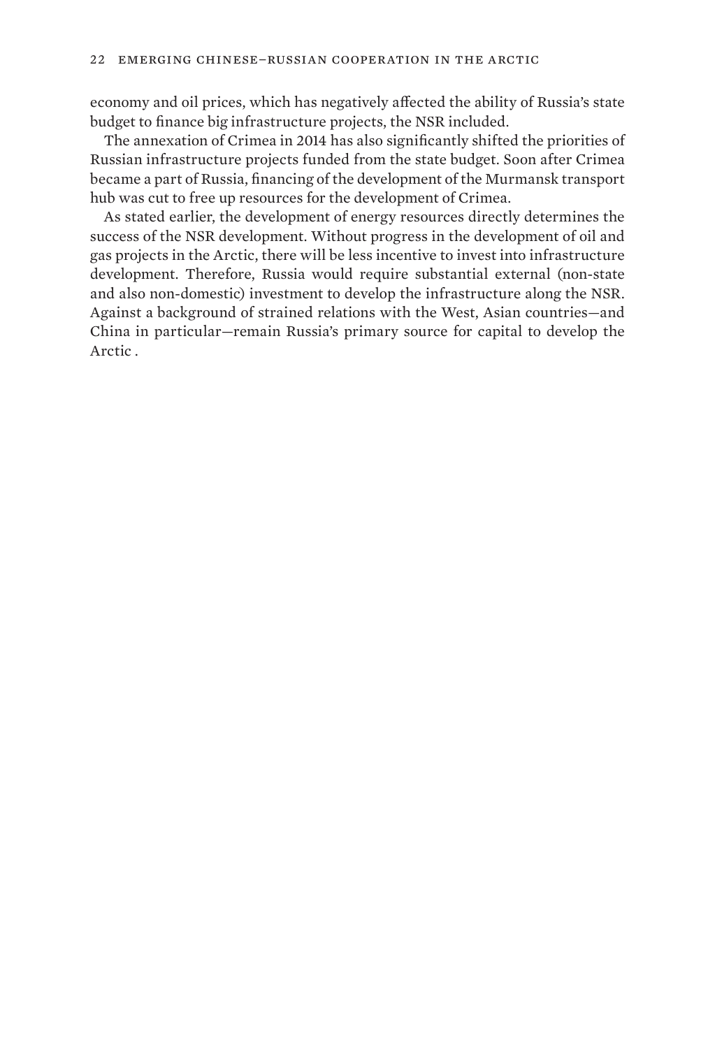economy and oil prices, which has negatively affected the ability of Russia's state budget to finance big infrastructure projects, the NSR included.

The annexation of Crimea in 2014 has also significantly shifted the priorities of Russian infrastructure projects funded from the state budget. Soon after Crimea became a part of Russia, financing of the development of the Murmansk transport hub was cut to free up resources for the development of Crimea.

As stated earlier, the development of energy resources directly determines the success of the NSR development. Without progress in the development of oil and gas projects in the Arctic, there will be less incentive to invest into infrastructure development. Therefore, Russia would require substantial external (non-state and also non-domestic) investment to develop the infrastructure along the NSR. Against a background of strained relations with the West, Asian countries—and China in particular—remain Russia's primary source for capital to develop the Arctic .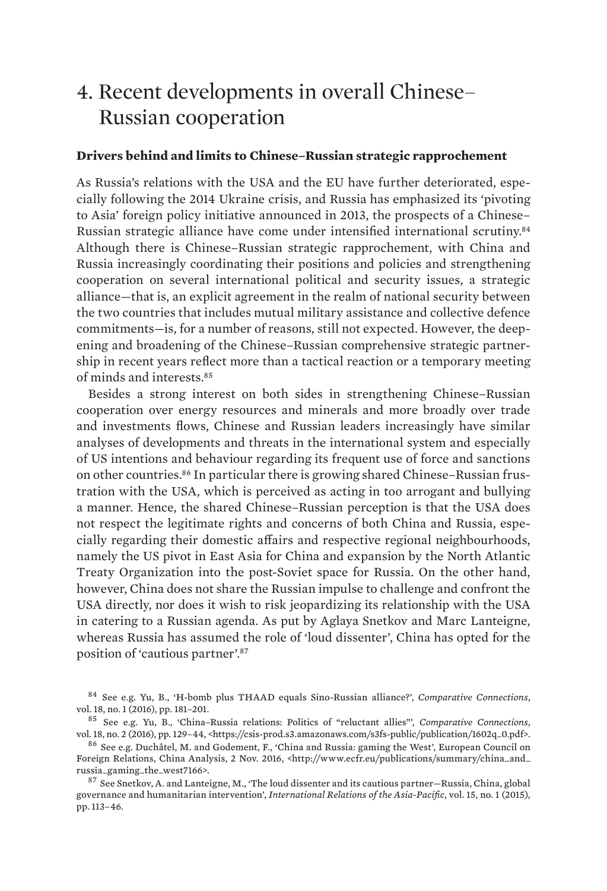# 4. Recent developments in overall Chinese–Russian cooperation

### Drivers behind and limits to Chinese–Russian strategic rapprochement

As Russia's relations with the USA and the EU have further deteriorated, especially following the 2014 Ukraine crisis, and Russia has emphasized its 'pivoting to Asia' foreign policy initiative announced in 2013, the prospects of a Chinese–Russian strategic alliance have come under intensified international scrutiny.[84] Although there is Chinese–Russian strategic rapprochement, with China and Russia increasingly coordinating their positions and policies and strengthening cooperation on several international political and security issues, a strategic alliance—that is, an explicit agreement in the realm of national security between the two countries that includes mutual military assistance and collective defence commitments—is, for a number of reasons, still not expected. However, the deepening and broadening of the Chinese–Russian comprehensive strategic partnership in recent years reflect more than a tactical reaction or a temporary meeting of minds and interests.[85]

Besides a strong interest on both sides in strengthening Chinese–Russian cooperation over energy resources and minerals and more broadly over trade and investments flows, Chinese and Russian leaders increasingly have similar analyses of developments and threats in the international system and especially of US intentions and behaviour regarding its frequent use of force and sanctions on other countries.[86] In particular there is growing shared Chinese–Russian frustration with the USA, which is perceived as acting in too arrogant and bullying a manner. Hence, the shared Chinese–Russian perception is that the USA does not respect the legitimate rights and concerns of both China and Russia, especially regarding their domestic affairs and respective regional neighbourhoods, namely the US pivot in East Asia for China and expansion by the North Atlantic Treaty Organization into the post-Soviet space for Russia. On the other hand, however, China does not share the Russian impulse to challenge and confront the USA directly, nor does it wish to risk jeopardizing its relationship with the USA in catering to a Russian agenda. As put by Aglaya Snetkov and Marc Lanteigne, whereas Russia has assumed the role of 'loud dissenter', China has opted for the position of 'cautious partner'.[87]

---

[84] See e.g. Yu, B., 'H-bomb plus THAAD equals Sino-Russian alliance?', *Comparative Connections*, vol. 18, no. 1 (2016), pp. 181–201.

[85] See e.g. Yu, B., 'China–Russia relations: Politics of "reluctant allies"', *Comparative Connections*, vol. 18, no. 2 (2016), pp. 129–44, <https://csis-prod.s3.amazonaws.com/s3fs-public/publication/1602q_0.pdf>.

[86] See e.g. Duchâtel, M. and Godement, F., 'China and Russia: gaming the West', European Council on Foreign Relations, China Analysis, 2 Nov. 2016, <http://www.ecfr.eu/publications/summary/china_and_russia_gaming_the_west7166>.

[87] See Snetkov, A. and Lanteigne, M., 'The loud dissenter and its cautious partner—Russia, China, global governance and humanitarian intervention', *International Relations of the Asia-Pacific*, vol. 15, no. 1 (2015), pp. 113–46.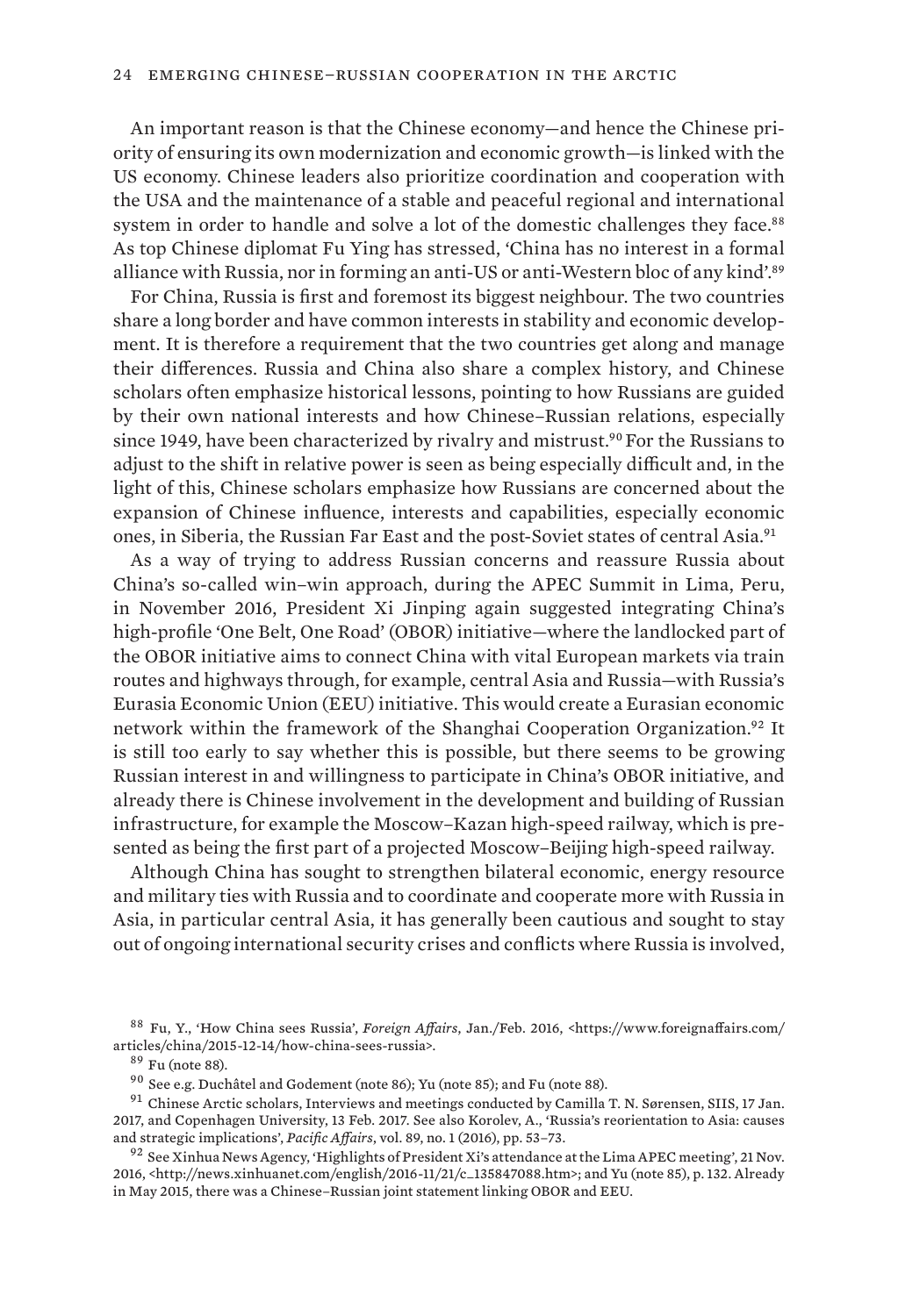An important reason is that the Chinese economy—and hence the Chinese priority of ensuring its own modernization and economic growth—is linked with the US economy. Chinese leaders also prioritize coordination and cooperation with the USA and the maintenance of a stable and peaceful regional and international system in order to handle and solve a lot of the domestic challenges they face.[88] As top Chinese diplomat Fu Ying has stressed, 'China has no interest in a formal alliance with Russia, nor in forming an anti-US or anti-Western bloc of any kind'.[89]

For China, Russia is first and foremost its biggest neighbour. The two countries share a long border and have common interests in stability and economic development. It is therefore a requirement that the two countries get along and manage their differences. Russia and China also share a complex history, and Chinese scholars often emphasize historical lessons, pointing to how Russians are guided by their own national interests and how Chinese–Russian relations, especially since 1949, have been characterized by rivalry and mistrust.[90] For the Russians to adjust to the shift in relative power is seen as being especially difficult and, in the light of this, Chinese scholars emphasize how Russians are concerned about the expansion of Chinese influence, interests and capabilities, especially economic ones, in Siberia, the Russian Far East and the post-Soviet states of central Asia.[91]

As a way of trying to address Russian concerns and reassure Russia about China's so-called win–win approach, during the APEC Summit in Lima, Peru, in November 2016, President Xi Jinping again suggested integrating China's high-profile 'One Belt, One Road' (OBOR) initiative—where the landlocked part of the OBOR initiative aims to connect China with vital European markets via train routes and highways through, for example, central Asia and Russia—with Russia's Eurasia Economic Union (EEU) initiative. This would create a Eurasian economic network within the framework of the Shanghai Cooperation Organization.[92] It is still too early to say whether this is possible, but there seems to be growing Russian interest in and willingness to participate in China's OBOR initiative, and already there is Chinese involvement in the development and building of Russian infrastructure, for example the Moscow–Kazan high-speed railway, which is presented as being the first part of a projected Moscow–Beijing high-speed railway.

Although China has sought to strengthen bilateral economic, energy resource and military ties with Russia and to coordinate and cooperate more with Russia in Asia, in particular central Asia, it has generally been cautious and sought to stay out of ongoing international security crises and conflicts where Russia is involved,

---

[88] Fu, Y., 'How China sees Russia', *Foreign Affairs*, Jan./Feb. 2016, <https://www.foreignaffairs.com/articles/china/2015-12-14/how-china-sees-russia>.

[89] Fu (note 88).

[90] See e.g. Duchâtel and Godement (note 86); Yu (note 85); and Fu (note 88).

[91] Chinese Arctic scholars, Interviews and meetings conducted by Camilla T. N. Sørensen, SIIS, 17 Jan. 2017, and Copenhagen University, 13 Feb. 2017. See also Korolev, A., 'Russia's reorientation to Asia: causes and strategic implications', *Pacific Affairs*, vol. 89, no. 1 (2016), pp. 53–73.

[92] See Xinhua News Agency, 'Highlights of President Xi's attendance at the Lima APEC meeting', 21 Nov. 2016, <http://news.xinhuanet.com/english/2016-11/21/c_135847088.htm>; and Yu (note 85), p. 132. Already in May 2015, there was a Chinese–Russian joint statement linking OBOR and EEU.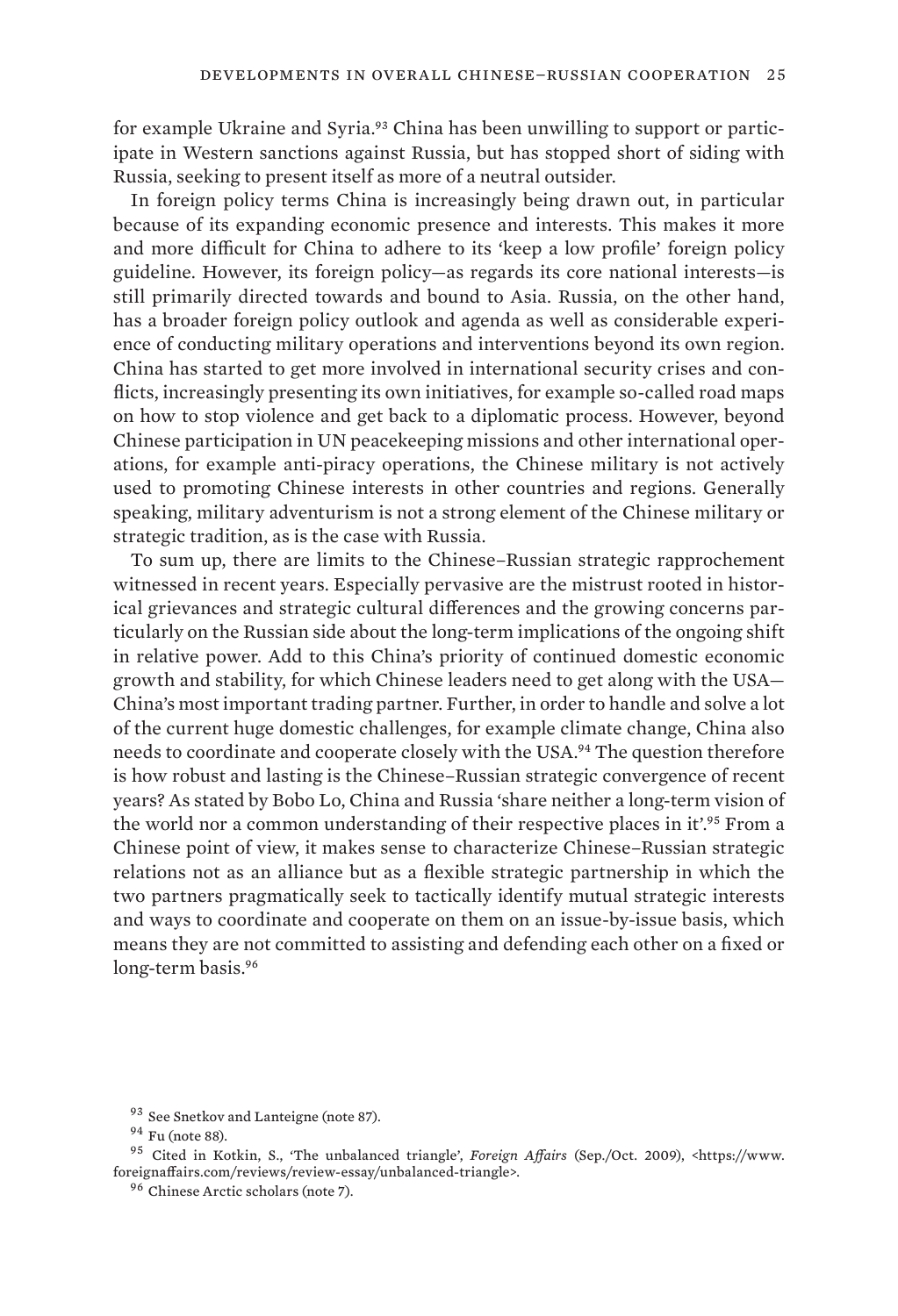for example Ukraine and Syria.[93] China has been unwilling to support or participate in Western sanctions against Russia, but has stopped short of siding with Russia, seeking to present itself as more of a neutral outsider.

In foreign policy terms China is increasingly being drawn out, in particular because of its expanding economic presence and interests. This makes it more and more difficult for China to adhere to its 'keep a low profile' foreign policy guideline. However, its foreign policy—as regards its core national interests—is still primarily directed towards and bound to Asia. Russia, on the other hand, has a broader foreign policy outlook and agenda as well as considerable experience of conducting military operations and interventions beyond its own region. China has started to get more involved in international security crises and conflicts, increasingly presenting its own initiatives, for example so-called road maps on how to stop violence and get back to a diplomatic process. However, beyond Chinese participation in UN peacekeeping missions and other international operations, for example anti-piracy operations, the Chinese military is not actively used to promoting Chinese interests in other countries and regions. Generally speaking, military adventurism is not a strong element of the Chinese military or strategic tradition, as is the case with Russia.

To sum up, there are limits to the Chinese–Russian strategic rapprochement witnessed in recent years. Especially pervasive are the mistrust rooted in historical grievances and strategic cultural differences and the growing concerns particularly on the Russian side about the long-term implications of the ongoing shift in relative power. Add to this China's priority of continued domestic economic growth and stability, for which Chinese leaders need to get along with the USA—China's most important trading partner. Further, in order to handle and solve a lot of the current huge domestic challenges, for example climate change, China also needs to coordinate and cooperate closely with the USA.[94] The question therefore is how robust and lasting is the Chinese–Russian strategic convergence of recent years? As stated by Bobo Lo, China and Russia 'share neither a long-term vision of the world nor a common understanding of their respective places in it'.[95] From a Chinese point of view, it makes sense to characterize Chinese–Russian strategic relations not as an alliance but as a flexible strategic partnership in which the two partners pragmatically seek to tactically identify mutual strategic interests and ways to coordinate and cooperate on them on an issue-by-issue basis, which means they are not committed to assisting and defending each other on a fixed or long-term basis.[96]

---

[93] See Snetkov and Lanteigne (note 87).

[94] Fu (note 88).

[95] Cited in Kotkin, S., 'The unbalanced triangle', *Foreign Affairs* (Sep./Oct. 2009), <https://www.foreignaffairs.com/reviews/review-essay/unbalanced-triangle>.

[96] Chinese Arctic scholars (note 7).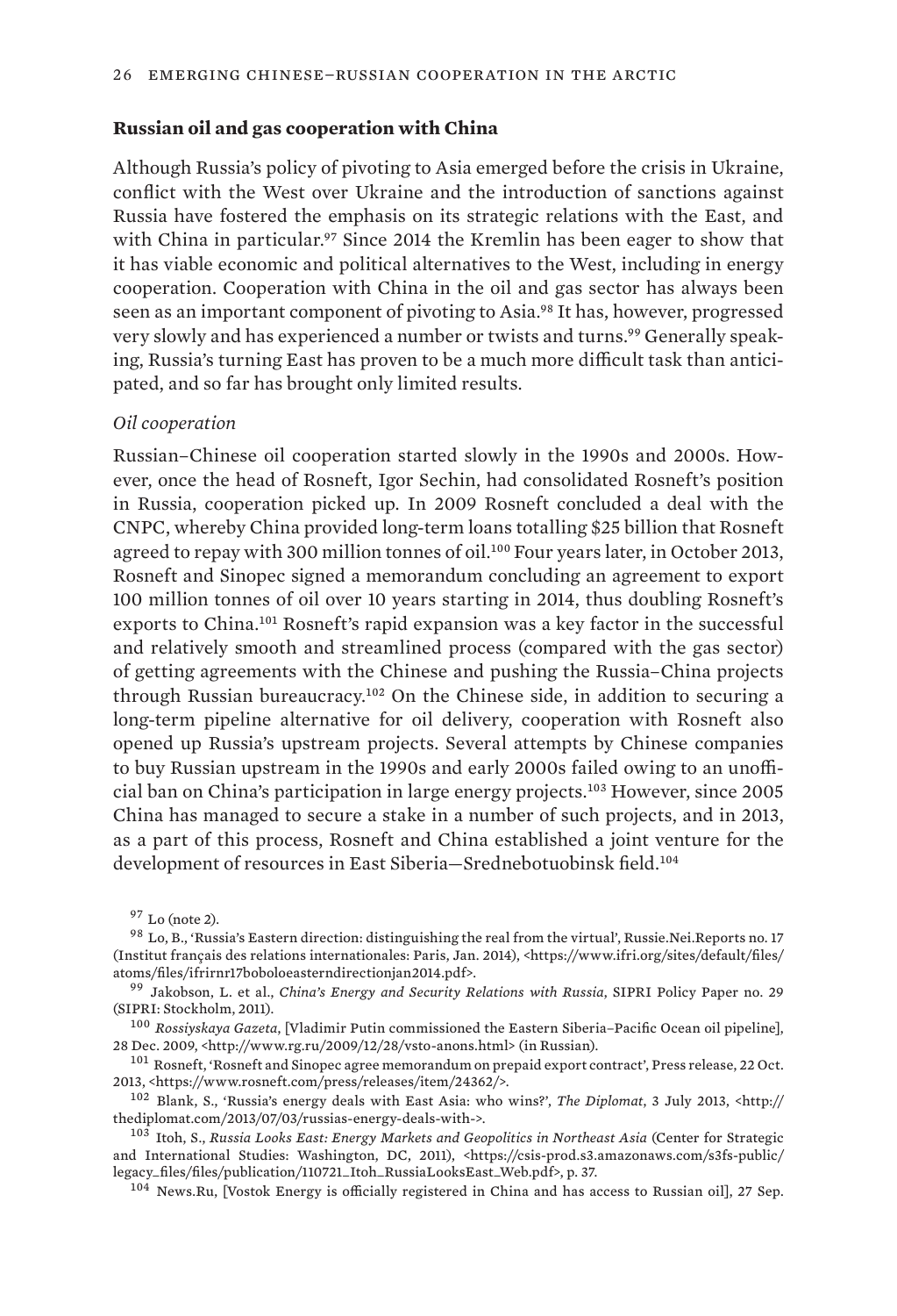### Russian oil and gas cooperation with China

Although Russia's policy of pivoting to Asia emerged before the crisis in Ukraine, conflict with the West over Ukraine and the introduction of sanctions against Russia have fostered the emphasis on its strategic relations with the East, and with China in particular.[97] Since 2014 the Kremlin has been eager to show that it has viable economic and political alternatives to the West, including in energy cooperation. Cooperation with China in the oil and gas sector has always been seen as an important component of pivoting to Asia.[98] It has, however, progressed very slowly and has experienced a number or twists and turns.[99] Generally speaking, Russia's turning East has proven to be a much more difficult task than anticipated, and so far has brought only limited results.

*Oil cooperation*

Russian–Chinese oil cooperation started slowly in the 1990s and 2000s. However, once the head of Rosneft, Igor Sechin, had consolidated Rosneft's position in Russia, cooperation picked up. In 2009 Rosneft concluded a deal with the CNPC, whereby China provided long-term loans totalling $25 billion that Rosneft agreed to repay with 300 million tonnes of oil.[100] Four years later, in October 2013, Rosneft and Sinopec signed a memorandum concluding an agreement to export 100 million tonnes of oil over 10 years starting in 2014, thus doubling Rosneft's exports to China.[101] Rosneft's rapid expansion was a key factor in the successful and relatively smooth and streamlined process (compared with the gas sector) of getting agreements with the Chinese and pushing the Russia–China projects through Russian bureaucracy.[102] On the Chinese side, in addition to securing a long-term pipeline alternative for oil delivery, cooperation with Rosneft also opened up Russia's upstream projects. Several attempts by Chinese companies to buy Russian upstream in the 1990s and early 2000s failed owing to an unofficial ban on China's participation in large energy projects.[103] However, since 2005 China has managed to secure a stake in a number of such projects, and in 2013, as a part of this process, Rosneft and China established a joint venture for the development of resources in East Siberia—Srednebotuobinsk field.[104]

[97] Lo (note 2).

[98] Lo, B., 'Russia's Eastern direction: distinguishing the real from the virtual', Russie.Nei.Reports no. 17 (Institut français des relations internationales: Paris, Jan. 2014), <https://www.ifri.org/sites/default/files/atoms/files/ifrirnr17boboloeasterndirectionjan2014.pdf>.

[99] Jakobson, L. et al., *China's Energy and Security Relations with Russia*, SIPRI Policy Paper no. 29 (SIPRI: Stockholm, 2011).

[100] *Rossiyskaya Gazeta*, [Vladimir Putin commissioned the Eastern Siberia–Pacific Ocean oil pipeline], 28 Dec. 2009, <http://www.rg.ru/2009/12/28/vsto-anons.html> (in Russian).

[101] Rosneft, 'Rosneft and Sinopec agree memorandum on prepaid export contract', Press release, 22 Oct. 2013, <https://www.rosneft.com/press/releases/item/24362/>.

[102] Blank, S., 'Russia's energy deals with East Asia: who wins?', *The Diplomat*, 3 July 2013, <http://thediplomat.com/2013/07/03/russias-energy-deals-with->.

[103] Itoh, S., *Russia Looks East: Energy Markets and Geopolitics in Northeast Asia* (Center for Strategic and International Studies: Washington, DC, 2011), <https://csis-prod.s3.amazonaws.com/s3fs-public/legacy_files/files/publication/110721_Itoh_RussiaLooksEast_Web.pdf>, p. 37.

[104] News.Ru, [Vostok Energy is officially registered in China and has access to Russian oil], 27 Sep.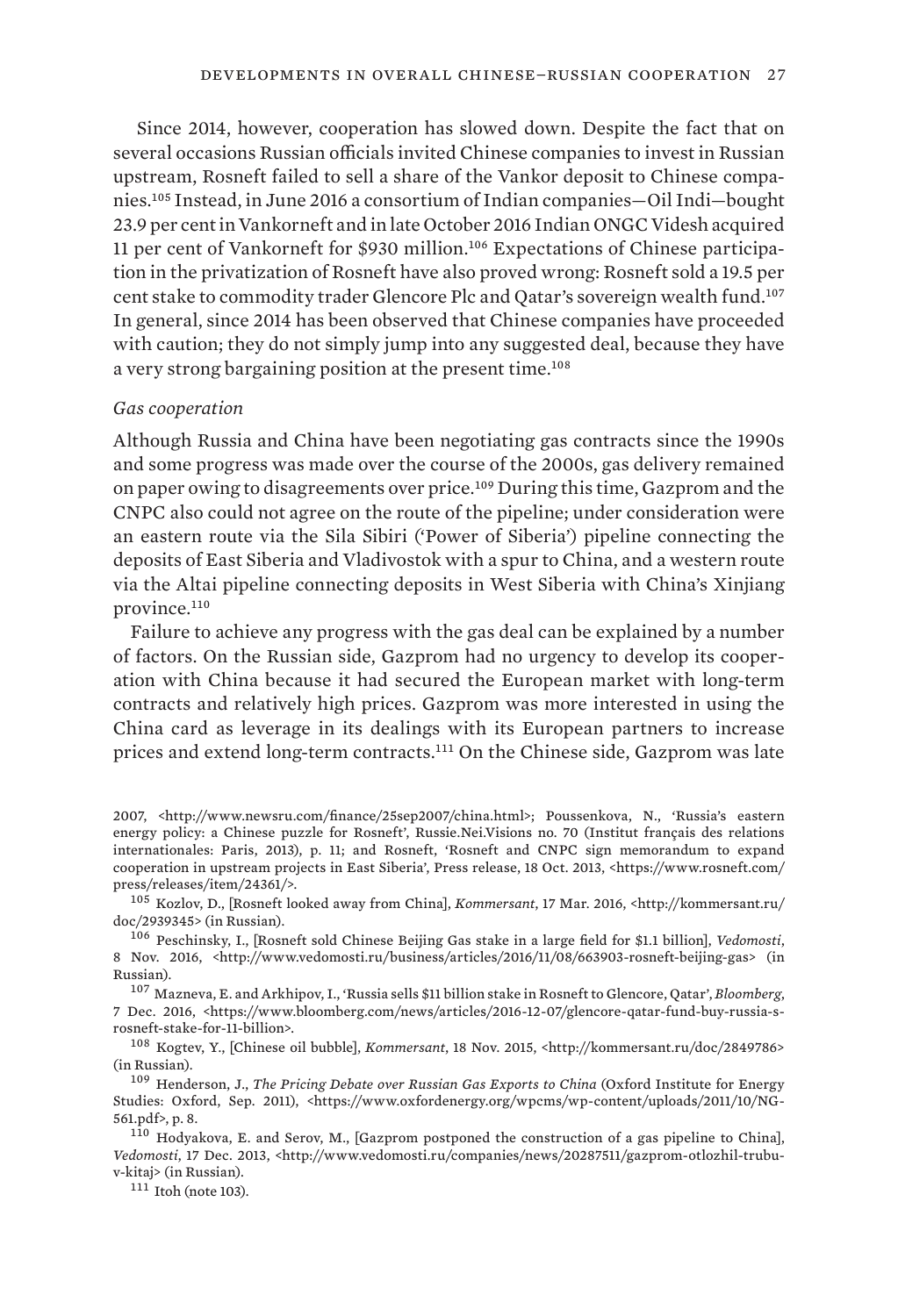Since 2014, however, cooperation has slowed down. Despite the fact that on several occasions Russian officials invited Chinese companies to invest in Russian upstream, Rosneft failed to sell a share of the Vankor deposit to Chinese companies.[105] Instead, in June 2016 a consortium of Indian companies—Oil Indi—bought 23.9 per cent in Vankorneft and in late October 2016 Indian ONGC Videsh acquired 11 per cent of Vankorneft for $930 million.[106] Expectations of Chinese participation in the privatization of Rosneft have also proved wrong: Rosneft sold a 19.5 per cent stake to commodity trader Glencore Plc and Qatar's sovereign wealth fund.[107] In general, since 2014 has been observed that Chinese companies have proceeded with caution; they do not simply jump into any suggested deal, because they have a very strong bargaining position at the present time.[108]

*Gas cooperation*

Although Russia and China have been negotiating gas contracts since the 1990s and some progress was made over the course of the 2000s, gas delivery remained on paper owing to disagreements over price.[109] During this time, Gazprom and the CNPC also could not agree on the route of the pipeline; under consideration were an eastern route via the Sila Sibiri ('Power of Siberia') pipeline connecting the deposits of East Siberia and Vladivostok with a spur to China, and a western route via the Altai pipeline connecting deposits in West Siberia with China's Xinjiang province.[110]

Failure to achieve any progress with the gas deal can be explained by a number of factors. On the Russian side, Gazprom had no urgency to develop its cooperation with China because it had secured the European market with long-term contracts and relatively high prices. Gazprom was more interested in using the China card as leverage in its dealings with its European partners to increase prices and extend long-term contracts.[111] On the Chinese side, Gazprom was late

2007, <http://www.newsru.com/finance/25sep2007/china.html>; Poussenkova, N., 'Russia's eastern energy policy: a Chinese puzzle for Rosneft', Russie.Nei.Visions no. 70 (Institut français des relations internationales: Paris, 2013), p. 11; and Rosneft, 'Rosneft and CNPC sign memorandum to expand cooperation in upstream projects in East Siberia', Press release, 18 Oct. 2013, <https://www.rosneft.com/press/releases/item/24361/>.

[105] Kozlov, D., [Rosneft looked away from China], *Kommersant*, 17 Mar. 2016, <http://kommersant.ru/doc/2939345> (in Russian).

[106] Peschinsky, I., [Rosneft sold Chinese Beijing Gas stake in a large field for $1.1 billion], *Vedomosti*, 8 Nov. 2016, <http://www.vedomosti.ru/business/articles/2016/11/08/663903-rosneft-beijing-gas> (in Russian).

[107] Mazneva, E. and Arkhipov, I., 'Russia sells $11 billion stake in Rosneft to Glencore, Qatar', *Bloomberg*, 7 Dec. 2016, <https://www.bloomberg.com/news/articles/2016-12-07/glencore-qatar-fund-buy-russia-s-rosneft-stake-for-11-billion>.

[108] Kogtev, Y., [Chinese oil bubble], *Kommersant*, 18 Nov. 2015, <http://kommersant.ru/doc/2849786> (in Russian).

[109] Henderson, J., *The Pricing Debate over Russian Gas Exports to China* (Oxford Institute for Energy Studies: Oxford, Sep. 2011), <https://www.oxfordenergy.org/wpcms/wp-content/uploads/2011/10/NG-561.pdf>, p. 8.

[110] Hodyakova, E. and Serov, M., [Gazprom postponed the construction of a gas pipeline to China], *Vedomosti*, 17 Dec. 2013, <http://www.vedomosti.ru/companies/news/20287511/gazprom-otlozhil-trubu-v-kitaj> (in Russian).

[111] Itoh (note 103).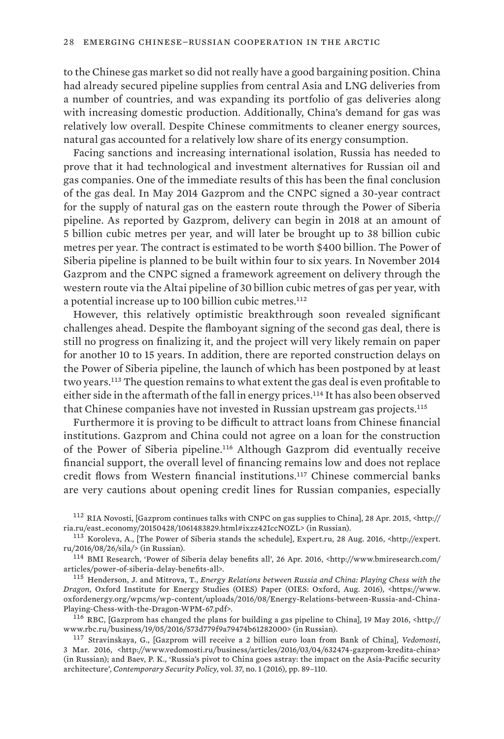to the Chinese gas market so did not really have a good bargaining position. China had already secured pipeline supplies from central Asia and LNG deliveries from a number of countries, and was expanding its portfolio of gas deliveries along with increasing domestic production. Additionally, China's demand for gas was relatively low overall. Despite Chinese commitments to cleaner energy sources, natural gas accounted for a relatively low share of its energy consumption.

Facing sanctions and increasing international isolation, Russia has needed to prove that it had technological and investment alternatives for Russian oil and gas companies. One of the immediate results of this has been the final conclusion of the gas deal. In May 2014 Gazprom and the CNPC signed a 30-year contract for the supply of natural gas on the eastern route through the Power of Siberia pipeline. As reported by Gazprom, delivery can begin in 2018 at an amount of 5 billion cubic metres per year, and will later be brought up to 38 billion cubic metres per year. The contract is estimated to be worth $400 billion. The Power of Siberia pipeline is planned to be built within four to six years. In November 2014 Gazprom and the CNPC signed a framework agreement on delivery through the western route via the Altai pipeline of 30 billion cubic metres of gas per year, with a potential increase up to 100 billion cubic metres.[112]

However, this relatively optimistic breakthrough soon revealed significant challenges ahead. Despite the flamboyant signing of the second gas deal, there is still no progress on finalizing it, and the project will very likely remain on paper for another 10 to 15 years. In addition, there are reported construction delays on the Power of Siberia pipeline, the launch of which has been postponed by at least two years.[113] The question remains to what extent the gas deal is even profitable to either side in the aftermath of the fall in energy prices.[114] It has also been observed that Chinese companies have not invested in Russian upstream gas projects.[115]

Furthermore it is proving to be difficult to attract loans from Chinese financial institutions. Gazprom and China could not agree on a loan for the construction of the Power of Siberia pipeline.[116] Although Gazprom did eventually receive financial support, the overall level of financing remains low and does not replace credit flows from Western financial institutions.[117] Chinese commercial banks are very cautions about opening credit lines for Russian companies, especially

---

[112] RIA Novosti, [Gazprom continues talks with CNPC on gas supplies to China], 28 Apr. 2015, <http://ria.ru/east_economy/20150428/1061483829.html#ixzz42IccNOZL> (in Russian).

[113] Koroleva, A., [The Power of Siberia stands the schedule], Expert.ru, 28 Aug. 2016, <http://expert.ru/2016/08/26/sila/> (in Russian).

[114] BMI Research, 'Power of Siberia delay benefits all', 26 Apr. 2016, <http://www.bmiresearch.com/articles/power-of-siberia-delay-benefits-all>.

[115] Henderson, J. and Mitrova, T., *Energy Relations between Russia and China: Playing Chess with the Dragon*, Oxford Institute for Energy Studies (OIES) Paper (OIES: Oxford, Aug. 2016), <https://www.oxfordenergy.org/wpcms/wp-content/uploads/2016/08/Energy-Relations-between-Russia-and-China-Playing-Chess-with-the-Dragon-WPM-67.pdf>.

[116] RBC, [Gazprom has changed the plans for building a gas pipeline to China], 19 May 2016, <http://www.rbc.ru/business/19/05/2016/573d779f9a79474b61282000> (in Russian).

[117] Stravinskaya, G., [Gazprom will receive a 2 billion euro loan from Bank of China], *Vedomosti*, 3 Mar. 2016, <http://www.vedomosti.ru/business/articles/2016/03/04/632474-gazprom-kredita-china> (in Russian); and Baev, P. K., 'Russia's pivot to China goes astray: the impact on the Asia-Pacific security architecture', *Contemporary Security Policy*, vol. 37, no. 1 (2016), pp. 89–110.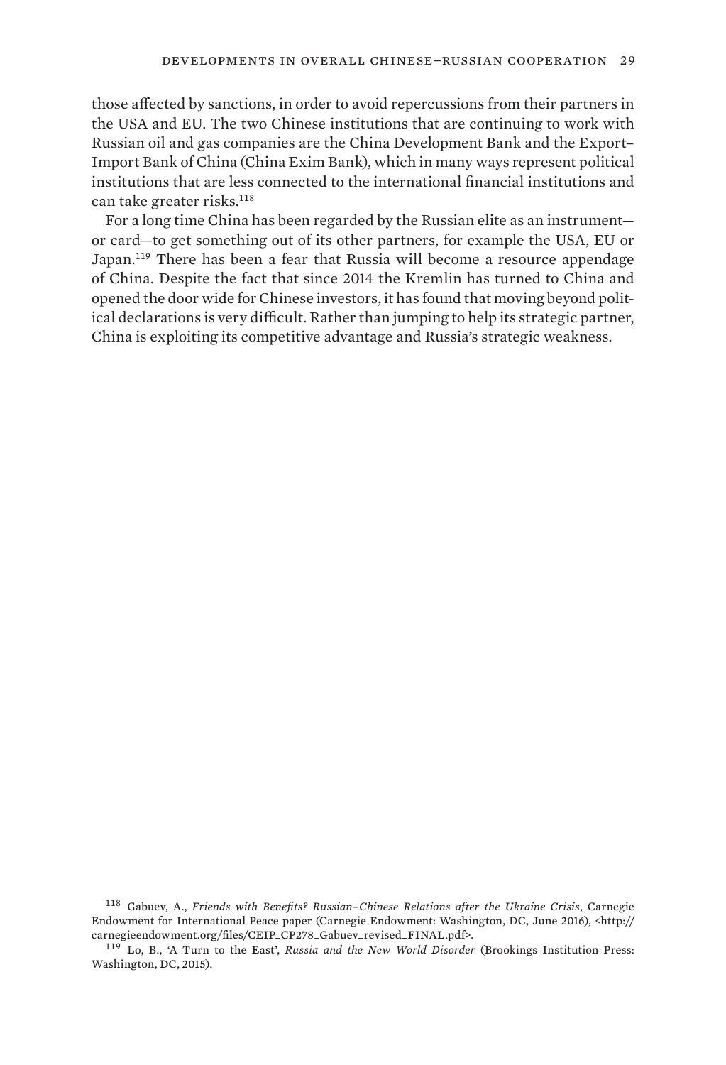those affected by sanctions, in order to avoid repercussions from their partners in the USA and EU. The two Chinese institutions that are continuing to work with Russian oil and gas companies are the China Development Bank and the Export–Import Bank of China (China Exim Bank), which in many ways represent political institutions that are less connected to the international financial institutions and can take greater risks.[118]

For a long time China has been regarded by the Russian elite as an instrument—or card—to get something out of its other partners, for example the USA, EU or Japan.[119] There has been a fear that Russia will become a resource appendage of China. Despite the fact that since 2014 the Kremlin has turned to China and opened the door wide for Chinese investors, it has found that moving beyond political declarations is very difficult. Rather than jumping to help its strategic partner, China is exploiting its competitive advantage and Russia's strategic weakness.

[118] Gabuev, A., *Friends with Benefits? Russian–Chinese Relations after the Ukraine Crisis*, Carnegie Endowment for International Peace paper (Carnegie Endowment: Washington, DC, June 2016), <http://carnegieendowment.org/files/CEIP_CP278_Gabuev_revised_FINAL.pdf>.

[119] Lo, B., 'A Turn to the East', *Russia and the New World Disorder* (Brookings Institution Press: Washington, DC, 2015).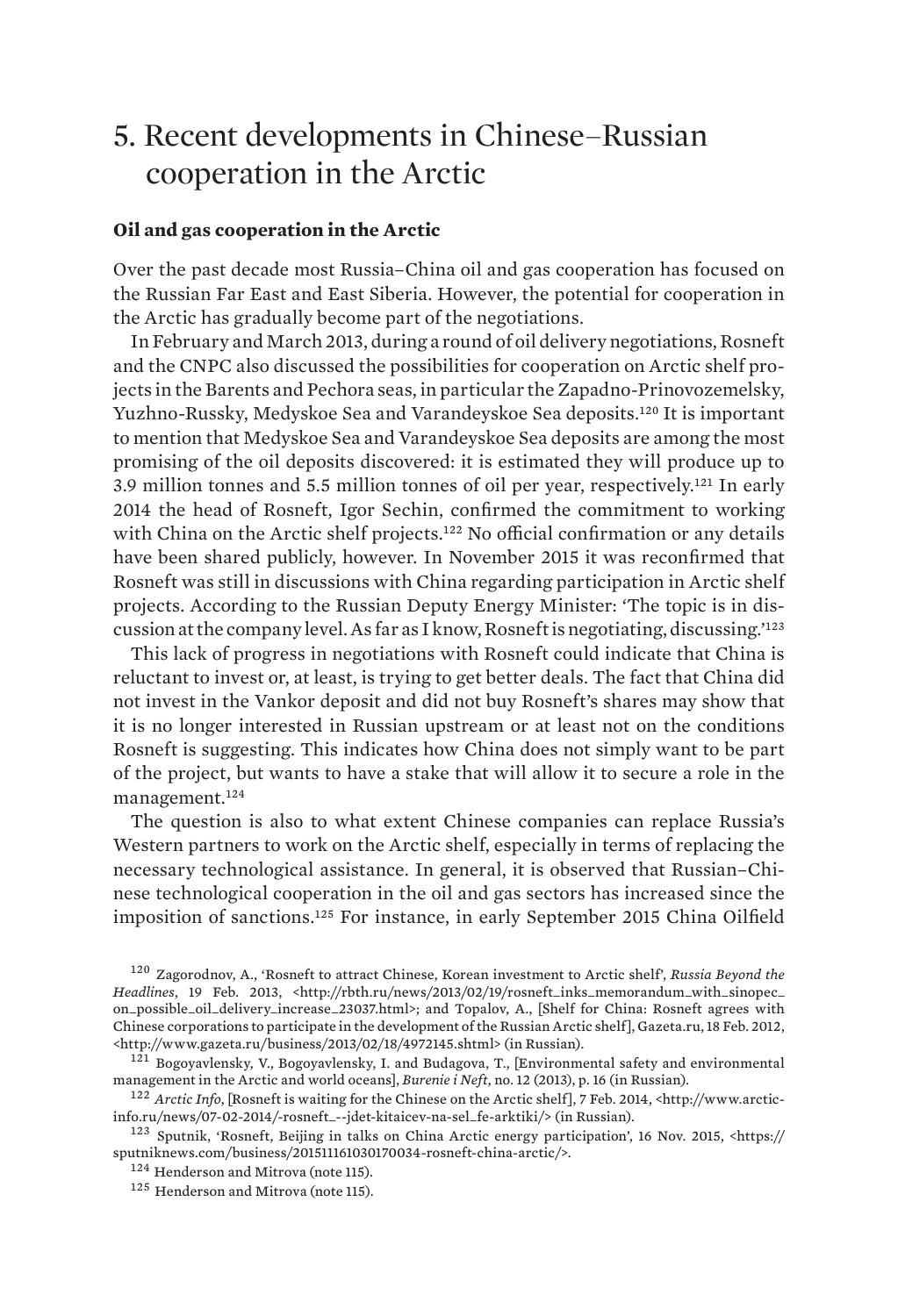# 5. Recent developments in Chinese–Russian cooperation in the Arctic

### Oil and gas cooperation in the Arctic

Over the past decade most Russia–China oil and gas cooperation has focused on the Russian Far East and East Siberia. However, the potential for cooperation in the Arctic has gradually become part of the negotiations.

In February and March 2013, during a round of oil delivery negotiations, Rosneft and the CNPC also discussed the possibilities for cooperation on Arctic shelf projects in the Barents and Pechora seas, in particular the Zapadno-Prinovozemelsky, Yuzhno-Russky, Medyskoe Sea and Varandeyskoe Sea deposits.[120] It is important to mention that Medyskoe Sea and Varandeyskoe Sea deposits are among the most promising of the oil deposits discovered: it is estimated they will produce up to 3.9 million tonnes and 5.5 million tonnes of oil per year, respectively.[121] In early 2014 the head of Rosneft, Igor Sechin, confirmed the commitment to working with China on the Arctic shelf projects.[122] No official confirmation or any details have been shared publicly, however. In November 2015 it was reconfirmed that Rosneft was still in discussions with China regarding participation in Arctic shelf projects. According to the Russian Deputy Energy Minister: 'The topic is in discussion at the company level. As far as I know, Rosneft is negotiating, discussing.'[123]

This lack of progress in negotiations with Rosneft could indicate that China is reluctant to invest or, at least, is trying to get better deals. The fact that China did not invest in the Vankor deposit and did not buy Rosneft's shares may show that it is no longer interested in Russian upstream or at least not on the conditions Rosneft is suggesting. This indicates how China does not simply want to be part of the project, but wants to have a stake that will allow it to secure a role in the management.[124]

The question is also to what extent Chinese companies can replace Russia's Western partners to work on the Arctic shelf, especially in terms of replacing the necessary technological assistance. In general, it is observed that Russian–Chinese technological cooperation in the oil and gas sectors has increased since the imposition of sanctions.[125] For instance, in early September 2015 China Oilfield

---

[120] Zagorodnov, A., 'Rosneft to attract Chinese, Korean investment to Arctic shelf', *Russia Beyond the Headlines*, 19 Feb. 2013, <http://rbth.ru/news/2013/02/19/rosneft_inks_memorandum_with_sinopec_on_possible_oil_delivery_increase_23037.html>; and Topalov, A., [Shelf for China: Rosneft agrees with Chinese corporations to participate in the development of the Russian Arctic shelf], Gazeta.ru, 18 Feb. 2012, <http://www.gazeta.ru/business/2013/02/18/4972145.shtml> (in Russian).

[121] Bogoyavlensky, V., Bogoyavlensky, I. and Budagova, T., [Environmental safety and environmental management in the Arctic and world oceans], *Burenie i Neft*, no. 12 (2013), p. 16 (in Russian).

[122] *Arctic Info*, [Rosneft is waiting for the Chinese on the Arctic shelf], 7 Feb. 2014, <http://www.arctic-info.ru/news/07-02-2014/-rosneft_--jdet-kitaicev-na-sel_fe-arktiki/> (in Russian).

[123] Sputnik, 'Rosneft, Beijing in talks on China Arctic energy participation', 16 Nov. 2015, <https://sputniknews.com/business/201511161030170034-rosneft-china-arctic/>.

[124] Henderson and Mitrova (note 115).

[125] Henderson and Mitrova (note 115).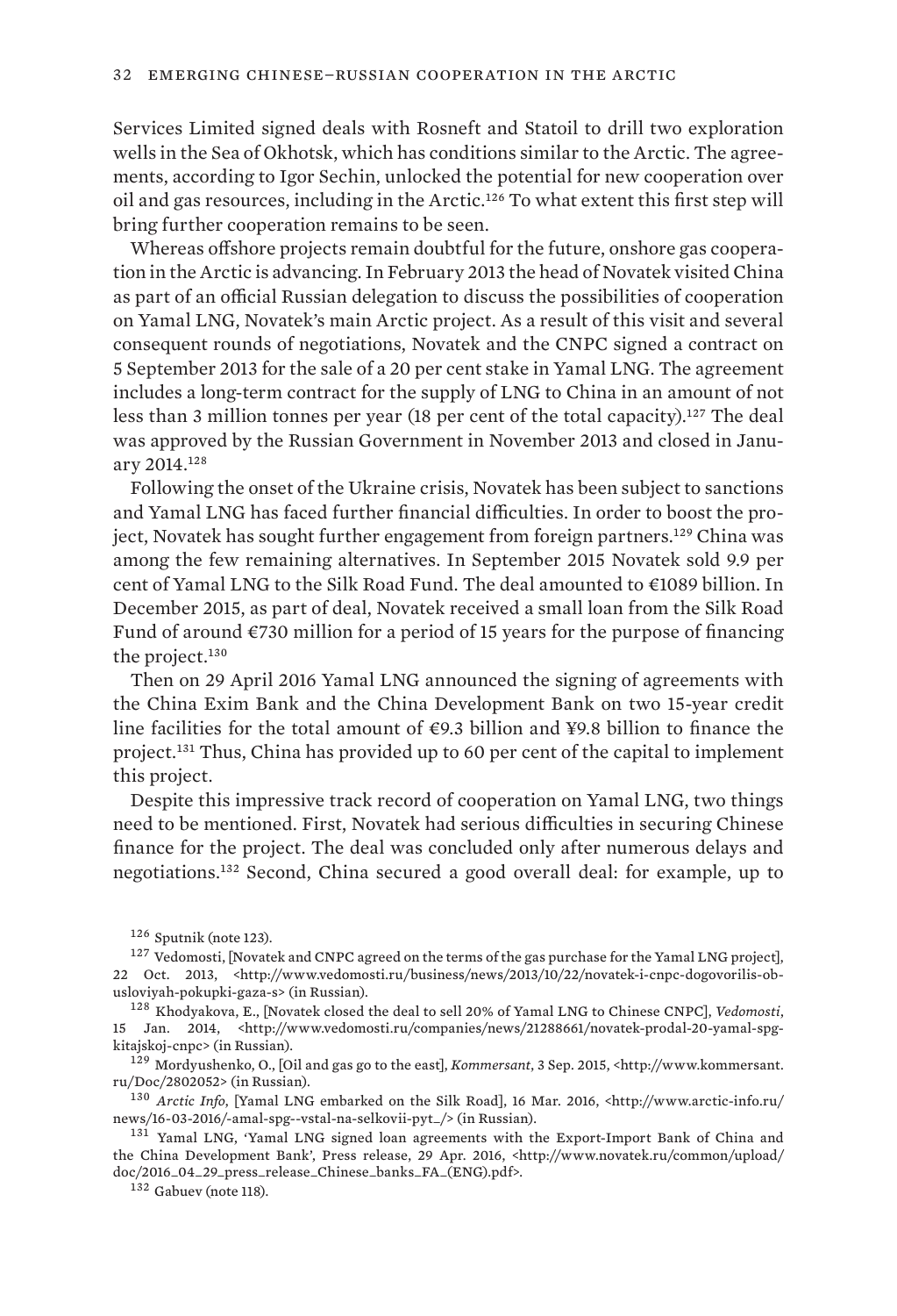Services Limited signed deals with Rosneft and Statoil to drill two exploration wells in the Sea of Okhotsk, which has conditions similar to the Arctic. The agreements, according to Igor Sechin, unlocked the potential for new cooperation over oil and gas resources, including in the Arctic.[126] To what extent this first step will bring further cooperation remains to be seen.

Whereas offshore projects remain doubtful for the future, onshore gas cooperation in the Arctic is advancing. In February 2013 the head of Novatek visited China as part of an official Russian delegation to discuss the possibilities of cooperation on Yamal LNG, Novatek's main Arctic project. As a result of this visit and several consequent rounds of negotiations, Novatek and the CNPC signed a contract on 5 September 2013 for the sale of a 20 per cent stake in Yamal LNG. The agreement includes a long-term contract for the supply of LNG to China in an amount of not less than 3 million tonnes per year (18 per cent of the total capacity).[127] The deal was approved by the Russian Government in November 2013 and closed in January 2014.[128]

Following the onset of the Ukraine crisis, Novatek has been subject to sanctions and Yamal LNG has faced further financial difficulties. In order to boost the project, Novatek has sought further engagement from foreign partners.[129] China was among the few remaining alternatives. In September 2015 Novatek sold 9.9 per cent of Yamal LNG to the Silk Road Fund. The deal amounted to €1089 billion. In December 2015, as part of deal, Novatek received a small loan from the Silk Road Fund of around €730 million for a period of 15 years for the purpose of financing the project.[130]

Then on 29 April 2016 Yamal LNG announced the signing of agreements with the China Exim Bank and the China Development Bank on two 15-year credit line facilities for the total amount of €9.3 billion and ¥9.8 billion to finance the project.[131] Thus, China has provided up to 60 per cent of the capital to implement this project.

Despite this impressive track record of cooperation on Yamal LNG, two things need to be mentioned. First, Novatek had serious difficulties in securing Chinese finance for the project. The deal was concluded only after numerous delays and negotiations.[132] Second, China secured a good overall deal: for example, up to

[126] Sputnik (note 123).

[127] Vedomosti, [Novatek and CNPC agreed on the terms of the gas purchase for the Yamal LNG project], 22 Oct. 2013, <http://www.vedomosti.ru/business/news/2013/10/22/novatek-i-cnpc-dogovorilis-ob-usloviyah-pokupki-gaza-s> (in Russian).

[128] Khodyakova, E., [Novatek closed the deal to sell 20% of Yamal LNG to Chinese CNPC], *Vedomosti*, 15 Jan. 2014, <http://www.vedomosti.ru/companies/news/21288661/novatek-prodal-20-yamal-spg-kitajskoj-cnpc> (in Russian).

[129] Mordyushenko, O., [Oil and gas go to the east], *Kommersant*, 3 Sep. 2015, <http://www.kommersant.ru/Doc/2802052> (in Russian).

[130] *Arctic Info*, [Yamal LNG embarked on the Silk Road], 16 Mar. 2016, <http://www.arctic-info.ru/news/16-03-2016/-amal-spg--vstal-na-selkovii-pyt_/> (in Russian).

[131] Yamal LNG, 'Yamal LNG signed loan agreements with the Export-Import Bank of China and the China Development Bank', Press release, 29 Apr. 2016, <http://www.novatek.ru/common/upload/doc/2016_04_29_press_release_Chinese_banks_FA_(ENG).pdf>.

[132] Gabuev (note 118).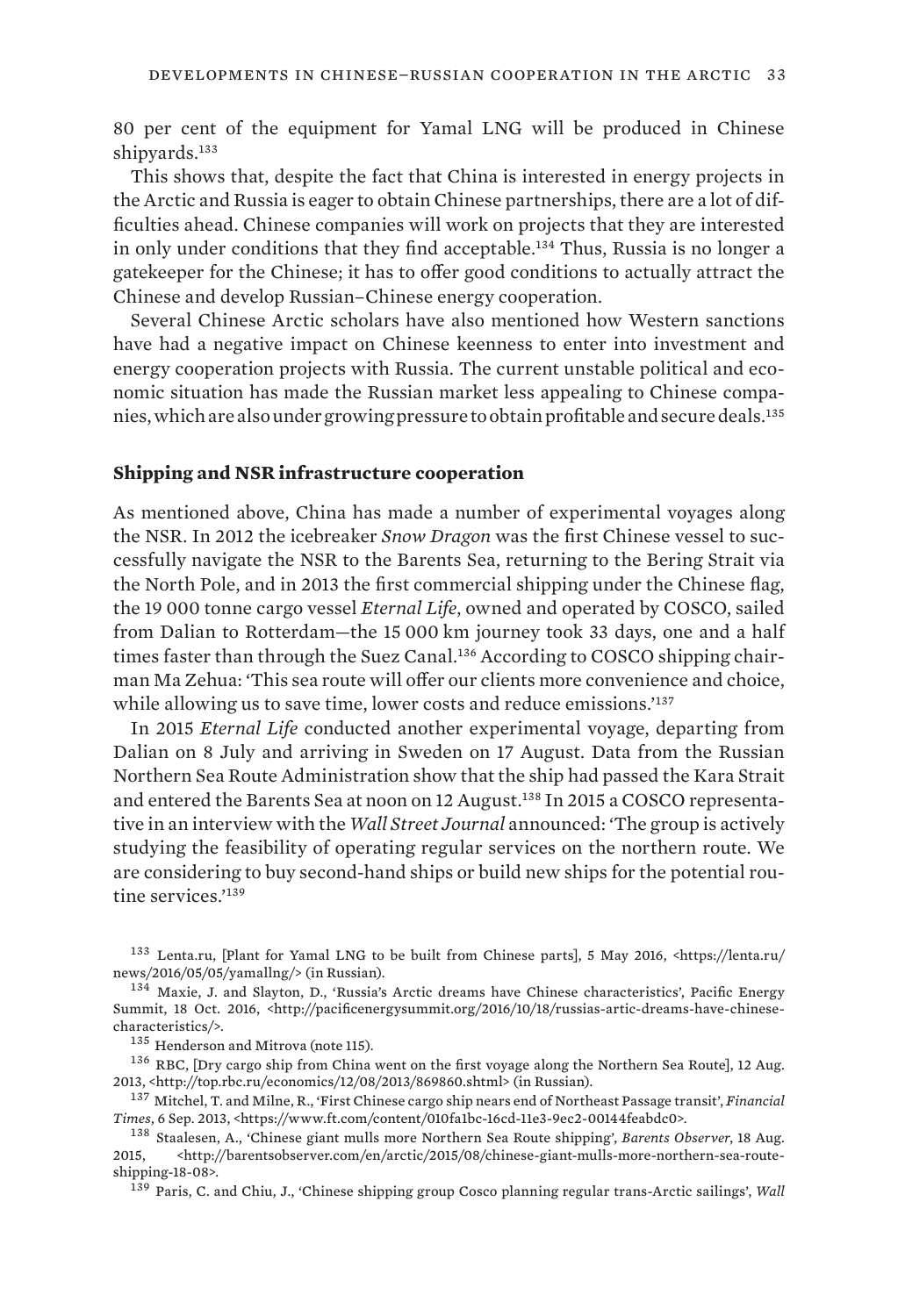80 per cent of the equipment for Yamal LNG will be produced in Chinese shipyards.[133]

This shows that, despite the fact that China is interested in energy projects in the Arctic and Russia is eager to obtain Chinese partnerships, there are a lot of difficulties ahead. Chinese companies will work on projects that they are interested in only under conditions that they find acceptable.[134] Thus, Russia is no longer a gatekeeper for the Chinese; it has to offer good conditions to actually attract the Chinese and develop Russian–Chinese energy cooperation.

Several Chinese Arctic scholars have also mentioned how Western sanctions have had a negative impact on Chinese keenness to enter into investment and energy cooperation projects with Russia. The current unstable political and economic situation has made the Russian market less appealing to Chinese companies, which are also under growing pressure to obtain profitable and secure deals.[135]

### Shipping and NSR infrastructure cooperation

As mentioned above, China has made a number of experimental voyages along the NSR. In 2012 the icebreaker *Snow Dragon* was the first Chinese vessel to successfully navigate the NSR to the Barents Sea, returning to the Bering Strait via the North Pole, and in 2013 the first commercial shipping under the Chinese flag, the 19 000 tonne cargo vessel *Eternal Life*, owned and operated by COSCO, sailed from Dalian to Rotterdam—the 15 000 km journey took 33 days, one and a half times faster than through the Suez Canal.[136] According to COSCO shipping chairman Ma Zehua: 'This sea route will offer our clients more convenience and choice, while allowing us to save time, lower costs and reduce emissions.'[137]

In 2015 *Eternal Life* conducted another experimental voyage, departing from Dalian on 8 July and arriving in Sweden on 17 August. Data from the Russian Northern Sea Route Administration show that the ship had passed the Kara Strait and entered the Barents Sea at noon on 12 August.[138] In 2015 a COSCO representative in an interview with the *Wall Street Journal* announced: 'The group is actively studying the feasibility of operating regular services on the northern route. We are considering to buy second-hand ships or build new ships for the potential routine services.'[139]

---

[133] Lenta.ru, [Plant for Yamal LNG to be built from Chinese parts], 5 May 2016, <https://lenta.ru/news/2016/05/05/yamallng/> (in Russian).

[134] Maxie, J. and Slayton, D., 'Russia's Arctic dreams have Chinese characteristics', Pacific Energy Summit, 18 Oct. 2016, <http://pacificenergysummit.org/2016/10/18/russias-artic-dreams-have-chinese-characteristics/>.

[135] Henderson and Mitrova (note 115).

[136] RBC, [Dry cargo ship from China went on the first voyage along the Northern Sea Route], 12 Aug. 2013, <http://top.rbc.ru/economics/12/08/2013/869860.shtml> (in Russian).

[137] Mitchel, T. and Milne, R., 'First Chinese cargo ship nears end of Northeast Passage transit', *Financial Times*, 6 Sep. 2013, <https://www.ft.com/content/010fa1bc-16cd-11e3-9ec2-00144feabdc0>.

[138] Staalesen, A., 'Chinese giant mulls more Northern Sea Route shipping', *Barents Observer*, 18 Aug. 2015, <http://barentsobserver.com/en/arctic/2015/08/chinese-giant-mulls-more-northern-sea-route-shipping-18-08>.

[139] Paris, C. and Chiu, J., 'Chinese shipping group Cosco planning regular trans-Arctic sailings', *Wall*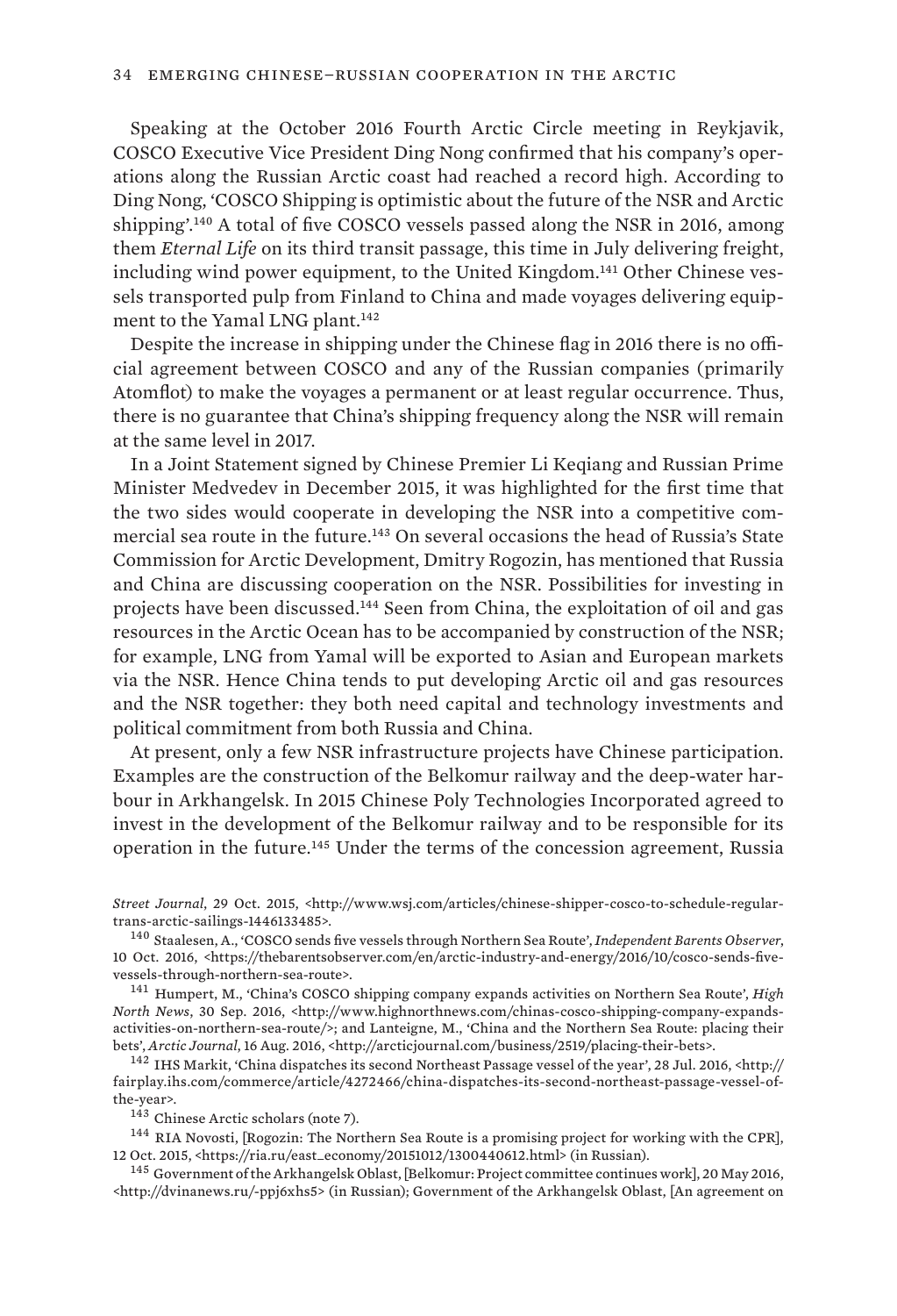Speaking at the October 2016 Fourth Arctic Circle meeting in Reykjavik, COSCO Executive Vice President Ding Nong confirmed that his company's operations along the Russian Arctic coast had reached a record high. According to Ding Nong, 'COSCO Shipping is optimistic about the future of the NSR and Arctic shipping'.[140] A total of five COSCO vessels passed along the NSR in 2016, among them *Eternal Life* on its third transit passage, this time in July delivering freight, including wind power equipment, to the United Kingdom.[141] Other Chinese vessels transported pulp from Finland to China and made voyages delivering equipment to the Yamal LNG plant.[142]

Despite the increase in shipping under the Chinese flag in 2016 there is no official agreement between COSCO and any of the Russian companies (primarily Atomflot) to make the voyages a permanent or at least regular occurrence. Thus, there is no guarantee that China's shipping frequency along the NSR will remain at the same level in 2017.

In a Joint Statement signed by Chinese Premier Li Keqiang and Russian Prime Minister Medvedev in December 2015, it was highlighted for the first time that the two sides would cooperate in developing the NSR into a competitive commercial sea route in the future.[143] On several occasions the head of Russia's State Commission for Arctic Development, Dmitry Rogozin, has mentioned that Russia and China are discussing cooperation on the NSR. Possibilities for investing in projects have been discussed.[144] Seen from China, the exploitation of oil and gas resources in the Arctic Ocean has to be accompanied by construction of the NSR; for example, LNG from Yamal will be exported to Asian and European markets via the NSR. Hence China tends to put developing Arctic oil and gas resources and the NSR together: they both need capital and technology investments and political commitment from both Russia and China.

At present, only a few NSR infrastructure projects have Chinese participation. Examples are the construction of the Belkomur railway and the deep-water harbour in Arkhangelsk. In 2015 Chinese Poly Technologies Incorporated agreed to invest in the development of the Belkomur railway and to be responsible for its operation in the future.[145] Under the terms of the concession agreement, Russia

*Street Journal*, 29 Oct. 2015, <http://www.wsj.com/articles/chinese-shipper-cosco-to-schedule-regular-trans-arctic-sailings-1446133485>.

[140] Staalesen, A., 'COSCO sends five vessels through Northern Sea Route', *Independent Barents Observer*, 10 Oct. 2016, <https://thebarentsobserver.com/en/arctic-industry-and-energy/2016/10/cosco-sends-five-vessels-through-northern-sea-route>.

[141] Humpert, M., 'China's COSCO shipping company expands activities on Northern Sea Route', *High North News*, 30 Sep. 2016, <http://www.highnorthnews.com/chinas-cosco-shipping-company-expands-activities-on-northern-sea-route/>; and Lanteigne, M., 'China and the Northern Sea Route: placing their bets', *Arctic Journal*, 16 Aug. 2016, <http://arcticjournal.com/business/2519/placing-their-bets>.

[142] IHS Markit, 'China dispatches its second Northeast Passage vessel of the year', 28 Jul. 2016, <http://fairplay.ihs.com/commerce/article/4272466/china-dispatches-its-second-northeast-passage-vessel-of-the-year>.

[143] Chinese Arctic scholars (note 7).

[144] RIA Novosti, [Rogozin: The Northern Sea Route is a promising project for working with the CPR], 12 Oct. 2015, <https://ria.ru/east_economy/20151012/1300440612.html> (in Russian).

[145] Government of the Arkhangelsk Oblast, [Belkomur: Project committee continues work], 20 May 2016, <http://dvinanews.ru/-ppj6xhs5> (in Russian); Government of the Arkhangelsk Oblast, [An agreement on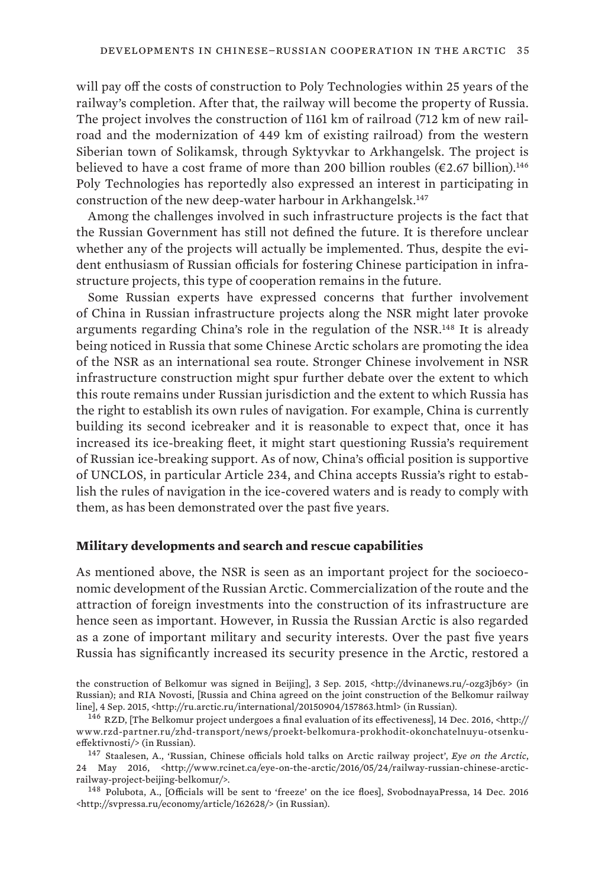will pay off the costs of construction to Poly Technologies within 25 years of the railway's completion. After that, the railway will become the property of Russia. The project involves the construction of 1161 km of railroad (712 km of new railroad and the modernization of 449 km of existing railroad) from the western Siberian town of Solikamsk, through Syktyvkar to Arkhangelsk. The project is believed to have a cost frame of more than 200 billion roubles (€2.67 billion).[146] Poly Technologies has reportedly also expressed an interest in participating in construction of the new deep-water harbour in Arkhangelsk.[147]

Among the challenges involved in such infrastructure projects is the fact that the Russian Government has still not defined the future. It is therefore unclear whether any of the projects will actually be implemented. Thus, despite the evident enthusiasm of Russian officials for fostering Chinese participation in infrastructure projects, this type of cooperation remains in the future.

Some Russian experts have expressed concerns that further involvement of China in Russian infrastructure projects along the NSR might later provoke arguments regarding China's role in the regulation of the NSR.[148] It is already being noticed in Russia that some Chinese Arctic scholars are promoting the idea of the NSR as an international sea route. Stronger Chinese involvement in NSR infrastructure construction might spur further debate over the extent to which this route remains under Russian jurisdiction and the extent to which Russia has the right to establish its own rules of navigation. For example, China is currently building its second icebreaker and it is reasonable to expect that, once it has increased its ice-breaking fleet, it might start questioning Russia's requirement of Russian ice-breaking support. As of now, China's official position is supportive of UNCLOS, in particular Article 234, and China accepts Russia's right to establish the rules of navigation in the ice-covered waters and is ready to comply with them, as has been demonstrated over the past five years.

### Military developments and search and rescue capabilities

As mentioned above, the NSR is seen as an important project for the socioeconomic development of the Russian Arctic. Commercialization of the route and the attraction of foreign investments into the construction of its infrastructure are hence seen as important. However, in Russia the Russian Arctic is also regarded as a zone of important military and security interests. Over the past five years Russia has significantly increased its security presence in the Arctic, restored a

the construction of Belkomur was signed in Beijing], 3 Sep. 2015, <http://dvinanews.ru/-ozg3jb6y> (in Russian); and RIA Novosti, [Russia and China agreed on the joint construction of the Belkomur railway line], 4 Sep. 2015, <http://ru.arctic.ru/international/20150904/157863.html> (in Russian).

[146] RZD, [The Belkomur project undergoes a final evaluation of its effectiveness], 14 Dec. 2016, <http://www.rzd-partner.ru/zhd-transport/news/proekt-belkomura-prokhodit-okonchatelnuyu-otsenku-effektivnosti/> (in Russian).

[147] Staalesen, A., 'Russian, Chinese officials hold talks on Arctic railway project', *Eye on the Arctic*, 24 May 2016, <http://www.rcinet.ca/eye-on-the-arctic/2016/05/24/railway-russian-chinese-arctic-railway-project-beijing-belkomur/>.

[148] Polubota, A., [Officials will be sent to 'freeze' on the ice floes], SvobodnayaPressa, 14 Dec. 2016 <http://svpressa.ru/economy/article/162628/> (in Russian).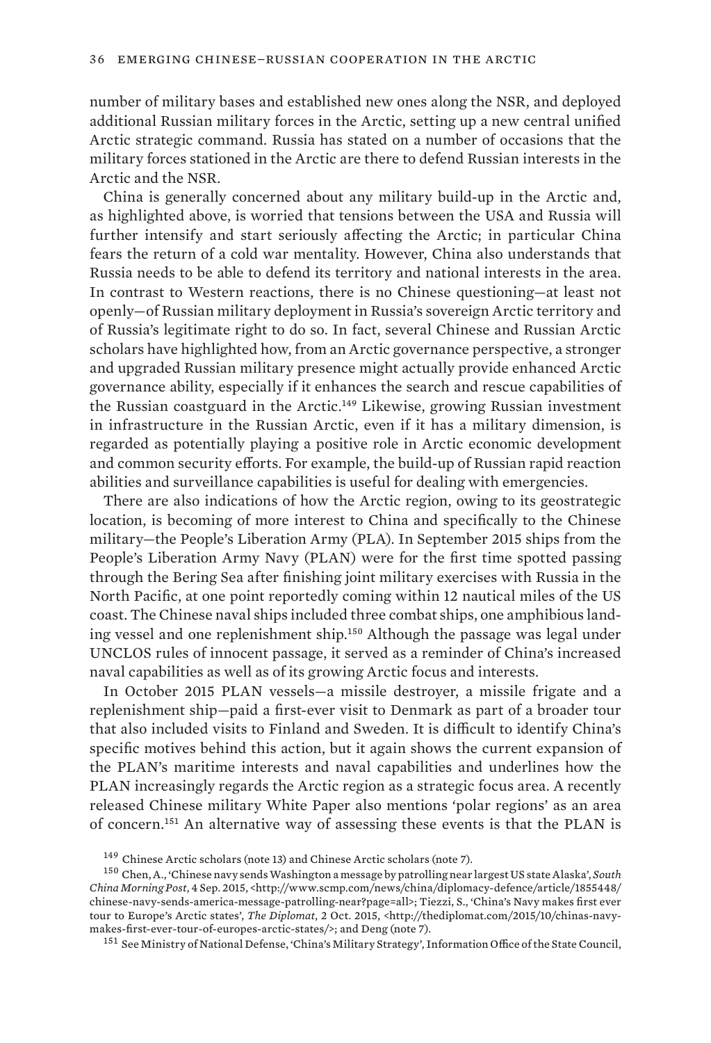number of military bases and established new ones along the NSR, and deployed additional Russian military forces in the Arctic, setting up a new central unified Arctic strategic command. Russia has stated on a number of occasions that the military forces stationed in the Arctic are there to defend Russian interests in the Arctic and the NSR.

China is generally concerned about any military build-up in the Arctic and, as highlighted above, is worried that tensions between the USA and Russia will further intensify and start seriously affecting the Arctic; in particular China fears the return of a cold war mentality. However, China also understands that Russia needs to be able to defend its territory and national interests in the area. In contrast to Western reactions, there is no Chinese questioning—at least not openly—of Russian military deployment in Russia's sovereign Arctic territory and of Russia's legitimate right to do so. In fact, several Chinese and Russian Arctic scholars have highlighted how, from an Arctic governance perspective, a stronger and upgraded Russian military presence might actually provide enhanced Arctic governance ability, especially if it enhances the search and rescue capabilities of the Russian coastguard in the Arctic.[149] Likewise, growing Russian investment in infrastructure in the Russian Arctic, even if it has a military dimension, is regarded as potentially playing a positive role in Arctic economic development and common security efforts. For example, the build-up of Russian rapid reaction abilities and surveillance capabilities is useful for dealing with emergencies.

There are also indications of how the Arctic region, owing to its geostrategic location, is becoming of more interest to China and specifically to the Chinese military—the People's Liberation Army (PLA). In September 2015 ships from the People's Liberation Army Navy (PLAN) were for the first time spotted passing through the Bering Sea after finishing joint military exercises with Russia in the North Pacific, at one point reportedly coming within 12 nautical miles of the US coast. The Chinese naval ships included three combat ships, one amphibious landing vessel and one replenishment ship.[150] Although the passage was legal under UNCLOS rules of innocent passage, it served as a reminder of China's increased naval capabilities as well as of its growing Arctic focus and interests.

In October 2015 PLAN vessels—a missile destroyer, a missile frigate and a replenishment ship—paid a first-ever visit to Denmark as part of a broader tour that also included visits to Finland and Sweden. It is difficult to identify China's specific motives behind this action, but it again shows the current expansion of the PLAN's maritime interests and naval capabilities and underlines how the PLAN increasingly regards the Arctic region as a strategic focus area. A recently released Chinese military White Paper also mentions 'polar regions' as an area of concern.[151] An alternative way of assessing these events is that the PLAN is

[149] Chinese Arctic scholars (note 13) and Chinese Arctic scholars (note 7).

[150] Chen, A., 'Chinese navy sends Washington a message by patrolling near largest US state Alaska', *South China Morning Post*, 4 Sep. 2015, <http://www.scmp.com/news/china/diplomacy-defence/article/1855448/chinese-navy-sends-america-message-patrolling-near?page=all>; Tiezzi, S., 'China's Navy makes first ever tour to Europe's Arctic states', *The Diplomat*, 2 Oct. 2015, <http://thediplomat.com/2015/10/chinas-navy-makes-first-ever-tour-of-europes-arctic-states/>; and Deng (note 7).

[151] See Ministry of National Defense, 'China's Military Strategy', Information Office of the State Council,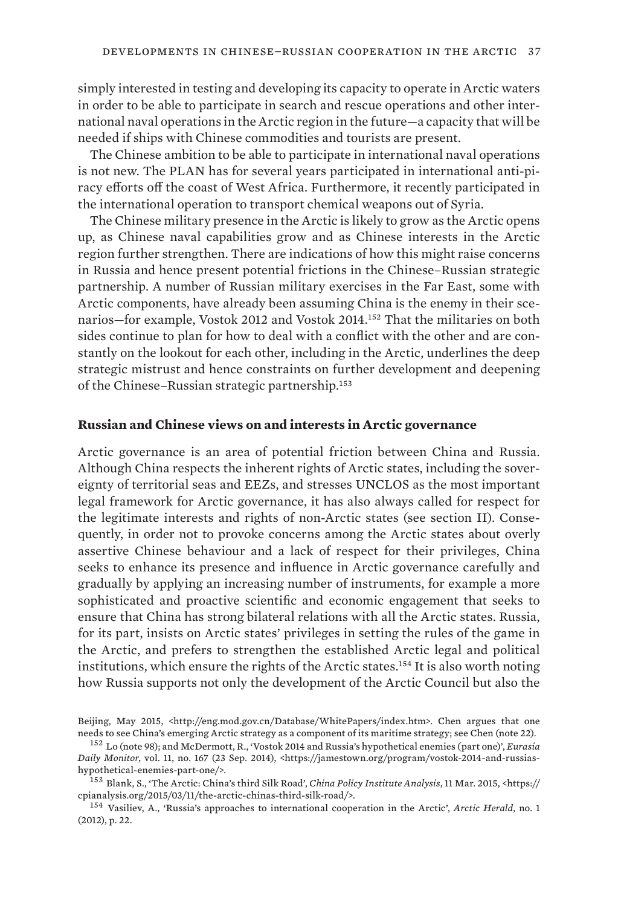simply interested in testing and developing its capacity to operate in Arctic waters in order to be able to participate in search and rescue operations and other international naval operations in the Arctic region in the future—a capacity that will be needed if ships with Chinese commodities and tourists are present.

The Chinese ambition to be able to participate in international naval operations is not new. The PLAN has for several years participated in international anti-piracy efforts off the coast of West Africa. Furthermore, it recently participated in the international operation to transport chemical weapons out of Syria.

The Chinese military presence in the Arctic is likely to grow as the Arctic opens up, as Chinese naval capabilities grow and as Chinese interests in the Arctic region further strengthen. There are indications of how this might raise concerns in Russia and hence present potential frictions in the Chinese–Russian strategic partnership. A number of Russian military exercises in the Far East, some with Arctic components, have already been assuming China is the enemy in their scenarios—for example, Vostok 2012 and Vostok 2014.[152] That the militaries on both sides continue to plan for how to deal with a conflict with the other and are constantly on the lookout for each other, including in the Arctic, underlines the deep strategic mistrust and hence constraints on further development and deepening of the Chinese–Russian strategic partnership.[153]

### Russian and Chinese views on and interests in Arctic governance

Arctic governance is an area of potential friction between China and Russia. Although China respects the inherent rights of Arctic states, including the sovereignty of territorial seas and EEZs, and stresses UNCLOS as the most important legal framework for Arctic governance, it has also always called for respect for the legitimate interests and rights of non-Arctic states (see section II). Consequently, in order not to provoke concerns among the Arctic states about overly assertive Chinese behaviour and a lack of respect for their privileges, China seeks to enhance its presence and influence in Arctic governance carefully and gradually by applying an increasing number of instruments, for example a more sophisticated and proactive scientific and economic engagement that seeks to ensure that China has strong bilateral relations with all the Arctic states. Russia, for its part, insists on Arctic states' privileges in setting the rules of the game in the Arctic, and prefers to strengthen the established Arctic legal and political institutions, which ensure the rights of the Arctic states.[154] It is also worth noting how Russia supports not only the development of the Arctic Council but also the

---

Beijing, May 2015, <http://eng.mod.gov.cn/Database/WhitePapers/index.htm>. Chen argues that one needs to see China's emerging Arctic strategy as a component of its maritime strategy; see Chen (note 22).

[152] Lo (note 98); and McDermott, R., 'Vostok 2014 and Russia's hypothetical enemies (part one)', *Eurasia Daily Monitor*, vol. 11, no. 167 (23 Sep. 2014), <https://jamestown.org/program/vostok-2014-and-russias-hypothetical-enemies-part-one/>.

[153] Blank, S., 'The Arctic: China's third Silk Road', *China Policy Institute Analysis*, 11 Mar. 2015, <https://cpianalysis.org/2015/03/11/the-arctic-chinas-third-silk-road/>.

[154] Vasiliev, A., 'Russia's approaches to international cooperation in the Arctic', *Arctic Herald*, no. 1 (2012), p. 22.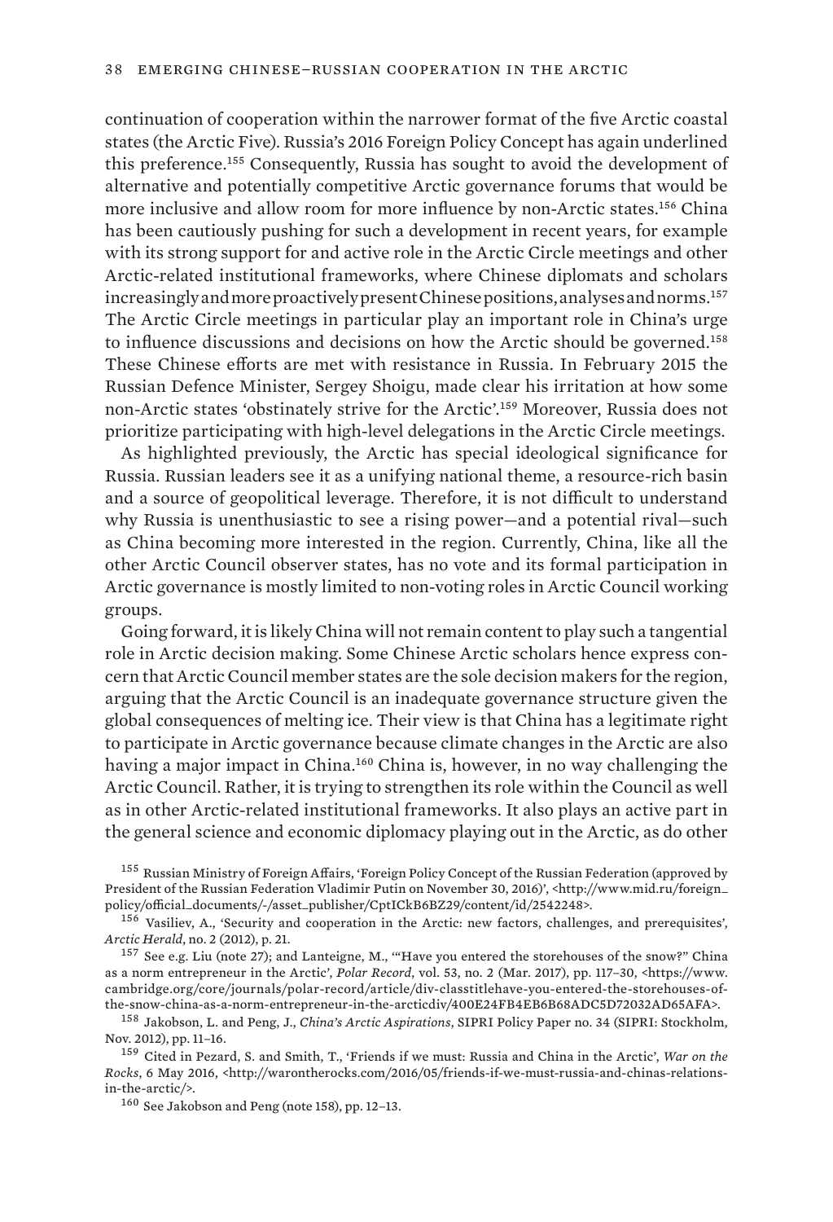continuation of cooperation within the narrower format of the five Arctic coastal states (the Arctic Five). Russia's 2016 Foreign Policy Concept has again underlined this preference.[155] Consequently, Russia has sought to avoid the development of alternative and potentially competitive Arctic governance forums that would be more inclusive and allow room for more influence by non-Arctic states.[156] China has been cautiously pushing for such a development in recent years, for example with its strong support for and active role in the Arctic Circle meetings and other Arctic-related institutional frameworks, where Chinese diplomats and scholars increasingly and more proactively present Chinese positions, analyses and norms.[157] The Arctic Circle meetings in particular play an important role in China's urge to influence discussions and decisions on how the Arctic should be governed.[158] These Chinese efforts are met with resistance in Russia. In February 2015 the Russian Defence Minister, Sergey Shoigu, made clear his irritation at how some non-Arctic states 'obstinately strive for the Arctic'.[159] Moreover, Russia does not prioritize participating with high-level delegations in the Arctic Circle meetings.

As highlighted previously, the Arctic has special ideological significance for Russia. Russian leaders see it as a unifying national theme, a resource-rich basin and a source of geopolitical leverage. Therefore, it is not difficult to understand why Russia is unenthusiastic to see a rising power—and a potential rival—such as China becoming more interested in the region. Currently, China, like all the other Arctic Council observer states, has no vote and its formal participation in Arctic governance is mostly limited to non-voting roles in Arctic Council working groups.

Going forward, it is likely China will not remain content to play such a tangential role in Arctic decision making. Some Chinese Arctic scholars hence express concern that Arctic Council member states are the sole decision makers for the region, arguing that the Arctic Council is an inadequate governance structure given the global consequences of melting ice. Their view is that China has a legitimate right to participate in Arctic governance because climate changes in the Arctic are also having a major impact in China.[160] China is, however, in no way challenging the Arctic Council. Rather, it is trying to strengthen its role within the Council as well as in other Arctic-related institutional frameworks. It also plays an active part in the general science and economic diplomacy playing out in the Arctic, as do other

[155] Russian Ministry of Foreign Affairs, 'Foreign Policy Concept of the Russian Federation (approved by President of the Russian Federation Vladimir Putin on November 30, 2016)', <http://www.mid.ru/foreign_policy/official_documents/-/asset_publisher/CptICkB6BZ29/content/id/2542248>.

[156] Vasiliev, A., 'Security and cooperation in the Arctic: new factors, challenges, and prerequisites', *Arctic Herald*, no. 2 (2012), p. 21.

[157] See e.g. Liu (note 27); and Lanteigne, M., '"Have you entered the storehouses of the snow?" China as a norm entrepreneur in the Arctic', *Polar Record*, vol. 53, no. 2 (Mar. 2017), pp. 117–30, <https://www.cambridge.org/core/journals/polar-record/article/div-classtitlehave-you-entered-the-storehouses-of-the-snow-china-as-a-norm-entrepreneur-in-the-arcticdiv/400E24FB4EB6B68ADC5D72032AD65AFA>.

[158] Jakobson, L. and Peng, J., *China's Arctic Aspirations*, SIPRI Policy Paper no. 34 (SIPRI: Stockholm, Nov. 2012), pp. 11–16.

[159] Cited in Pezard, S. and Smith, T., 'Friends if we must: Russia and China in the Arctic', *War on the Rocks*, 6 May 2016, <http://warontherocks.com/2016/05/friends-if-we-must-russia-and-chinas-relations-in-the-arctic/>.

[160] See Jakobson and Peng (note 158), pp. 12–13.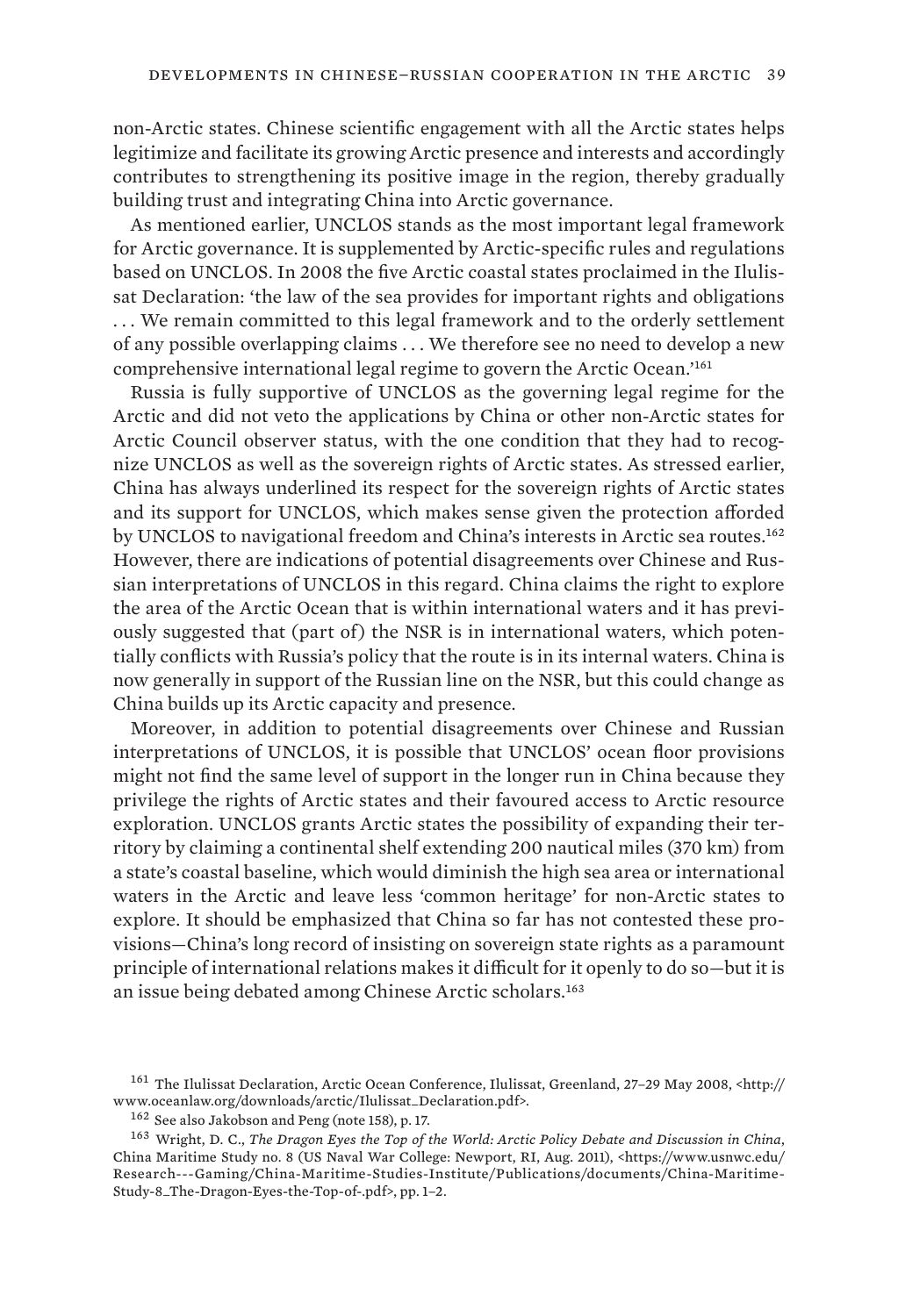non-Arctic states. Chinese scientific engagement with all the Arctic states helps legitimize and facilitate its growing Arctic presence and interests and accordingly contributes to strengthening its positive image in the region, thereby gradually building trust and integrating China into Arctic governance.

As mentioned earlier, UNCLOS stands as the most important legal framework for Arctic governance. It is supplemented by Arctic-specific rules and regulations based on UNCLOS. In 2008 the five Arctic coastal states proclaimed in the Ilulissat Declaration: 'the law of the sea provides for important rights and obligations . . . We remain committed to this legal framework and to the orderly settlement of any possible overlapping claims . . . We therefore see no need to develop a new comprehensive international legal regime to govern the Arctic Ocean.'[161]

Russia is fully supportive of UNCLOS as the governing legal regime for the Arctic and did not veto the applications by China or other non-Arctic states for Arctic Council observer status, with the one condition that they had to recognize UNCLOS as well as the sovereign rights of Arctic states. As stressed earlier, China has always underlined its respect for the sovereign rights of Arctic states and its support for UNCLOS, which makes sense given the protection afforded by UNCLOS to navigational freedom and China's interests in Arctic sea routes.[162] However, there are indications of potential disagreements over Chinese and Russian interpretations of UNCLOS in this regard. China claims the right to explore the area of the Arctic Ocean that is within international waters and it has previously suggested that (part of) the NSR is in international waters, which potentially conflicts with Russia's policy that the route is in its internal waters. China is now generally in support of the Russian line on the NSR, but this could change as China builds up its Arctic capacity and presence.

Moreover, in addition to potential disagreements over Chinese and Russian interpretations of UNCLOS, it is possible that UNCLOS' ocean floor provisions might not find the same level of support in the longer run in China because they privilege the rights of Arctic states and their favoured access to Arctic resource exploration. UNCLOS grants Arctic states the possibility of expanding their territory by claiming a continental shelf extending 200 nautical miles (370 km) from a state's coastal baseline, which would diminish the high sea area or international waters in the Arctic and leave less 'common heritage' for non-Arctic states to explore. It should be emphasized that China so far has not contested these provisions—China's long record of insisting on sovereign state rights as a paramount principle of international relations makes it difficult for it openly to do so—but it is an issue being debated among Chinese Arctic scholars.[163]

[161] The Ilulissat Declaration, Arctic Ocean Conference, Ilulissat, Greenland, 27–29 May 2008, <http://www.oceanlaw.org/downloads/arctic/Ilulissat_Declaration.pdf>.

[162] See also Jakobson and Peng (note 158), p. 17.

[163] Wright, D. C., *The Dragon Eyes the Top of the World: Arctic Policy Debate and Discussion in China*, China Maritime Study no. 8 (US Naval War College: Newport, RI, Aug. 2011), <https://www.usnwc.edu/Research---Gaming/China-Maritime-Studies-Institute/Publications/documents/China-Maritime-Study-8_The-Dragon-Eyes-the-Top-of-.pdf>, pp. 1–2.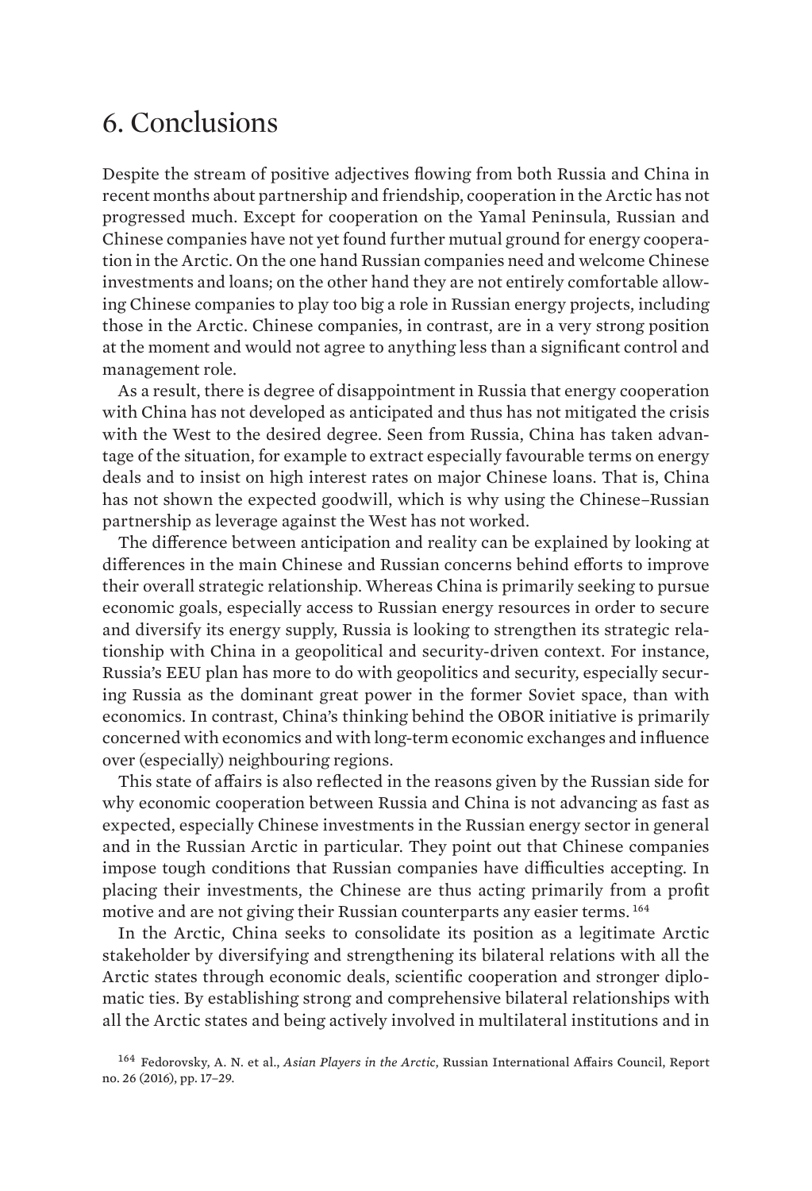# 6. Conclusions

Despite the stream of positive adjectives flowing from both Russia and China in recent months about partnership and friendship, cooperation in the Arctic has not progressed much. Except for cooperation on the Yamal Peninsula, Russian and Chinese companies have not yet found further mutual ground for energy cooperation in the Arctic. On the one hand Russian companies need and welcome Chinese investments and loans; on the other hand they are not entirely comfortable allowing Chinese companies to play too big a role in Russian energy projects, including those in the Arctic. Chinese companies, in contrast, are in a very strong position at the moment and would not agree to anything less than a significant control and management role.

As a result, there is degree of disappointment in Russia that energy cooperation with China has not developed as anticipated and thus has not mitigated the crisis with the West to the desired degree. Seen from Russia, China has taken advantage of the situation, for example to extract especially favourable terms on energy deals and to insist on high interest rates on major Chinese loans. That is, China has not shown the expected goodwill, which is why using the Chinese–Russian partnership as leverage against the West has not worked.

The difference between anticipation and reality can be explained by looking at differences in the main Chinese and Russian concerns behind efforts to improve their overall strategic relationship. Whereas China is primarily seeking to pursue economic goals, especially access to Russian energy resources in order to secure and diversify its energy supply, Russia is looking to strengthen its strategic relationship with China in a geopolitical and security-driven context. For instance, Russia's EEU plan has more to do with geopolitics and security, especially securing Russia as the dominant great power in the former Soviet space, than with economics. In contrast, China's thinking behind the OBOR initiative is primarily concerned with economics and with long-term economic exchanges and influence over (especially) neighbouring regions.

This state of affairs is also reflected in the reasons given by the Russian side for why economic cooperation between Russia and China is not advancing as fast as expected, especially Chinese investments in the Russian energy sector in general and in the Russian Arctic in particular. They point out that Chinese companies impose tough conditions that Russian companies have difficulties accepting. In placing their investments, the Chinese are thus acting primarily from a profit motive and are not giving their Russian counterparts any easier terms.[164]

In the Arctic, China seeks to consolidate its position as a legitimate Arctic stakeholder by diversifying and strengthening its bilateral relations with all the Arctic states through economic deals, scientific cooperation and stronger diplomatic ties. By establishing strong and comprehensive bilateral relationships with all the Arctic states and being actively involved in multilateral institutions and in

[164] Fedorovsky, A. N. et al., *Asian Players in the Arctic*, Russian International Affairs Council, Report no. 26 (2016), pp. 17–29.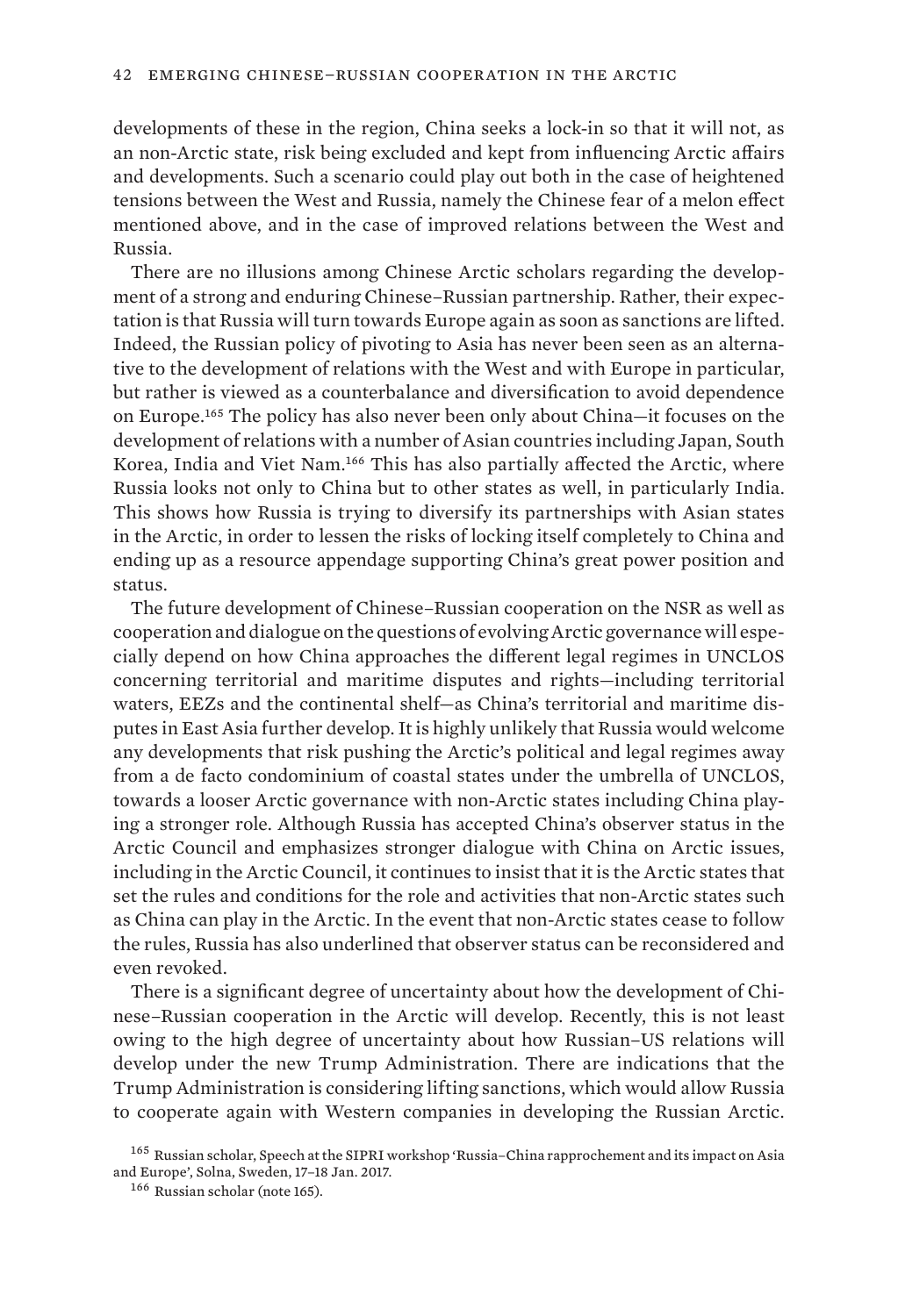developments of these in the region, China seeks a lock-in so that it will not, as an non-Arctic state, risk being excluded and kept from influencing Arctic affairs and developments. Such a scenario could play out both in the case of heightened tensions between the West and Russia, namely the Chinese fear of a melon effect mentioned above, and in the case of improved relations between the West and Russia.

There are no illusions among Chinese Arctic scholars regarding the development of a strong and enduring Chinese–Russian partnership. Rather, their expectation is that Russia will turn towards Europe again as soon as sanctions are lifted. Indeed, the Russian policy of pivoting to Asia has never been seen as an alternative to the development of relations with the West and with Europe in particular, but rather is viewed as a counterbalance and diversification to avoid dependence on Europe.[165] The policy has also never been only about China—it focuses on the development of relations with a number of Asian countries including Japan, South Korea, India and Viet Nam.[166] This has also partially affected the Arctic, where Russia looks not only to China but to other states as well, in particularly India. This shows how Russia is trying to diversify its partnerships with Asian states in the Arctic, in order to lessen the risks of locking itself completely to China and ending up as a resource appendage supporting China's great power position and status.

The future development of Chinese–Russian cooperation on the NSR as well as cooperation and dialogue on the questions of evolving Arctic governance will especially depend on how China approaches the different legal regimes in UNCLOS concerning territorial and maritime disputes and rights—including territorial waters, EEZs and the continental shelf—as China's territorial and maritime disputes in East Asia further develop. It is highly unlikely that Russia would welcome any developments that risk pushing the Arctic's political and legal regimes away from a de facto condominium of coastal states under the umbrella of UNCLOS, towards a looser Arctic governance with non-Arctic states including China playing a stronger role. Although Russia has accepted China's observer status in the Arctic Council and emphasizes stronger dialogue with China on Arctic issues, including in the Arctic Council, it continues to insist that it is the Arctic states that set the rules and conditions for the role and activities that non-Arctic states such as China can play in the Arctic. In the event that non-Arctic states cease to follow the rules, Russia has also underlined that observer status can be reconsidered and even revoked.

There is a significant degree of uncertainty about how the development of Chinese–Russian cooperation in the Arctic will develop. Recently, this is not least owing to the high degree of uncertainty about how Russian–US relations will develop under the new Trump Administration. There are indications that the Trump Administration is considering lifting sanctions, which would allow Russia to cooperate again with Western companies in developing the Russian Arctic.

[165] Russian scholar, Speech at the SIPRI workshop 'Russia–China rapprochement and its impact on Asia and Europe', Solna, Sweden, 17–18 Jan. 2017.

[166] Russian scholar (note 165).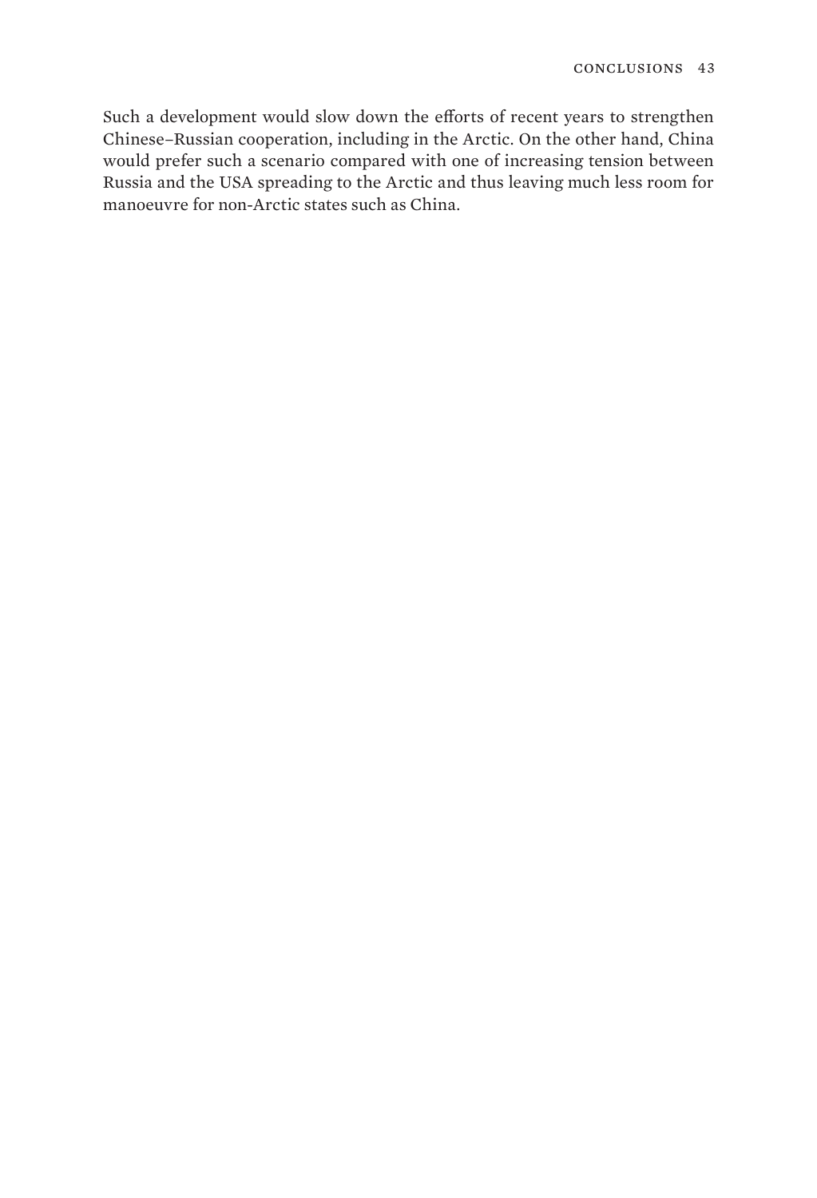Such a development would slow down the efforts of recent years to strengthen Chinese–Russian cooperation, including in the Arctic. On the other hand, China would prefer such a scenario compared with one of increasing tension between Russia and the USA spreading to the Arctic and thus leaving much less room for manoeuvre for non-Arctic states such as China.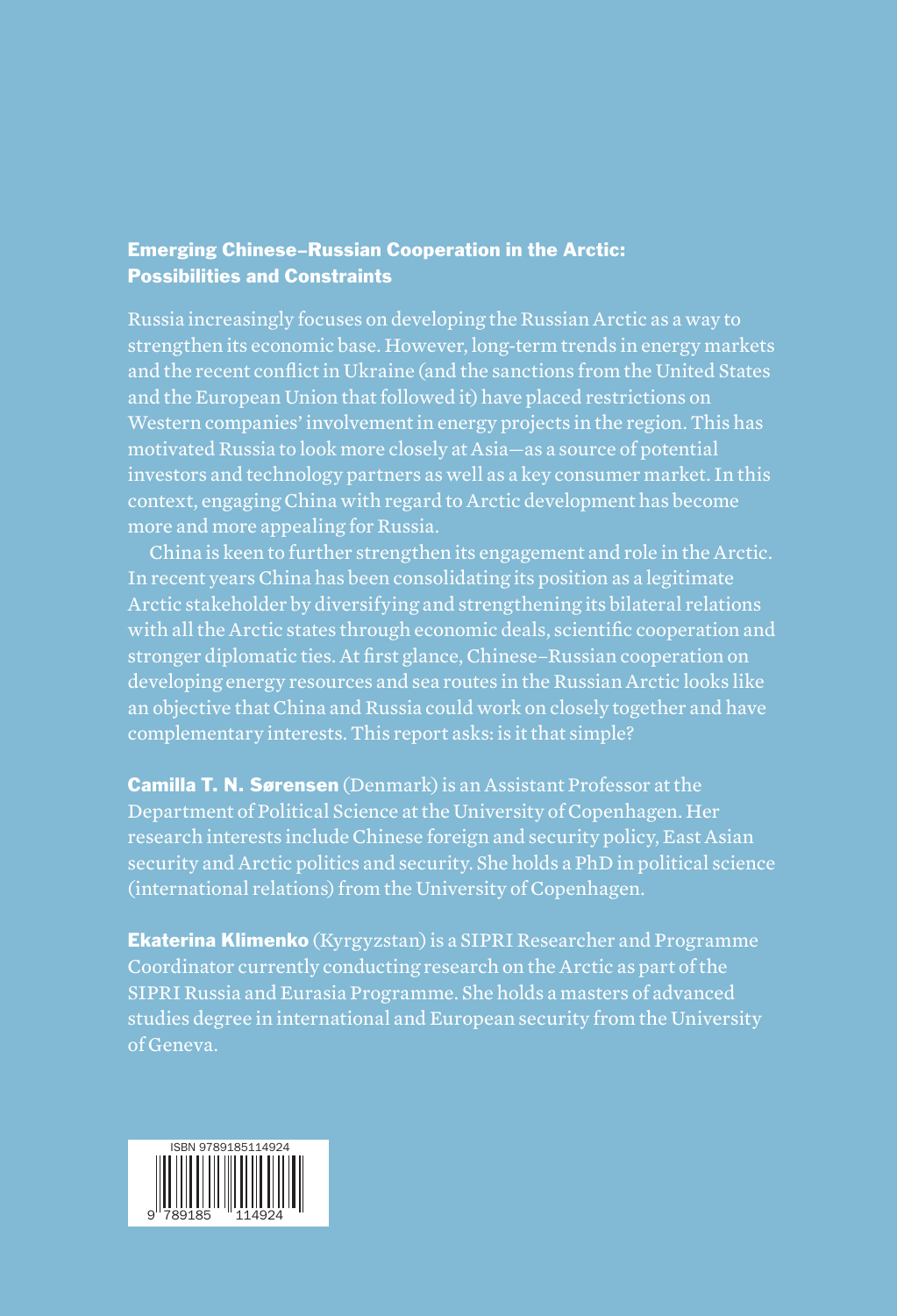## Emerging Chinese–Russian Cooperation in the Arctic: Possibilities and Constraints

Russia increasingly focuses on developing the Russian Arctic as a way to strengthen its economic base. However, long-term trends in energy markets and the recent conflict in Ukraine (and the sanctions from the United States and the European Union that followed it) have placed restrictions on Western companies' involvement in energy projects in the region. This has motivated Russia to look more closely at Asia—as a source of potential investors and technology partners as well as a key consumer market. In this context, engaging China with regard to Arctic development has become more and more appealing for Russia.

China is keen to further strengthen its engagement and role in the Arctic. In recent years China has been consolidating its position as a legitimate Arctic stakeholder by diversifying and strengthening its bilateral relations with all the Arctic states through economic deals, scientific cooperation and stronger diplomatic ties. At first glance, Chinese–Russian cooperation on developing energy resources and sea routes in the Russian Arctic looks like an objective that China and Russia could work on closely together and have complementary interests. This report asks: is it that simple?

**Camilla T. N. Sørensen** (Denmark) is an Assistant Professor at the Department of Political Science at the University of Copenhagen. Her research interests include Chinese foreign and security policy, East Asian security and Arctic politics and security. She holds a PhD in political science (international relations) from the University of Copenhagen.

**Ekaterina Klimenko** (Kyrgyzstan) is a SIPRI Researcher and Programme Coordinator currently conducting research on the Arctic as part of the SIPRI Russia and Eurasia Programme. She holds a masters of advanced studies degree in international and European security from the University of Geneva.

ISBN 9789185114924

9 789185 114924